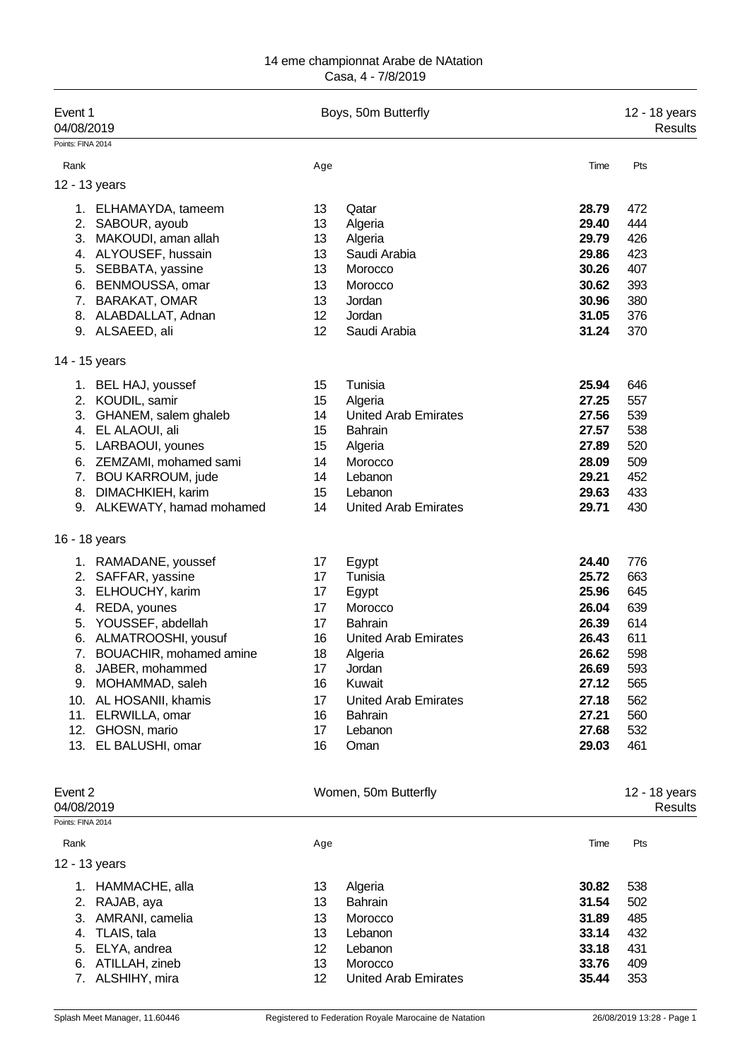# 14 eme championnat Arabe de NAtation

Casa, 4 - 7/8/2019

## Event 1 — Boys, 50m Butterfly — 12 - 18 years

04/08/2019 — Results

Points: FINA 2014

### 12 - 13 years

| Rank | Name | Age | Team | Time | Pts |
|---|---|---|---|---|---|
| 1. | ELHAMAYDA, tameem | 13 | Qatar | **28.79** | 472 |
| 2. | SABOUR, ayoub | 13 | Algeria | **29.40** | 444 |
| 3. | MAKOUDI, aman allah | 13 | Algeria | **29.79** | 426 |
| 4. | ALYOUSEF, hussain | 13 | Saudi Arabia | **29.86** | 423 |
| 5. | SEBBATA, yassine | 13 | Morocco | **30.26** | 407 |
| 6. | BENMOUSSA, omar | 13 | Morocco | **30.62** | 393 |
| 7. | BARAKAT, OMAR | 13 | Jordan | **30.96** | 380 |
| 8. | ALABDALLAT, Adnan | 12 | Jordan | **31.05** | 376 |
| 9. | ALSAEED, ali | 12 | Saudi Arabia | **31.24** | 370 |

### 14 - 15 years

| Rank | Name | Age | Team | Time | Pts |
|---|---|---|---|---|---|
| 1. | BEL HAJ, youssef | 15 | Tunisia | **25.94** | 646 |
| 2. | KOUDIL, samir | 15 | Algeria | **27.25** | 557 |
| 3. | GHANEM, salem ghaleb | 14 | United Arab Emirates | **27.56** | 539 |
| 4. | EL ALAOUI, ali | 15 | Bahrain | **27.57** | 538 |
| 5. | LARBAOUI, younes | 15 | Algeria | **27.89** | 520 |
| 6. | ZEMZAMI, mohamed sami | 14 | Morocco | **28.09** | 509 |
| 7. | BOU KARROUM, jude | 14 | Lebanon | **29.21** | 452 |
| 8. | DIMACHKIEH, karim | 15 | Lebanon | **29.63** | 433 |
| 9. | ALKEWATY, hamad mohamed | 14 | United Arab Emirates | **29.71** | 430 |

### 16 - 18 years

| Rank | Name | Age | Team | Time | Pts |
|---|---|---|---|---|---|
| 1. | RAMADANE, youssef | 17 | Egypt | **24.40** | 776 |
| 2. | SAFFAR, yassine | 17 | Tunisia | **25.72** | 663 |
| 3. | ELHOUCHY, karim | 17 | Egypt | **25.96** | 645 |
| 4. | REDA, younes | 17 | Morocco | **26.04** | 639 |
| 5. | YOUSSEF, abdellah | 17 | Bahrain | **26.39** | 614 |
| 6. | ALMATROOSHI, yousuf | 16 | United Arab Emirates | **26.43** | 611 |
| 7. | BOUACHIR, mohamed amine | 18 | Algeria | **26.62** | 598 |
| 8. | JABER, mohammed | 17 | Jordan | **26.69** | 593 |
| 9. | MOHAMMAD, saleh | 16 | Kuwait | **27.12** | 565 |
| 10. | AL HOSANII, khamis | 17 | United Arab Emirates | **27.18** | 562 |
| 11. | ELRWILLA, omar | 16 | Bahrain | **27.21** | 560 |
| 12. | GHOSN, mario | 17 | Lebanon | **27.68** | 532 |
| 13. | EL BALUSHI, omar | 16 | Oman | **29.03** | 461 |

## Event 2 — Women, 50m Butterfly — 12 - 18 years

04/08/2019 — Results

Points: FINA 2014

### 12 - 13 years

| Rank | Name | Age | Team | Time | Pts |
|---|---|---|---|---|---|
| 1. | HAMMACHE, alla | 13 | Algeria | **30.82** | 538 |
| 2. | RAJAB, aya | 13 | Bahrain | **31.54** | 502 |
| 3. | AMRANI, camelia | 13 | Morocco | **31.89** | 485 |
| 4. | TLAIS, tala | 13 | Lebanon | **33.14** | 432 |
| 5. | ELYA, andrea | 12 | Lebanon | **33.18** | 431 |
| 6. | ATILLAH, zineb | 13 | Morocco | **33.76** | 409 |
| 7. | ALSHIHY, mira | 12 | United Arab Emirates | **35.44** | 353 |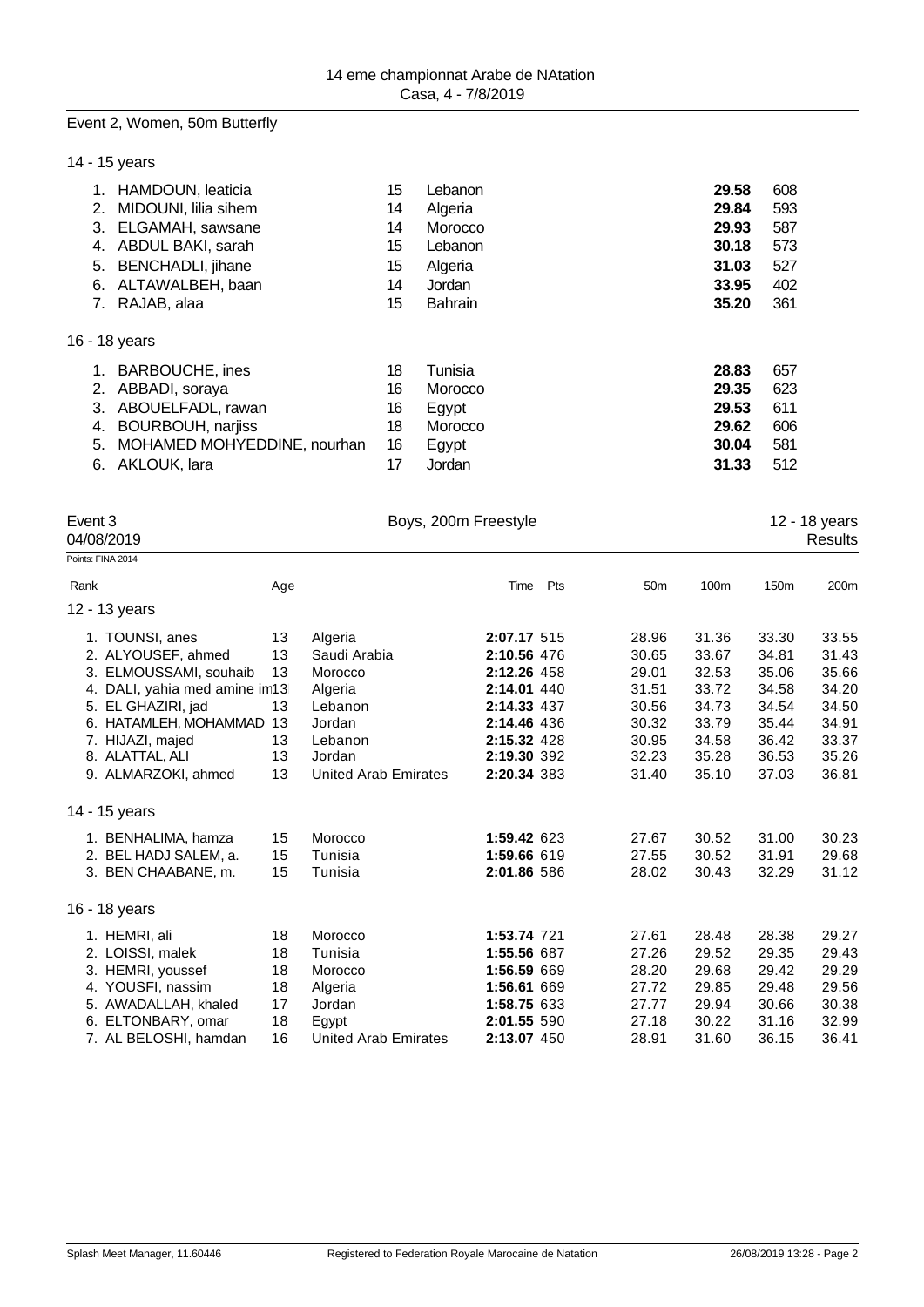## Event 2, Women, 50m Butterfly

### 14 - 15 years

| Rank | Name | Age | Country | Time | Pts |
|---|---|---|---|---|---|
| 1. | HAMDOUN, leaticia | 15 | Lebanon | **29.58** | 608 |
| 2. | MIDOUNI, lilia sihem | 14 | Algeria | **29.84** | 593 |
| 3. | ELGAMAH, sawsane | 14 | Morocco | **29.93** | 587 |
| 4. | ABDUL BAKI, sarah | 15 | Lebanon | **30.18** | 573 |
| 5. | BENCHADLI, jihane | 15 | Algeria | **31.03** | 527 |
| 6. | ALTAWALBEH, baan | 14 | Jordan | **33.95** | 402 |
| 7. | RAJAB, alaa | 15 | Bahrain | **35.20** | 361 |

### 16 - 18 years

| Rank | Name | Age | Country | Time | Pts |
|---|---|---|---|---|---|
| 1. | BARBOUCHE, ines | 18 | Tunisia | **28.83** | 657 |
| 2. | ABBADI, soraya | 16 | Morocco | **29.35** | 623 |
| 3. | ABOUELFADL, rawan | 16 | Egypt | **29.53** | 611 |
| 4. | BOURBOUH, narjiss | 18 | Morocco | **29.62** | 606 |
| 5. | MOHAMED MOHYEDDINE, nourhan | 16 | Egypt | **30.04** | 581 |
| 6. | AKLOUK, lara | 17 | Jordan | **31.33** | 512 |

## Event 3 — Boys, 200m Freestyle — 12 - 18 years

04/08/2019 — Results

Points: FINA 2014

### 12 - 13 years

| Rank | Name | Age | Country | Time | Pts | 50m | 100m | 150m | 200m |
|---|---|---|---|---|---|---|---|---|---|
| 1. | TOUNSI, anes | 13 | Algeria | **2:07.17** | 515 | 28.96 | 31.36 | 33.30 | 33.55 |
| 2. | ALYOUSEF, ahmed | 13 | Saudi Arabia | **2:10.56** | 476 | 30.65 | 33.67 | 34.81 | 31.43 |
| 3. | ELMOUSSAMI, souhaib | 13 | Morocco | **2:12.26** | 458 | 29.01 | 32.53 | 35.06 | 35.66 |
| 4. | DALI, yahia med amine im | 13 | Algeria | **2:14.01** | 440 | 31.51 | 33.72 | 34.58 | 34.20 |
| 5. | EL GHAZIRI, jad | 13 | Lebanon | **2:14.33** | 437 | 30.56 | 34.73 | 34.54 | 34.50 |
| 6. | HATAMLEH, MOHAMMAD | 13 | Jordan | **2:14.46** | 436 | 30.32 | 33.79 | 35.44 | 34.91 |
| 7. | HIJAZI, majed | 13 | Lebanon | **2:15.32** | 428 | 30.95 | 34.58 | 36.42 | 33.37 |
| 8. | ALATTAL, ALI | 13 | Jordan | **2:19.30** | 392 | 32.23 | 35.28 | 36.53 | 35.26 |
| 9. | ALMARZOKI, ahmed | 13 | United Arab Emirates | **2:20.34** | 383 | 31.40 | 35.10 | 37.03 | 36.81 |

### 14 - 15 years

| Rank | Name | Age | Country | Time | Pts | 50m | 100m | 150m | 200m |
|---|---|---|---|---|---|---|---|---|---|
| 1. | BENHALIMA, hamza | 15 | Morocco | **1:59.42** | 623 | 27.67 | 30.52 | 31.00 | 30.23 |
| 2. | BEL HADJ SALEM, a. | 15 | Tunisia | **1:59.66** | 619 | 27.55 | 30.52 | 31.91 | 29.68 |
| 3. | BEN CHAABANE, m. | 15 | Tunisia | **2:01.86** | 586 | 28.02 | 30.43 | 32.29 | 31.12 |

### 16 - 18 years

| Rank | Name | Age | Country | Time | Pts | 50m | 100m | 150m | 200m |
|---|---|---|---|---|---|---|---|---|---|
| 1. | HEMRI, ali | 18 | Morocco | **1:53.74** | 721 | 27.61 | 28.48 | 28.38 | 29.27 |
| 2. | LOISSI, malek | 18 | Tunisia | **1:55.56** | 687 | 27.26 | 29.52 | 29.35 | 29.43 |
| 3. | HEMRI, youssef | 18 | Morocco | **1:56.59** | 669 | 28.20 | 29.68 | 29.42 | 29.29 |
| 4. | YOUSFI, nassim | 18 | Algeria | **1:56.61** | 669 | 27.72 | 29.85 | 29.48 | 29.56 |
| 5. | AWADALLAH, khaled | 17 | Jordan | **1:58.75** | 633 | 27.77 | 29.94 | 30.66 | 30.38 |
| 6. | ELTONBARY, omar | 18 | Egypt | **2:01.55** | 590 | 27.18 | 30.22 | 31.16 | 32.99 |
| 7. | AL BELOSHI, hamdan | 16 | United Arab Emirates | **2:13.07** | 450 | 28.91 | 31.60 | 36.15 | 36.41 |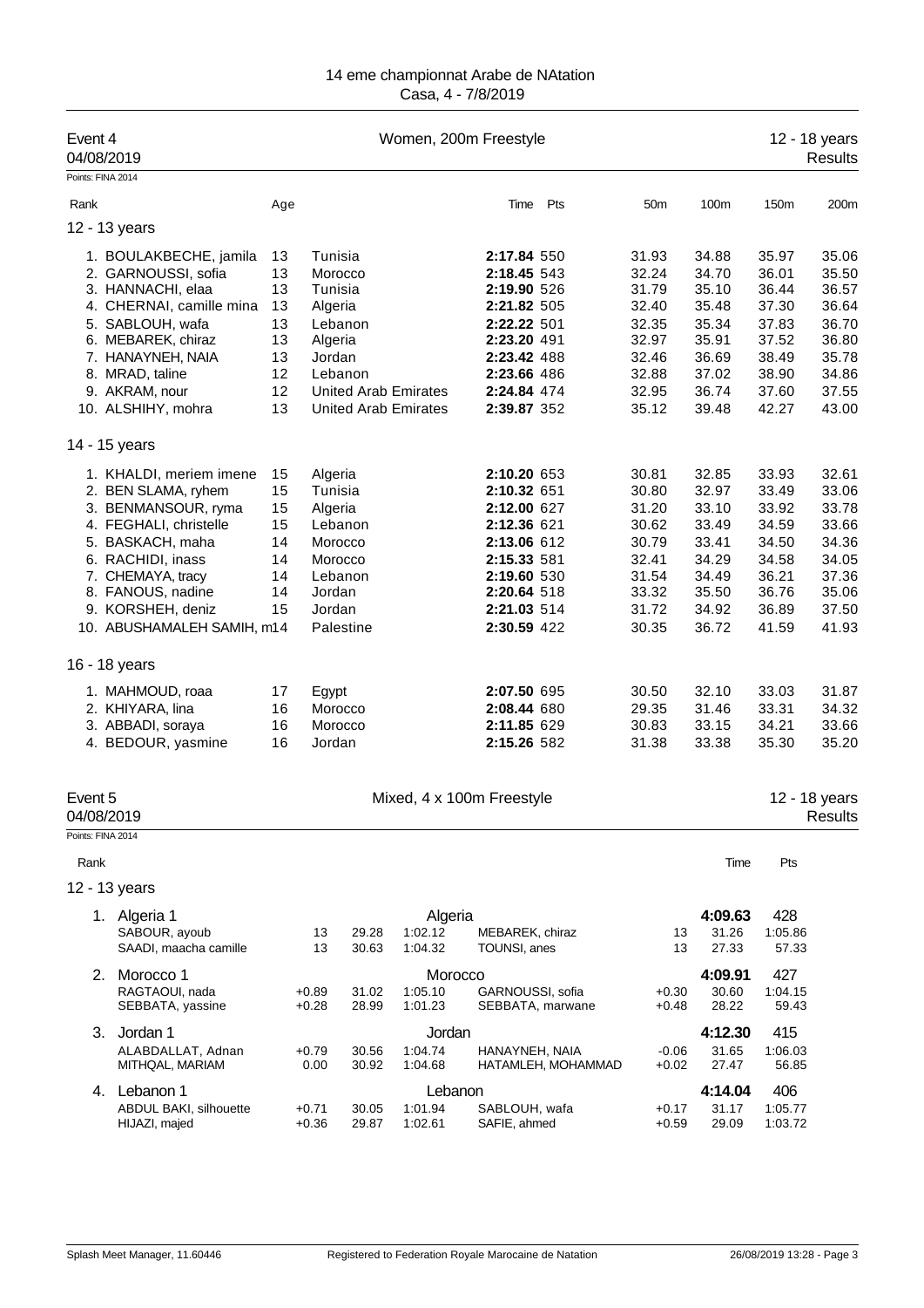# 14 eme championnat Arabe de NAtation

Casa, 4 - 7/8/2019

## Event 4 — Women, 200m Freestyle — 12 - 18 years

04/08/2019 — Results

Points: FINA 2014

### 12 - 13 years

| Rank | Name | Age | Country | Time | Pts | 50m | 100m | 150m | 200m |
|---|---|---|---|---|---|---|---|---|---|
| 1. | BOULAKBECHE, jamila | 13 | Tunisia | 2:17.84 | 550 | 31.93 | 34.88 | 35.97 | 35.06 |
| 2. | GARNOUSSI, sofia | 13 | Morocco | 2:18.45 | 543 | 32.24 | 34.70 | 36.01 | 35.50 |
| 3. | HANNACHI, elaa | 13 | Tunisia | 2:19.90 | 526 | 31.79 | 35.10 | 36.44 | 36.57 |
| 4. | CHERNAI, camille mina | 13 | Algeria | 2:21.82 | 505 | 32.40 | 35.48 | 37.30 | 36.64 |
| 5. | SABLOUH, wafa | 13 | Lebanon | 2:22.32 | 501 | 32.35 | 35.34 | 37.83 | 36.70 |
| 6. | MEBAREK, chiraz | 13 | Algeria | 2:23.20 | 491 | 32.97 | 35.91 | 37.52 | 36.80 |
| 7. | HANAYNEH, NAIA | 13 | Jordan | 2:23.42 | 488 | 32.46 | 36.69 | 38.49 | 35.78 |
| 8. | MRAD, taline | 12 | Lebanon | 2:23.66 | 486 | 32.88 | 37.02 | 38.90 | 34.86 |
| 9. | AKRAM, nour | 12 | United Arab Emirates | 2:24.84 | 474 | 32.95 | 36.74 | 37.60 | 37.55 |
| 10. | ALSHIHY, mohra | 13 | United Arab Emirates | 2:39.87 | 352 | 35.12 | 39.48 | 42.27 | 43.00 |

### 14 - 15 years

| Rank | Name | Age | Country | Time | Pts | 50m | 100m | 150m | 200m |
|---|---|---|---|---|---|---|---|---|---|
| 1. | KHALDI, meriem imene | 15 | Algeria | 2:10.20 | 653 | 30.81 | 32.85 | 33.93 | 32.61 |
| 2. | BEN SLAMA, ryhem | 15 | Tunisia | 2:10.32 | 651 | 30.80 | 32.97 | 33.49 | 33.06 |
| 3. | BENMANSOUR, ryma | 15 | Algeria | 2:12.00 | 627 | 31.20 | 33.10 | 33.92 | 33.78 |
| 4. | FEGHALI, christelle | 15 | Lebanon | 2:12.36 | 621 | 30.62 | 33.49 | 34.59 | 33.66 |
| 5. | BASKACH, maha | 14 | Morocco | 2:13.06 | 612 | 30.79 | 33.41 | 34.50 | 34.36 |
| 6. | RACHIDI, inass | 14 | Morocco | 2:15.33 | 581 | 32.41 | 34.29 | 34.58 | 34.05 |
| 7. | CHEMAYA, tracy | 14 | Lebanon | 2:19.60 | 530 | 31.54 | 34.49 | 36.21 | 37.36 |
| 8. | FANOUS, nadine | 14 | Jordan | 2:20.64 | 518 | 33.32 | 35.50 | 36.76 | 35.06 |
| 9. | KORSHEH, deniz | 15 | Jordan | 2:21.03 | 514 | 31.72 | 34.92 | 36.89 | 37.50 |
| 10. | ABUSHAMALEH SAMIH, m | 14 | Palestine | 2:30.59 | 422 | 30.35 | 36.72 | 41.59 | 41.93 |

### 16 - 18 years

| Rank | Name | Age | Country | Time | Pts | 50m | 100m | 150m | 200m |
|---|---|---|---|---|---|---|---|---|---|
| 1. | MAHMOUD, roaa | 17 | Egypt | 2:07.50 | 695 | 30.50 | 32.10 | 33.03 | 31.87 |
| 2. | KHIYARA, lina | 16 | Morocco | 2:08.44 | 680 | 29.35 | 31.46 | 33.31 | 34.32 |
| 3. | ABBADI, soraya | 16 | Morocco | 2:11.85 | 629 | 30.83 | 33.15 | 34.21 | 33.66 |
| 4. | BEDOUR, yasmine | 16 | Jordan | 2:15.26 | 582 | 31.38 | 33.38 | 35.30 | 35.20 |

## Event 5 — Mixed, 4 x 100m Freestyle — 12 - 18 years

04/08/2019 — Results

Points: FINA 2014

### 12 - 13 years

| Rank | Team | | | | | | | Time | Pts |
|---|---|---|---|---|---|---|---|---|---|
| 1. | Algeria 1 | | | | Algeria | | | 4:09.63 | 428 |
| | SABOUR, ayoub | 13 | 29.28 | 1:02.12 | MEBAREK, chiraz | 13 | 31.26 | 1:05.86 | |
| | SAADI, maacha camille | 13 | 30.63 | 1:04.32 | TOUNSI, anes | 13 | 27.33 | 57.33 | |
| 2. | Morocco 1 | | | | Morocco | | | 4:09.91 | 427 |
| | RAGTAOUI, nada | +0.89 | 31.02 | 1:05.10 | GARNOUSSI, sofia | +0.30 | 30.60 | 1:04.15 | |
| | SEBBATA, yassine | +0.28 | 28.99 | 1:01.23 | SEBBATA, marwane | +0.48 | 28.22 | 59.43 | |
| 3. | Jordan 1 | | | | Jordan | | | 4:12.30 | 415 |
| | ALABDALLAT, Adnan | +0.79 | 30.56 | 1:04.74 | HANAYNEH, NAIA | -0.06 | 31.65 | 1:06.03 | |
| | MITHQAL, MARIAM | 0.00 | 30.92 | 1:04.68 | HATAMLEH, MOHAMMAD | +0.02 | 27.47 | 56.85 | |
| 4. | Lebanon 1 | | | | Lebanon | | | 4:14.04 | 406 |
| | ABDUL BAKI, silhouette | +0.71 | 30.05 | 1:01.94 | SABLOUH, wafa | +0.17 | 31.17 | 1:05.77 | |
| | HIJAZI, majed | +0.36 | 29.87 | 1:02.61 | SAFIE, ahmed | +0.59 | 29.09 | 1:03.72 | |

Splash Meet Manager, 11.60446 — Registered to Federation Royale Marocaine de Natation — 26/08/2019 13:28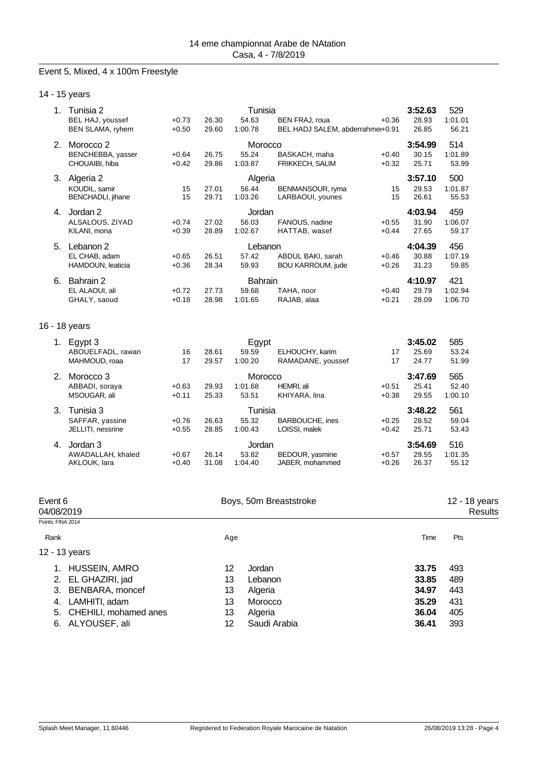14 eme championnat Arabe de NAtation
Casa, 4 - 7/8/2019

## Event 5, Mixed, 4 x 100m Freestyle

### 14 - 15 years

| Rank | Team / Swimmer | RT | 50m | 100m | Swimmer | RT | 50m | 100m / Time | Pts |
|---|---|---|---|---|---|---|---|---|---|
| 1. | Tunisia 2 | | | Tunisia | | | | 3:52.63 | 529 |
| | BEL HAJ, youssef | +0.73 | 26.30 | 54.63 | BEN FRAJ, roua | +0.36 | 28.93 | 1:01.01 | |
| | BEN SLAMA, ryhem | +0.50 | 29.60 | 1:00.78 | BEL HADJ SALEM, abderrahmen | +0.91 | 26.85 | 56.21 | |
| 2. | Morocco 2 | | | Morocco | | | | 3:54.99 | 514 |
| | BENCHEBBA, yasser | +0.64 | 26.75 | 55.24 | BASKACH, maha | +0.40 | 30.15 | 1:01.89 | |
| | CHOUAIBI, hiba | +0.42 | 29.86 | 1:03.87 | FRIKKECH, SALIM | +0.32 | 25.71 | 53.99 | |
| 3. | Algeria 2 | | | Algeria | | | | 3:57.10 | 500 |
| | KOUDIL, samir | 15 | 27.01 | 56.44 | BENMANSOUR, ryma | 15 | 29.53 | 1:01.87 | |
| | BENCHADLI, jihane | 15 | 29.71 | 1:03.26 | LARBAOUI, younes | 15 | 26.61 | 55.53 | |
| 4. | Jordan 2 | | | Jordan | | | | 4:03.94 | 459 |
| | ALSALOUS, ZIYAD | +0.74 | 27.02 | 56.03 | FANOUS, nadine | +0.55 | 31.90 | 1:06.07 | |
| | KILANI, mona | +0.39 | 28.89 | 1:02.67 | HATTAB, wasef | +0.44 | 27.65 | 59.17 | |
| 5. | Lebanon 2 | | | Lebanon | | | | 4:04.39 | 456 |
| | EL CHAB, adam | +0.65 | 26.51 | 57.42 | ABDUL BAKI, sarah | +0.46 | 30.88 | 1:07.19 | |
| | HAMDOUN, leaticia | +0.36 | 28.34 | 59.93 | BOU KARROUM, jude | +0.26 | 31.23 | 59.85 | |
| 6. | Bahrain 2 | | | Bahrain | | | | 4:10.97 | 421 |
| | EL ALAOUI, ali | +0.72 | 27.73 | 59.68 | TAHA, noor | +0.40 | 29.79 | 1:02.94 | |
| | GHALY, saoud | +0.18 | 28.98 | 1:01.65 | RAJAB, alaa | +0.21 | 28.09 | 1:06.70 | |

### 16 - 18 years

| Rank | Team / Swimmer | RT | 50m | 100m | Swimmer | RT | 50m | 100m / Time | Pts |
|---|---|---|---|---|---|---|---|---|---|
| 1. | Egypt 3 | | | Egypt | | | | 3:45.02 | 585 |
| | ABOUELFADL, rawan | 16 | 28.61 | 59.59 | ELHOUCHY, karim | 17 | 25.69 | 53.24 | |
| | MAHMOUD, roaa | 17 | 29.57 | 1:00.20 | RAMADANE, youssef | 17 | 24.77 | 51.99 | |
| 2. | Morocco 3 | | | Morocco | | | | 3:47.69 | 565 |
| | ABBADI, soraya | +0.63 | 29.93 | 1:01.68 | HEMRI, ali | +0.51 | 25.41 | 52.40 | |
| | MSOUGAR, ali | +0.11 | 25.33 | 53.51 | KHIYARA, lina | +0.38 | 29.55 | 1:00.10 | |
| 3. | Tunisia 3 | | | Tunisia | | | | 3:48.22 | 561 |
| | SAFFAR, yassine | +0.76 | 26.63 | 55.32 | BARBOUCHE, ines | +0.25 | 28.52 | 59.04 | |
| | JELLITI, nessrine | +0.55 | 28.85 | 1:00.43 | LOISSI, malek | +0.42 | 25.71 | 53.43 | |
| 4. | Jordan 3 | | | Jordan | | | | 3:54.69 | 516 |
| | AWADALLAH, khaled | +0.67 | 26.14 | 53.82 | BEDOUR, yasmine | +0.57 | 29.55 | 1:01.35 | |
| | AKLOUK, lara | +0.40 | 31.08 | 1:04.40 | JABER, mohammed | +0.26 | 26.37 | 55.12 | |

## Event 6 — Boys, 50m Breaststroke — 12 - 18 years

04/08/2019 — Results

Points: FINA 2014

### 12 - 13 years

| Rank | Name | Age | Team | Time | Pts |
|---|---|---|---|---|---|
| 1. | HUSSEIN, AMRO | 12 | Jordan | 33.75 | 493 |
| 2. | EL GHAZIRI, jad | 13 | Lebanon | 33.85 | 489 |
| 3. | BENBARA, moncef | 13 | Algeria | 34.97 | 443 |
| 4. | LAMHITI, adam | 13 | Morocco | 35.29 | 431 |
| 5. | CHEHILI, mohamed anes | 13 | Algeria | 36.04 | 405 |
| 6. | ALYOUSEF, ali | 12 | Saudi Arabia | 36.41 | 393 |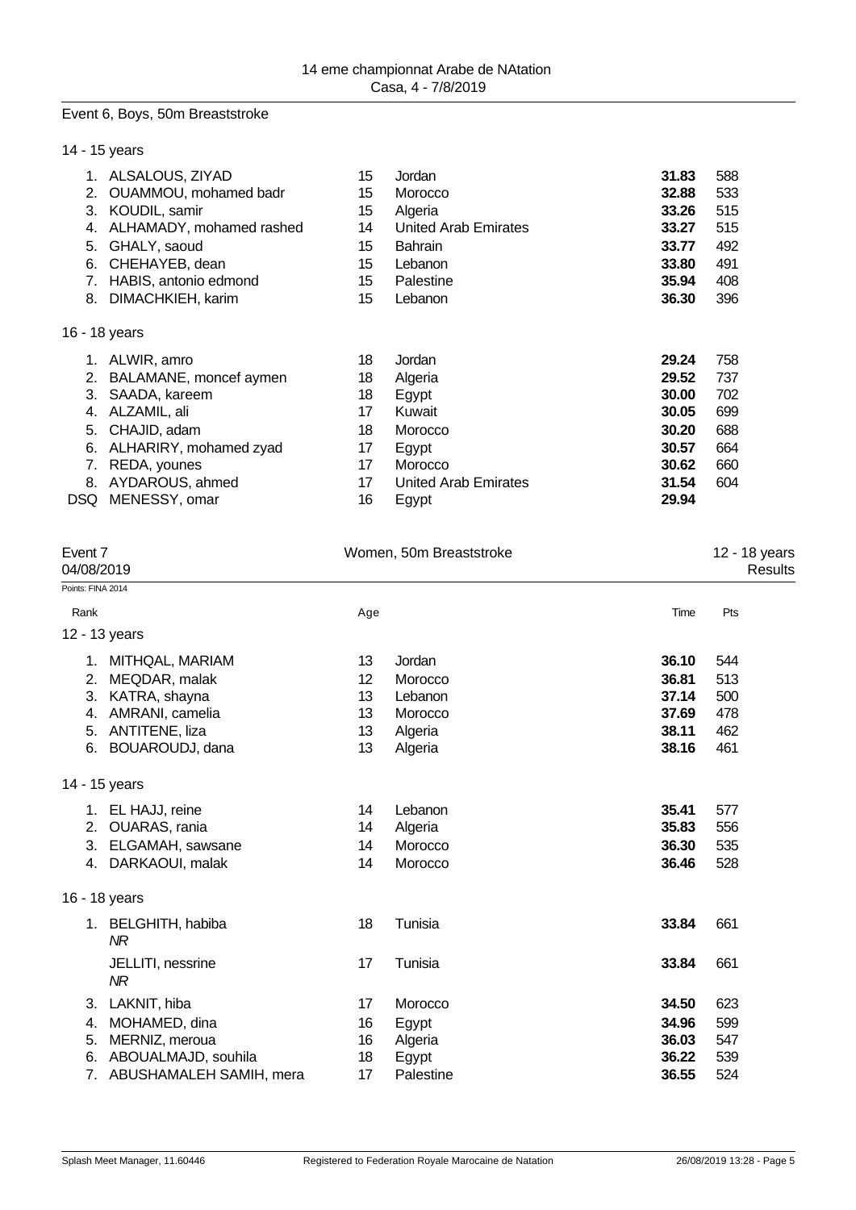## Event 6, Boys, 50m Breaststroke

### 14 - 15 years

| Rank | Name | Age | Country | Time | Pts |
|---|---|---|---|---|---|
| 1. | ALSALOUS, ZIYAD | 15 | Jordan | **31.83** | 588 |
| 2. | OUAMMOU, mohamed badr | 15 | Morocco | **32.88** | 533 |
| 3. | KOUDIL, samir | 15 | Algeria | **33.26** | 515 |
| 4. | ALHAMADY, mohamed rashed | 14 | United Arab Emirates | **33.27** | 515 |
| 5. | GHALY, saoud | 15 | Bahrain | **33.77** | 492 |
| 6. | CHEHAYEB, dean | 15 | Lebanon | **33.80** | 491 |
| 7. | HABIS, antonio edmond | 15 | Palestine | **35.94** | 408 |
| 8. | DIMACHKIEH, karim | 15 | Lebanon | **36.30** | 396 |

### 16 - 18 years

| Rank | Name | Age | Country | Time | Pts |
|---|---|---|---|---|---|
| 1. | ALWIR, amro | 18 | Jordan | **29.24** | 758 |
| 2. | BALAMANE, moncef aymen | 18 | Algeria | **29.52** | 737 |
| 3. | SAADA, kareem | 18 | Egypt | **30.00** | 702 |
| 4. | ALZAMIL, ali | 17 | Kuwait | **30.05** | 699 |
| 5. | CHAJID, adam | 18 | Morocco | **30.20** | 688 |
| 6. | ALHARIRY, mohamed zyad | 17 | Egypt | **30.57** | 664 |
| 7. | REDA, younes | 17 | Morocco | **30.62** | 660 |
| 8. | AYDAROUS, ahmed | 17 | United Arab Emirates | **31.54** | 604 |
| DSQ | MENESSY, omar | 16 | Egypt | **29.94** | |

## Event 7 — Women, 50m Breaststroke — 12 - 18 years

04/08/2019 — Results

Points: FINA 2014

### 12 - 13 years

| Rank | Name | Age | Country | Time | Pts |
|---|---|---|---|---|---|
| 1. | MITHQAL, MARIAM | 13 | Jordan | **36.10** | 544 |
| 2. | MEQDAR, malak | 12 | Morocco | **36.81** | 513 |
| 3. | KATRA, shayna | 13 | Lebanon | **37.14** | 500 |
| 4. | AMRANI, camelia | 13 | Morocco | **37.69** | 478 |
| 5. | ANTITENE, liza | 13 | Algeria | **38.11** | 462 |
| 6. | BOUAROUDJ, dana | 13 | Algeria | **38.16** | 461 |

### 14 - 15 years

| Rank | Name | Age | Country | Time | Pts |
|---|---|---|---|---|---|
| 1. | EL HAJJ, reine | 14 | Lebanon | **35.41** | 577 |
| 2. | OUARAS, rania | 14 | Algeria | **35.83** | 556 |
| 3. | ELGAMAH, sawsane | 14 | Morocco | **36.30** | 535 |
| 4. | DARKAOUI, malak | 14 | Morocco | **36.46** | 528 |

### 16 - 18 years

| Rank | Name | Age | Country | Time | Pts |
|---|---|---|---|---|---|
| 1. | BELGHITH, habiba *NR* | 18 | Tunisia | **33.84** | 661 |
| | JELLITI, nessrine *NR* | 17 | Tunisia | **33.84** | 661 |
| 3. | LAKNIT, hiba | 17 | Morocco | **34.50** | 623 |
| 4. | MOHAMED, dina | 16 | Egypt | **34.96** | 599 |
| 5. | MERNIZ, meroua | 16 | Algeria | **36.03** | 547 |
| 6. | ABOUALMAJD, souhila | 18 | Egypt | **36.22** | 539 |
| 7. | ABUSHAMALEH SAMIH, mera | 17 | Palestine | **36.55** | 524 |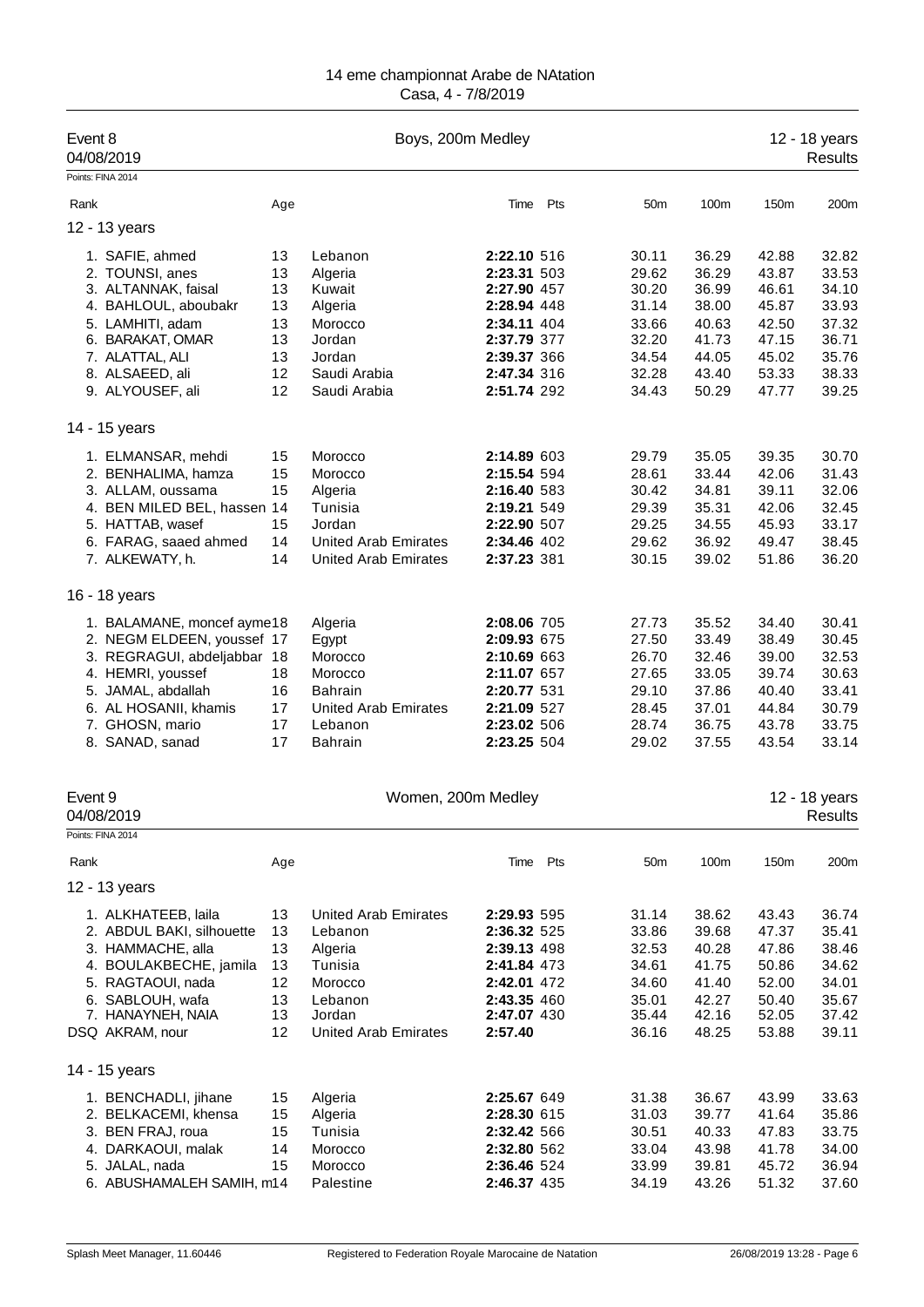14 eme championnat Arabe de NAtation
Casa, 4 - 7/8/2019

## Event 8 — Boys, 200m Medley — 12 - 18 years

04/08/2019 — Results

Points: FINA 2014

| Rank | | Age | | Time | Pts | 50m | 100m | 150m | 200m |
|---|---|---|---|---|---|---|---|---|---|
| **12 - 13 years** | | | | | | | | | |
| 1. | SAFIE, ahmed | 13 | Lebanon | **2:22.10** | 516 | 30.11 | 36.29 | 42.88 | 32.82 |
| 2. | TOUNSI, anes | 13 | Algeria | **2:23.31** | 503 | 29.62 | 36.29 | 43.87 | 33.53 |
| 3. | ALTANNAK, faisal | 13 | Kuwait | **2:27.90** | 457 | 30.20 | 36.99 | 46.61 | 34.10 |
| 4. | BAHLOUL, aboubakr | 13 | Algeria | **2:28.94** | 448 | 31.14 | 38.00 | 45.87 | 33.93 |
| 5. | LAMHITI, adam | 13 | Morocco | **2:34.11** | 404 | 33.66 | 40.63 | 42.50 | 37.32 |
| 6. | BARAKAT, OMAR | 13 | Jordan | **2:37.79** | 377 | 32.20 | 41.73 | 47.15 | 36.71 |
| 7. | ALATTAL, ALI | 13 | Jordan | **2:39.37** | 366 | 34.54 | 44.05 | 45.02 | 35.76 |
| 8. | ALSAEED, ali | 12 | Saudi Arabia | **2:47.34** | 316 | 32.28 | 43.40 | 53.33 | 38.33 |
| 9. | ALYOUSEF, ali | 12 | Saudi Arabia | **2:51.74** | 292 | 34.43 | 50.29 | 47.77 | 39.25 |
| **14 - 15 years** | | | | | | | | | |
| 1. | ELMANSAR, mehdi | 15 | Morocco | **2:14.89** | 603 | 29.79 | 35.05 | 39.35 | 30.70 |
| 2. | BENHALIMA, hamza | 15 | Morocco | **2:15.54** | 594 | 28.61 | 33.44 | 42.06 | 31.43 |
| 3. | ALLAM, oussama | 15 | Algeria | **2:16.40** | 583 | 30.42 | 34.81 | 39.11 | 32.06 |
| 4. | BEN MILED BEL, hassen | 14 | Tunisia | **2:19.21** | 549 | 29.39 | 35.31 | 42.06 | 32.45 |
| 5. | HATTAB, wasef | 15 | Jordan | **2:22.90** | 507 | 29.25 | 34.55 | 45.93 | 33.17 |
| 6. | FARAG, saaed ahmed | 14 | United Arab Emirates | **2:34.46** | 402 | 29.62 | 36.92 | 49.47 | 38.45 |
| 7. | ALKEWATY, h. | 14 | United Arab Emirates | **2:37.23** | 381 | 30.15 | 39.02 | 51.86 | 36.20 |
| **16 - 18 years** | | | | | | | | | |
| 1. | BALAMANE, moncef ayme | 18 | Algeria | **2:08.06** | 705 | 27.73 | 35.52 | 34.40 | 30.41 |
| 2. | NEGM ELDEEN, youssef | 17 | Egypt | **2:09.93** | 675 | 27.50 | 33.49 | 38.49 | 30.45 |
| 3. | REGRAGUI, abdeljabbar | 18 | Morocco | **2:10.69** | 663 | 26.70 | 32.46 | 39.00 | 32.53 |
| 4. | HEMRI, youssef | 18 | Morocco | **2:11.07** | 657 | 27.65 | 33.05 | 39.74 | 30.63 |
| 5. | JAMAL, abdallah | 16 | Bahrain | **2:20.77** | 531 | 29.10 | 37.86 | 40.40 | 33.41 |
| 6. | AL HOSANII, khamis | 17 | United Arab Emirates | **2:21.09** | 527 | 28.45 | 37.01 | 44.84 | 30.79 |
| 7. | GHOSN, mario | 17 | Lebanon | **2:23.02** | 506 | 28.74 | 36.75 | 43.78 | 33.75 |
| 8. | SANAD, sanad | 17 | Bahrain | **2:23.25** | 504 | 29.02 | 37.55 | 43.54 | 33.14 |

## Event 9 — Women, 200m Medley — 12 - 18 years

04/08/2019 — Results

Points: FINA 2014

| Rank | | Age | | Time | Pts | 50m | 100m | 150m | 200m |
|---|---|---|---|---|---|---|---|---|---|
| **12 - 13 years** | | | | | | | | | |
| 1. | ALKHATEEB, laila | 13 | United Arab Emirates | **2:29.93** | 595 | 31.14 | 38.62 | 43.43 | 36.74 |
| 2. | ABDUL BAKI, silhouette | 13 | Lebanon | **2:36.32** | 525 | 33.86 | 39.68 | 47.37 | 35.41 |
| 3. | HAMMACHE, alla | 13 | Algeria | **2:39.13** | 498 | 32.53 | 40.28 | 47.86 | 38.46 |
| 4. | BOULAKBECHE, jamila | 13 | Tunisia | **2:41.84** | 473 | 34.61 | 41.75 | 50.86 | 34.62 |
| 5. | RAGTAOUI, nada | 12 | Morocco | **2:42.01** | 472 | 34.60 | 41.40 | 52.00 | 34.01 |
| 6. | SABLOUH, wafa | 13 | Lebanon | **2:43.35** | 460 | 35.01 | 42.27 | 50.40 | 35.67 |
| 7. | HANAYNEH, NAIA | 13 | Jordan | **2:47.07** | 430 | 35.44 | 42.16 | 52.05 | 37.42 |
| DSQ | AKRAM, nour | 12 | United Arab Emirates | **2:57.40** | | 36.16 | 48.25 | 53.88 | 39.11 |
| **14 - 15 years** | | | | | | | | | |
| 1. | BENCHADLI, jihane | 15 | Algeria | **2:25.67** | 649 | 31.38 | 36.67 | 43.99 | 33.63 |
| 2. | BELKACEMI, khensa | 15 | Algeria | **2:28.30** | 615 | 31.03 | 39.77 | 41.64 | 35.86 |
| 3. | BEN FRAJ, roua | 15 | Tunisia | **2:32.42** | 566 | 30.51 | 40.33 | 47.83 | 33.75 |
| 4. | DARKAOUI, malak | 14 | Morocco | **2:32.80** | 562 | 33.04 | 43.98 | 41.78 | 34.00 |
| 5. | JALAL, nada | 15 | Morocco | **2:36.46** | 524 | 33.99 | 39.81 | 45.72 | 36.94 |
| 6. | ABUSHAMALEH SAMIH, m | 14 | Palestine | **2:46.37** | 435 | 34.19 | 43.26 | 51.32 | 37.60 |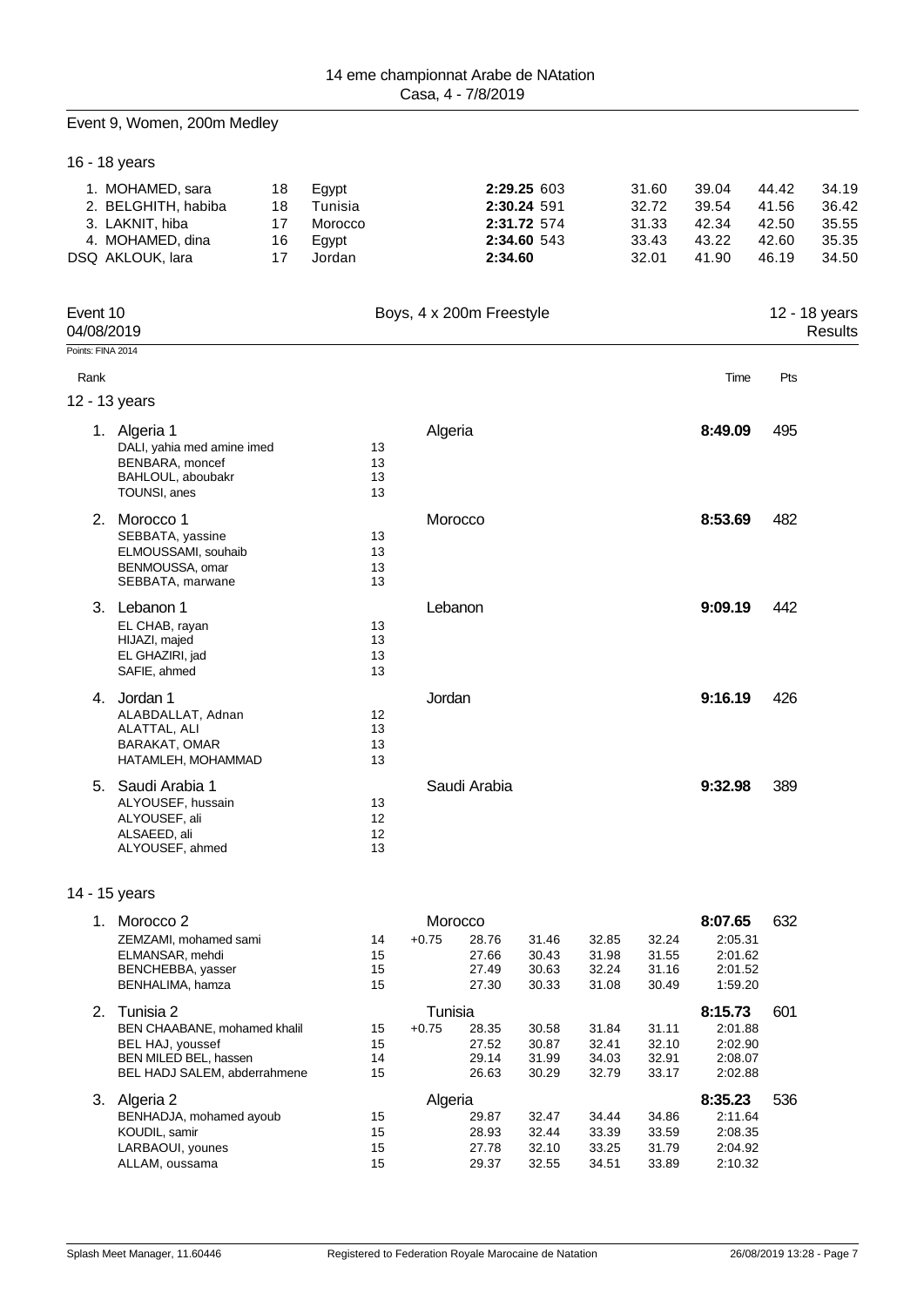## Event 9, Women, 200m Medley

### 16 - 18 years

| Rank | Name | Age | Country | Time | Pts | 50m | 100m | 150m | 200m |
|---|---|---|---|---|---|---|---|---|---|
| 1. | MOHAMED, sara | 18 | Egypt | **2:29.25** | 603 | 31.60 | 39.04 | 44.42 | 34.19 |
| 2. | BELGHITH, habiba | 18 | Tunisia | **2:30.24** | 591 | 32.72 | 39.54 | 41.56 | 36.42 |
| 3. | LAKNIT, hiba | 17 | Morocco | **2:31.72** | 574 | 31.33 | 42.34 | 42.50 | 35.55 |
| 4. | MOHAMED, dina | 16 | Egypt | **2:34.60** | 543 | 33.43 | 43.22 | 42.60 | 35.35 |
| DSQ | AKLOUK, lara | 17 | Jordan | **2:34.60** | | 32.01 | 41.90 | 46.19 | 34.50 |

## Event 10 — Boys, 4 x 200m Freestyle — 12 - 18 years

04/08/2019 — Results

Points: FINA 2014

### 12 - 13 years

| Rank | Team / Swimmer | Age | Country | Time | Pts |
|---|---|---|---|---|---|
| 1. | Algeria 1 | | Algeria | **8:49.09** | 495 |
| | DALI, yahia med amine imed | 13 | | | |
| | BENBARA, moncef | 13 | | | |
| | BAHLOUL, aboubakr | 13 | | | |
| | TOUNSI, anes | 13 | | | |
| 2. | Morocco 1 | | Morocco | **8:53.69** | 482 |
| | SEBBATA, yassine | 13 | | | |
| | ELMOUSSAMI, souhaib | 13 | | | |
| | BENMOUSSA, omar | 13 | | | |
| | SEBBATA, marwane | 13 | | | |
| 3. | Lebanon 1 | | Lebanon | **9:09.19** | 442 |
| | EL CHAB, rayan | 13 | | | |
| | HIJAZI, majed | 13 | | | |
| | EL GHAZIRI, jad | 13 | | | |
| | SAFIE, ahmed | 13 | | | |
| 4. | Jordan 1 | | Jordan | **9:16.19** | 426 |
| | ALABDALLAT, Adnan | 12 | | | |
| | ALATTAL, ALI | 13 | | | |
| | BARAKAT, OMAR | 13 | | | |
| | HATAMLEH, MOHAMMAD | 13 | | | |
| 5. | Saudi Arabia 1 | | Saudi Arabia | **9:32.98** | 389 |
| | ALYOUSEF, hussain | 13 | | | |
| | ALYOUSEF, ali | 12 | | | |
| | ALSAEED, ali | 12 | | | |
| | ALYOUSEF, ahmed | 13 | | | |

### 14 - 15 years

| Rank | Team / Swimmer | Age | Reaction | 50m | 100m | 150m | 200m | Time | Pts |
|---|---|---|---|---|---|---|---|---|---|
| 1. | Morocco 2 (Morocco) | | | | | | | **8:07.65** | 632 |
| | ZEMZAMI, mohamed sami | 14 | +0.75 | 28.76 | 31.46 | 32.85 | 32.24 | 2:05.31 | |
| | ELMANSAR, mehdi | 15 | | 27.66 | 30.43 | 31.98 | 31.55 | 2:01.62 | |
| | BENCHEBBA, yasser | 15 | | 27.49 | 30.63 | 32.24 | 31.16 | 2:01.52 | |
| | BENHALIMA, hamza | 15 | | 27.30 | 30.33 | 31.08 | 30.49 | 1:59.20 | |
| 2. | Tunisia 2 (Tunisia) | | | | | | | **8:15.73** | 601 |
| | BEN CHAABANE, mohamed khalil | 15 | +0.75 | 28.35 | 30.58 | 31.84 | 31.11 | 2:01.88 | |
| | BEL HAJ, youssef | 15 | | 27.52 | 30.87 | 32.41 | 32.10 | 2:02.90 | |
| | BEN MILED BEL, hassen | 14 | | 29.14 | 31.99 | 34.03 | 32.91 | 2:08.07 | |
| | BEL HADJ SALEM, abderrahmene | 15 | | 26.63 | 30.29 | 32.79 | 33.17 | 2:02.88 | |
| 3. | Algeria 2 (Algeria) | | | | | | | **8:35.23** | 536 |
| | BENHADJA, mohamed ayoub | 15 | | 29.87 | 32.47 | 34.44 | 34.86 | 2:11.64 | |
| | KOUDIL, samir | 15 | | 28.93 | 32.44 | 33.39 | 33.59 | 2:08.35 | |
| | LARBAOUI, younes | 15 | | 27.78 | 32.10 | 33.25 | 31.79 | 2:04.92 | |
| | ALLAM, oussama | 15 | | 29.37 | 32.55 | 34.51 | 33.89 | 2:10.32 | |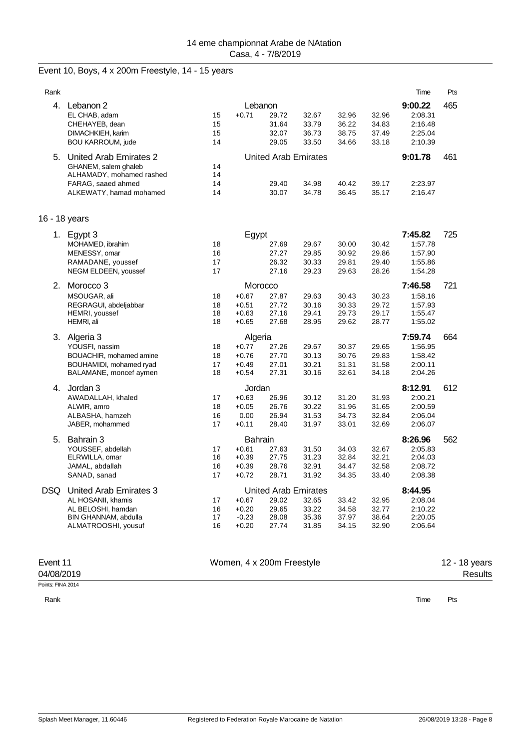14 eme championnat Arabe de NAtation
Casa, 4 - 7/8/2019

## Event 10, Boys, 4 x 200m Freestyle, 14 - 15 years

| Rank | | | | | | | | | Time | Pts |
|---|---|---|---|---|---|---|---|---|---|---|
| 4. | Lebanon 2 | | Lebanon | | | | | | 9:00.22 | 465 |
| | EL CHAB, adam | 15 | +0.71 | 29.72 | 32.67 | 32.96 | 32.96 | | 2:08.31 | |
| | CHEHAYEB, dean | 15 | | 31.64 | 33.79 | 36.22 | 34.83 | | 2:16.48 | |
| | DIMACHKIEH, karim | 15 | | 32.07 | 36.73 | 38.75 | 37.49 | | 2:25.04 | |
| | BOU KARROUM, jude | 14 | | 29.05 | 33.50 | 34.66 | 33.18 | | 2:10.39 | |
| 5. | United Arab Emirates 2 | | United Arab Emirates | | | | | | 9:01.78 | 461 |
| | GHANEM, salem ghaleb | 14 | | | | | | | | |
| | ALHAMADY, mohamed rashed | 14 | | | | | | | | |
| | FARAG, saaed ahmed | 14 | | 29.40 | 34.98 | 40.42 | 39.17 | | 2:23.97 | |
| | ALKEWATY, hamad mohamed | 14 | | 30.07 | 34.78 | 36.45 | 35.17 | | 2:16.47 | |

### 16 - 18 years

| Rank | | | | | | | | | Time | Pts |
|---|---|---|---|---|---|---|---|---|---|---|
| 1. | Egypt 3 | | Egypt | | | | | | 7:45.82 | 725 |
| | MOHAMED, ibrahim | 18 | | 27.69 | 29.67 | 30.00 | 30.42 | | 1:57.78 | |
| | MENESSY, omar | 16 | | 27.27 | 29.85 | 30.92 | 29.86 | | 1:57.90 | |
| | RAMADANE, youssef | 17 | | 26.32 | 30.33 | 29.81 | 29.40 | | 1:55.86 | |
| | NEGM ELDEEN, youssef | 17 | | 27.16 | 29.23 | 29.63 | 28.26 | | 1:54.28 | |
| 2. | Morocco 3 | | Morocco | | | | | | 7:46.58 | 721 |
| | MSOUGAR, ali | 18 | +0.67 | 27.87 | 29.63 | 30.43 | 30.23 | | 1:58.16 | |
| | REGRAGUI, abdeljabbar | 18 | +0.51 | 27.72 | 30.16 | 30.33 | 29.72 | | 1:57.93 | |
| | HEMRI, youssef | 18 | +0.63 | 27.16 | 29.41 | 29.73 | 29.17 | | 1:55.47 | |
| | HEMRI, ali | 18 | +0.65 | 27.68 | 28.95 | 29.62 | 28.77 | | 1:55.02 | |
| 3. | Algeria 3 | | Algeria | | | | | | 7:59.74 | 664 |
| | YOUSFI, nassim | 18 | +0.77 | 27.26 | 29.67 | 30.37 | 29.65 | | 1:56.95 | |
| | BOUACHIR, mohamed amine | 18 | +0.76 | 27.70 | 30.13 | 30.76 | 29.83 | | 1:58.42 | |
| | BOUHAMIDI, mohamed ryad | 17 | +0.49 | 27.01 | 30.21 | 31.31 | 31.58 | | 2:00.11 | |
| | BALAMANE, moncef aymen | 18 | +0.54 | 27.31 | 30.16 | 32.61 | 34.18 | | 2:04.26 | |
| 4. | Jordan 3 | | Jordan | | | | | | 8:12.91 | 612 |
| | AWADALLAH, khaled | 17 | +0.63 | 26.96 | 30.12 | 31.20 | 31.93 | | 2:00.21 | |
| | ALWIR, amro | 18 | +0.05 | 26.76 | 30.22 | 31.96 | 31.65 | | 2:00.59 | |
| | ALBASHA, hamzeh | 16 | 0.00 | 26.94 | 31.53 | 34.73 | 32.84 | | 2:06.04 | |
| | JABER, mohammed | 17 | +0.11 | 28.40 | 31.97 | 33.01 | 32.69 | | 2:06.07 | |
| 5. | Bahrain 3 | | Bahrain | | | | | | 8:26.96 | 562 |
| | YOUSSEF, abdellah | 17 | +0.61 | 27.63 | 31.50 | 34.03 | 32.67 | | 2:05.83 | |
| | ELRWILLA, omar | 16 | +0.39 | 27.75 | 31.23 | 32.84 | 32.21 | | 2:04.03 | |
| | JAMAL, abdallah | 16 | +0.39 | 28.76 | 32.91 | 34.47 | 32.58 | | 2:08.72 | |
| | SANAD, sanad | 17 | +0.72 | 28.71 | 31.92 | 34.35 | 33.40 | | 2:08.38 | |
| DSQ | United Arab Emirates 3 | | United Arab Emirates | | | | | | 8:44.95 | |
| | AL HOSANII, khamis | 17 | +0.67 | 29.02 | 32.65 | 33.42 | 32.95 | | 2:08.04 | |
| | AL BELOSHI, hamdan | 16 | +0.20 | 29.65 | 33.22 | 34.58 | 32.77 | | 2:10.22 | |
| | BIN GHANNAM, abdulla | 17 | -0.23 | 28.08 | 35.36 | 37.97 | 38.64 | | 2:20.05 | |
| | ALMATROOSHI, yousuf | 16 | +0.20 | 27.74 | 31.85 | 34.15 | 32.90 | | 2:06.64 | |

## Event 11 — Women, 4 x 200m Freestyle — 12 - 18 years

04/08/2019 — Results

Points: FINA 2014

| Rank | Time | Pts |
|---|---|---|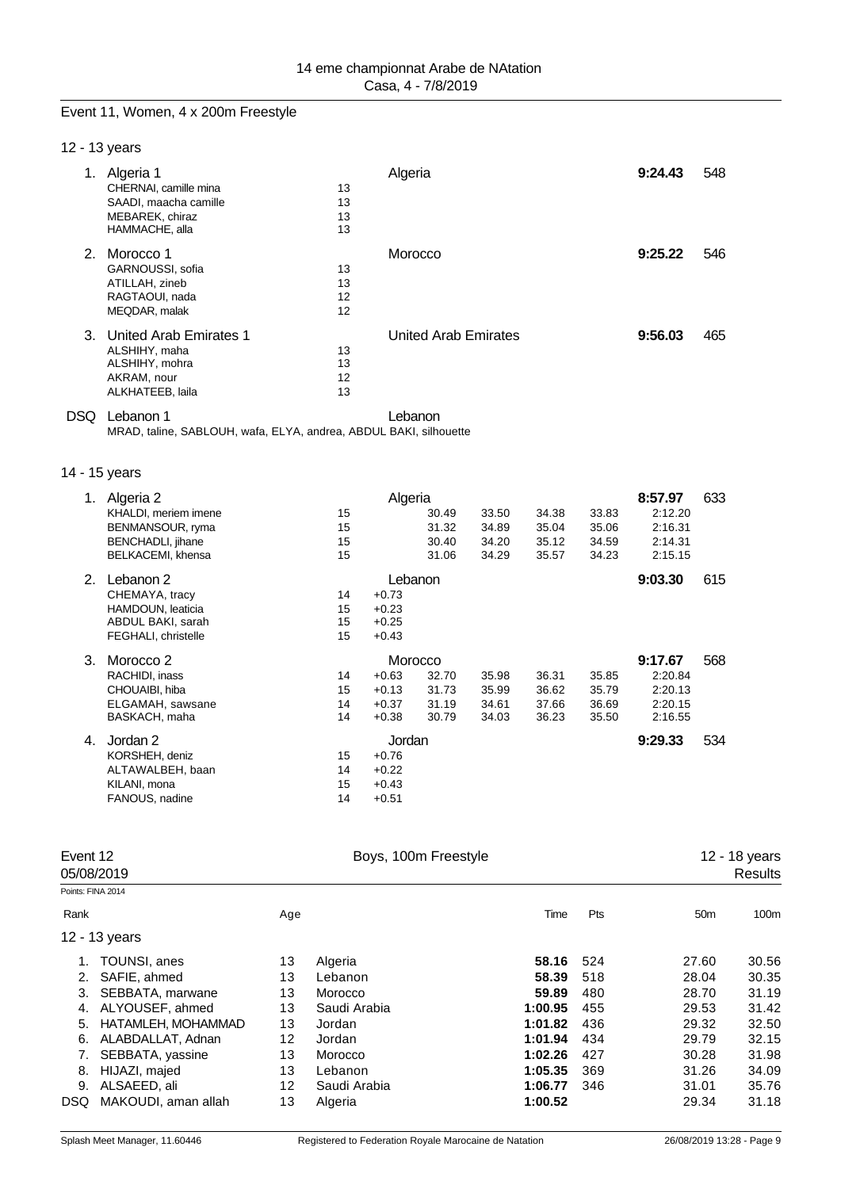14 eme championnat Arabe de NAtation
Casa, 4 - 7/8/2019

## Event 11, Women, 4 x 200m Freestyle

### 12 - 13 years

| Rank | Team / Swimmer | Age | Nation | | | | | Time | Pts |
|---|---|---|---|---|---|---|---|---|---|
| 1. | Algeria 1 | | Algeria | | | | | **9:24.43** | 548 |
| | CHERNAI, camille mina | 13 | | | | | | | |
| | SAADI, maacha camille | 13 | | | | | | | |
| | MEBAREK, chiraz | 13 | | | | | | | |
| | HAMMACHE, alla | 13 | | | | | | | |
| 2. | Morocco 1 | | Morocco | | | | | **9:25.22** | 546 |
| | GARNOUSSI, sofia | 13 | | | | | | | |
| | ATILLAH, zineb | 13 | | | | | | | |
| | RAGTAOUI, nada | 12 | | | | | | | |
| | MEQDAR, malak | 12 | | | | | | | |
| 3. | United Arab Emirates 1 | | United Arab Emirates | | | | | **9:56.03** | 465 |
| | ALSHIHY, maha | 13 | | | | | | | |
| | ALSHIHY, mohra | 13 | | | | | | | |
| | AKRAM, nour | 12 | | | | | | | |
| | ALKHATEEB, laila | 13 | | | | | | | |
| DSQ | Lebanon 1 | | Lebanon | | | | | | |
| | MRAD, taline, SABLOUH, wafa, ELYA, andrea, ABDUL BAKI, silhouette | | | | | | | | |

### 14 - 15 years

| Rank | Team / Swimmer | Age | Reaction | 50m | 100m | 150m | 200m | Time | Pts |
|---|---|---|---|---|---|---|---|---|---|
| 1. | Algeria 2 | | Algeria | | | | | **8:57.97** | 633 |
| | KHALDI, meriem imene | 15 | | 30.49 | 33.50 | 34.38 | 33.83 | 2:12.20 | |
| | BENMANSOUR, ryma | 15 | | 31.32 | 34.89 | 35.04 | 35.06 | 2:16.31 | |
| | BENCHADLI, jihane | 15 | | 30.40 | 34.20 | 35.12 | 34.59 | 2:14.31 | |
| | BELKACEMI, khensa | 15 | | 31.06 | 34.29 | 35.57 | 34.23 | 2:15.15 | |
| 2. | Lebanon 2 | | Lebanon | | | | | **9:03.30** | 615 |
| | CHEMAYA, tracy | 14 | +0.73 | | | | | | |
| | HAMDOUN, leaticia | 15 | +0.23 | | | | | | |
| | ABDUL BAKI, sarah | 15 | +0.25 | | | | | | |
| | FEGHALI, christelle | 15 | +0.43 | | | | | | |
| 3. | Morocco 2 | | Morocco | | | | | **9:17.67** | 568 |
| | RACHIDI, inass | 14 | +0.63 | 32.70 | 35.98 | 36.31 | 35.85 | 2:20.84 | |
| | CHOUAIBI, hiba | 15 | +0.13 | 31.73 | 35.99 | 36.62 | 35.79 | 2:20.13 | |
| | ELGAMAH, sawsane | 14 | +0.37 | 31.19 | 34.61 | 37.66 | 36.69 | 2:20.15 | |
| | BASKACH, maha | 14 | +0.38 | 30.79 | 34.03 | 36.23 | 35.50 | 2:16.55 | |
| 4. | Jordan 2 | | Jordan | | | | | **9:29.33** | 534 |
| | KORSHEH, deniz | 15 | +0.76 | | | | | | |
| | ALTAWALBEH, baan | 14 | +0.22 | | | | | | |
| | KILANI, mona | 15 | +0.43 | | | | | | |
| | FANOUS, nadine | 14 | +0.51 | | | | | | |

## Event 12 — Boys, 100m Freestyle — 12 - 18 years

05/08/2019 — Results

Points: FINA 2014

### 12 - 13 years

| Rank | Name | Age | Nation | Time | Pts | 50m | 100m |
|---|---|---|---|---|---|---|---|
| 1. | TOUNSI, anes | 13 | Algeria | **58.16** | 524 | 27.60 | 30.56 |
| 2. | SAFIE, ahmed | 13 | Lebanon | **58.39** | 518 | 28.04 | 30.35 |
| 3. | SEBBATA, marwane | 13 | Morocco | **59.89** | 480 | 28.70 | 31.19 |
| 4. | ALYOUSEF, ahmed | 13 | Saudi Arabia | **1:00.95** | 455 | 29.53 | 31.42 |
| 5. | HATAMLEH, MOHAMMAD | 13 | Jordan | **1:01.82** | 436 | 29.32 | 32.50 |
| 6. | ALABDALLAT, Adnan | 12 | Jordan | **1:01.94** | 434 | 29.79 | 32.15 |
| 7. | SEBBATA, yassine | 13 | Morocco | **1:02.26** | 427 | 30.28 | 31.98 |
| 8. | HIJAZI, majed | 13 | Lebanon | **1:05.35** | 369 | 31.26 | 34.09 |
| 9. | ALSAEED, ali | 12 | Saudi Arabia | **1:06.77** | 346 | 31.01 | 35.76 |
| DSQ | MAKOUDI, aman allah | 13 | Algeria | **1:00.52** | | 29.34 | 31.18 |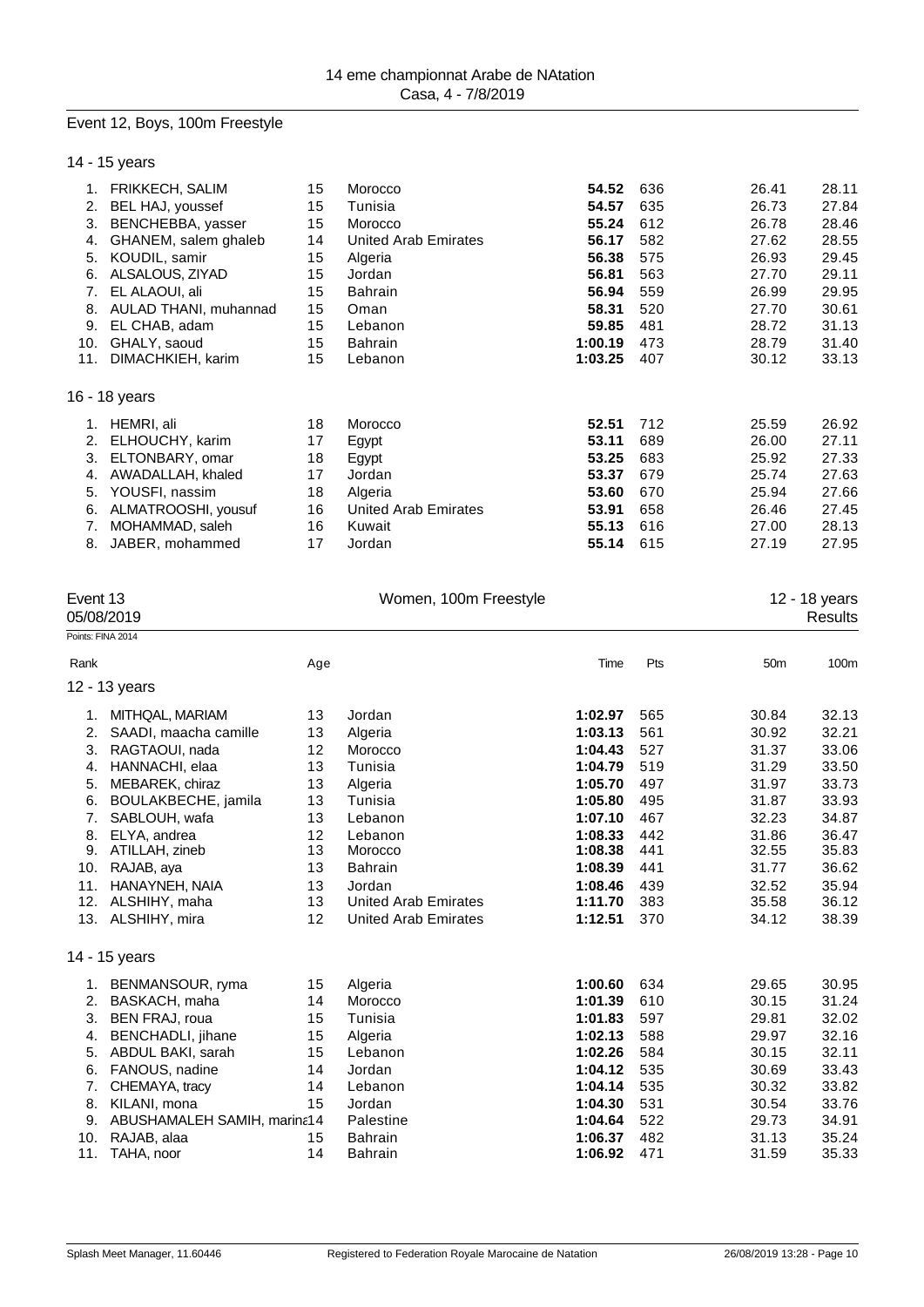Event 12, Boys, 100m Freestyle

14 - 15 years

| Rank | Name | Age | Country | Time | Pts | 50m | 100m |
|---|---|---|---|---|---|---|---|
| 1. | FRIKKECH, SALIM | 15 | Morocco | **54.52** | 636 | 26.41 | 28.11 |
| 2. | BEL HAJ, youssef | 15 | Tunisia | **54.57** | 635 | 26.73 | 27.84 |
| 3. | BENCHEBBA, yasser | 15 | Morocco | **55.24** | 612 | 26.78 | 28.46 |
| 4. | GHANEM, salem ghaleb | 14 | United Arab Emirates | **56.17** | 582 | 27.62 | 28.55 |
| 5. | KOUDIL, samir | 15 | Algeria | **56.38** | 575 | 26.93 | 29.45 |
| 6. | ALSALOUS, ZIYAD | 15 | Jordan | **56.81** | 563 | 27.70 | 29.11 |
| 7. | EL ALAOUI, ali | 15 | Bahrain | **56.94** | 559 | 26.99 | 29.95 |
| 8. | AULAD THANI, muhannad | 15 | Oman | **58.31** | 520 | 27.70 | 30.61 |
| 9. | EL CHAB, adam | 15 | Lebanon | **59.85** | 481 | 28.72 | 31.13 |
| 10. | GHALY, saoud | 15 | Bahrain | **1:00.19** | 473 | 28.79 | 31.40 |
| 11. | DIMACHKIEH, karim | 15 | Lebanon | **1:03.25** | 407 | 30.12 | 33.13 |

16 - 18 years

| Rank | Name | Age | Country | Time | Pts | 50m | 100m |
|---|---|---|---|---|---|---|---|
| 1. | HEMRI, ali | 18 | Morocco | **52.51** | 712 | 25.59 | 26.92 |
| 2. | ELHOUCHY, karim | 17 | Egypt | **53.11** | 689 | 26.00 | 27.11 |
| 3. | ELTONBARY, omar | 18 | Egypt | **53.25** | 683 | 25.92 | 27.33 |
| 4. | AWADALLAH, khaled | 17 | Jordan | **53.37** | 679 | 25.74 | 27.63 |
| 5. | YOUSFI, nassim | 18 | Algeria | **53.60** | 670 | 25.94 | 27.66 |
| 6. | ALMATROOSHI, yousuf | 16 | United Arab Emirates | **53.91** | 658 | 26.46 | 27.45 |
| 7. | MOHAMMAD, saleh | 16 | Kuwait | **55.13** | 616 | 27.00 | 28.13 |
| 8. | JABER, mohammed | 17 | Jordan | **55.14** | 615 | 27.19 | 27.95 |

Event 13 — Women, 100m Freestyle — 12 - 18 years

05/08/2019 — Results

Points: FINA 2014

12 - 13 years

| Rank | Name | Age | Country | Time | Pts | 50m | 100m |
|---|---|---|---|---|---|---|---|
| 1. | MITHQAL, MARIAM | 13 | Jordan | **1:02.97** | 565 | 30.84 | 32.13 |
| 2. | SAADI, maacha camille | 13 | Algeria | **1:03.13** | 561 | 30.92 | 32.21 |
| 3. | RAGTAOUI, nada | 12 | Morocco | **1:04.43** | 527 | 31.37 | 33.06 |
| 4. | HANNACHI, elaa | 13 | Tunisia | **1:04.79** | 519 | 31.29 | 33.50 |
| 5. | MEBAREK, chiraz | 13 | Algeria | **1:05.70** | 497 | 31.97 | 33.73 |
| 6. | BOULAKBECHE, jamila | 13 | Tunisia | **1:05.80** | 495 | 31.87 | 33.93 |
| 7. | SABLOUH, wafa | 13 | Lebanon | **1:07.10** | 467 | 32.23 | 34.87 |
| 8. | ELYA, andrea | 12 | Lebanon | **1:08.33** | 442 | 31.86 | 36.47 |
| 9. | ATILLAH, zineb | 13 | Morocco | **1:08.38** | 441 | 32.55 | 35.83 |
| 10. | RAJAB, aya | 13 | Bahrain | **1:08.39** | 441 | 31.77 | 36.62 |
| 11. | HANAYNEH, NAIA | 13 | Jordan | **1:08.46** | 439 | 32.52 | 35.94 |
| 12. | ALSHIHY, maha | 13 | United Arab Emirates | **1:11.70** | 383 | 35.58 | 36.12 |
| 13. | ALSHIHY, mira | 12 | United Arab Emirates | **1:12.51** | 370 | 34.12 | 38.39 |

14 - 15 years

| Rank | Name | Age | Country | Time | Pts | 50m | 100m |
|---|---|---|---|---|---|---|---|
| 1. | BENMANSOUR, ryma | 15 | Algeria | **1:00.60** | 634 | 29.65 | 30.95 |
| 2. | BASKACH, maha | 14 | Morocco | **1:01.39** | 610 | 30.15 | 31.24 |
| 3. | BEN FRAJ, roua | 15 | Tunisia | **1:01.83** | 597 | 29.81 | 32.02 |
| 4. | BENCHADLI, jihane | 15 | Algeria | **1:02.13** | 588 | 29.97 | 32.16 |
| 5. | ABDUL BAKI, sarah | 15 | Lebanon | **1:02.26** | 584 | 30.15 | 32.11 |
| 6. | FANOUS, nadine | 14 | Jordan | **1:04.12** | 535 | 30.69 | 33.43 |
| 7. | CHEMAYA, tracy | 14 | Lebanon | **1:04.14** | 535 | 30.32 | 33.82 |
| 8. | KILANI, mona | 15 | Jordan | **1:04.30** | 531 | 30.54 | 33.76 |
| 9. | ABUSHAMALEH SAMIH, marina | 14 | Palestine | **1:04.64** | 522 | 29.73 | 34.91 |
| 10. | RAJAB, alaa | 15 | Bahrain | **1:06.37** | 482 | 31.13 | 35.24 |
| 11. | TAHA, noor | 14 | Bahrain | **1:06.92** | 471 | 31.59 | 35.33 |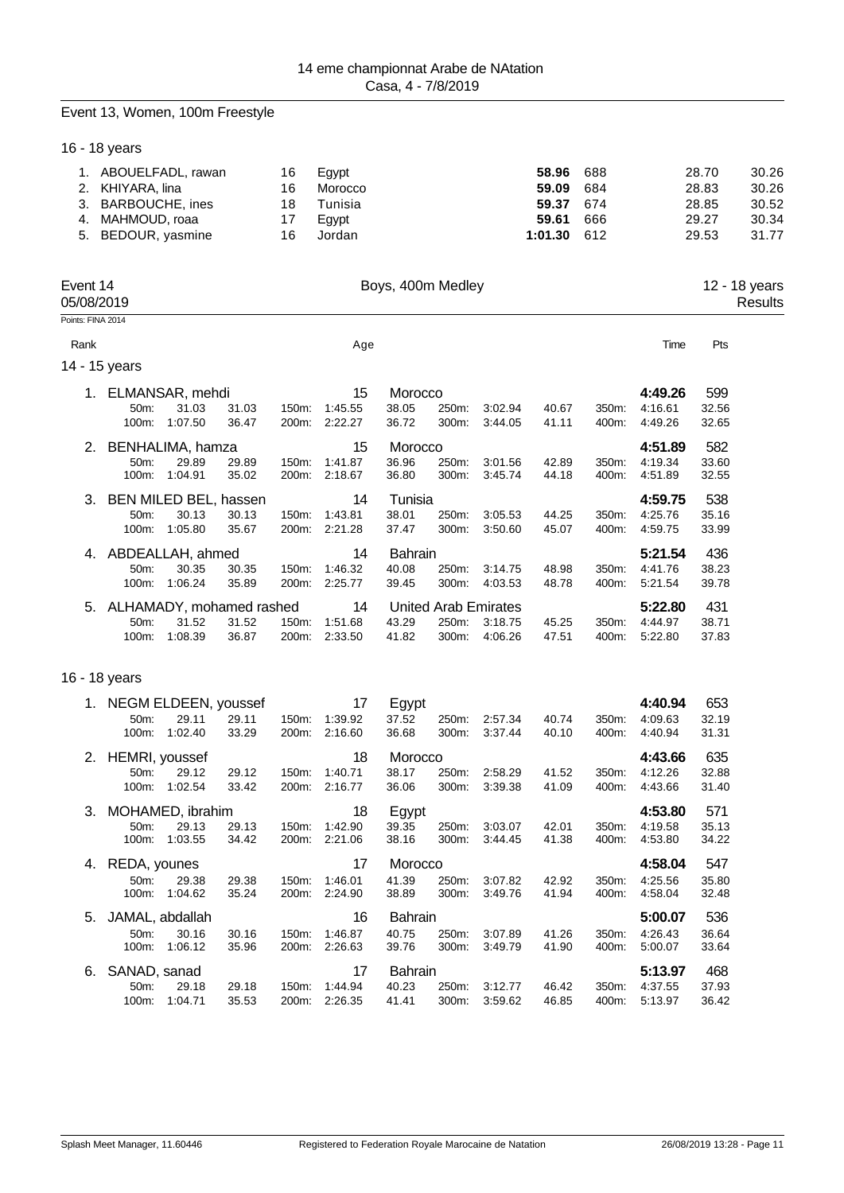14 eme championnat Arabe de NAtation
Casa, 4 - 7/8/2019

## Event 13, Women, 100m Freestyle

### 16 - 18 years

| Rank | Name | Age | Country | Time | Pts | 50m | 100m |
|---|---|---|---|---|---|---|---|
| 1. | ABOUELFADL, rawan | 16 | Egypt | **58.96** | 688 | 28.70 | 30.26 |
| 2. | KHIYARA, lina | 16 | Morocco | **59.09** | 684 | 28.83 | 30.26 |
| 3. | BARBOUCHE, ines | 18 | Tunisia | **59.37** | 674 | 28.85 | 30.52 |
| 4. | MAHMOUD, roaa | 17 | Egypt | **59.61** | 666 | 29.27 | 30.34 |
| 5. | BEDOUR, yasmine | 16 | Jordan | **1:01.30** | 612 | 29.53 | 31.77 |

## Event 14 — Boys, 400m Medley — 12 - 18 years

05/08/2019 — Results

Points: FINA 2014

### 14 - 15 years

| Rank | Name | Age | Country | Time | Pts |
|---|---|---|---|---|---|
| 1. | ELMANSAR, mehdi | 15 | Morocco | **4:49.26** | 599 |
| | 50m: 31.03 31.03 / 100m: 1:07.50 36.47 | 150m: 1:45.55 38.05 / 200m: 2:22.27 36.72 | 250m: 3:02.94 40.67 / 300m: 3:44.05 41.11 | 350m: 4:16.61 32.56 / 400m: 4:49.26 32.65 | |
| 2. | BENHALIMA, hamza | 15 | Morocco | **4:51.89** | 582 |
| | 50m: 29.89 29.89 / 100m: 1:04.91 35.02 | 150m: 1:41.87 36.96 / 200m: 2:18.67 36.80 | 250m: 3:01.56 42.89 / 300m: 3:45.74 44.18 | 350m: 4:19.34 33.60 / 400m: 4:51.89 32.55 | |
| 3. | BEN MILED BEL, hassen | 14 | Tunisia | **4:59.75** | 538 |
| | 50m: 30.13 30.13 / 100m: 1:05.80 35.67 | 150m: 1:43.81 38.01 / 200m: 2:21.28 37.47 | 250m: 3:05.53 44.25 / 300m: 3:50.60 45.07 | 350m: 4:25.76 35.16 / 400m: 4:59.75 33.99 | |
| 4. | ABDEALLAH, ahmed | 14 | Bahrain | **5:21.54** | 436 |
| | 50m: 30.35 30.35 / 100m: 1:06.24 35.89 | 150m: 1:46.32 40.08 / 200m: 2:25.77 39.45 | 250m: 3:14.75 48.98 / 300m: 4:03.53 48.78 | 350m: 4:41.76 38.23 / 400m: 5:21.54 39.78 | |
| 5. | ALHAMADY, mohamed rashed | 14 | United Arab Emirates | **5:22.80** | 431 |
| | 50m: 31.52 31.52 / 100m: 1:08.39 36.87 | 150m: 1:51.68 43.29 / 200m: 2:33.50 41.82 | 250m: 3:18.75 45.25 / 300m: 4:06.26 47.51 | 350m: 4:44.97 38.71 / 400m: 5:22.80 37.83 | |

### 16 - 18 years

| Rank | Name | Age | Country | Time | Pts |
|---|---|---|---|---|---|
| 1. | NEGM ELDEEN, youssef | 17 | Egypt | **4:40.94** | 653 |
| | 50m: 29.11 29.11 / 100m: 1:02.40 33.29 | 150m: 1:39.92 37.52 / 200m: 2:16.60 36.68 | 250m: 2:57.34 40.74 / 300m: 3:37.44 40.10 | 350m: 4:09.63 32.19 / 400m: 4:40.94 31.31 | |
| 2. | HEMRI, youssef | 18 | Morocco | **4:43.66** | 635 |
| | 50m: 29.12 29.12 / 100m: 1:02.54 33.42 | 150m: 1:40.71 38.17 / 200m: 2:16.77 36.06 | 250m: 2:58.29 41.52 / 300m: 3:39.38 41.09 | 350m: 4:12.26 32.88 / 400m: 4:43.66 31.40 | |
| 3. | MOHAMED, ibrahim | 18 | Egypt | **4:53.80** | 571 |
| | 50m: 29.13 29.13 / 100m: 1:03.55 34.42 | 150m: 1:42.90 39.35 / 200m: 2:21.06 38.16 | 250m: 3:03.07 42.01 / 300m: 3:44.45 41.38 | 350m: 4:19.58 35.13 / 400m: 4:53.80 34.22 | |
| 4. | REDA, younes | 17 | Morocco | **4:58.04** | 547 |
| | 50m: 29.38 29.38 / 100m: 1:04.62 35.24 | 150m: 1:46.01 41.39 / 200m: 2:24.90 38.89 | 250m: 3:07.82 42.92 / 300m: 3:49.76 41.94 | 350m: 4:25.56 35.80 / 400m: 4:58.04 32.48 | |
| 5. | JAMAL, abdallah | 16 | Bahrain | **5:00.07** | 536 |
| | 50m: 30.16 30.16 / 100m: 1:06.12 35.96 | 150m: 1:46.87 40.75 / 200m: 2:26.63 39.76 | 250m: 3:07.89 41.26 / 300m: 3:49.79 41.90 | 350m: 4:26.43 36.64 / 400m: 5:00.07 33.64 | |
| 6. | SANAD, sanad | 17 | Bahrain | **5:13.97** | 468 |
| | 50m: 29.18 29.18 / 100m: 1:04.71 35.53 | 150m: 1:44.94 40.23 / 200m: 2:26.35 41.41 | 250m: 3:12.77 46.42 / 300m: 3:59.62 46.85 | 350m: 4:37.55 37.93 / 400m: 5:13.97 36.42 | |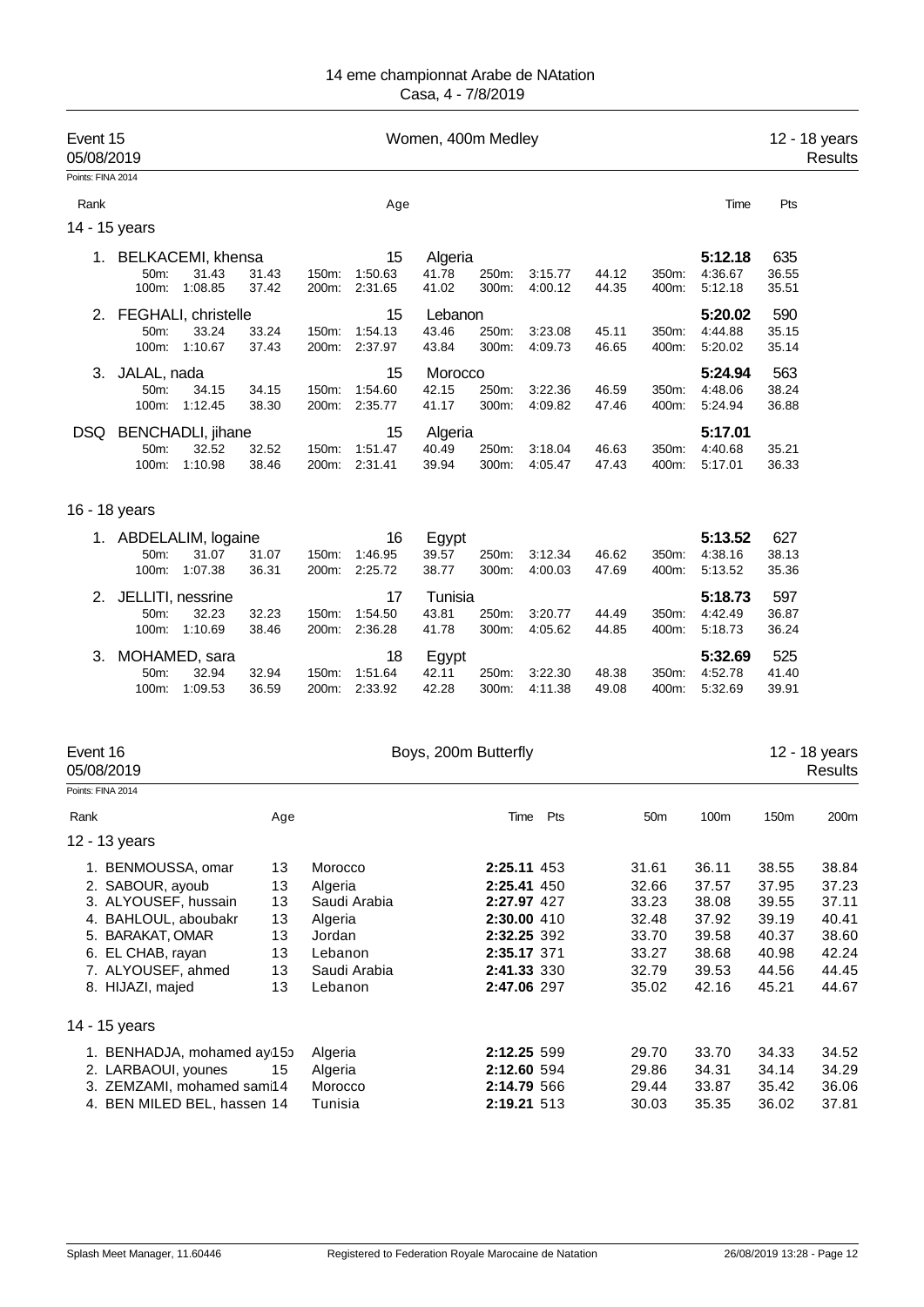14 eme championnat Arabe de NAtation
Casa, 4 - 7/8/2019

## Event 15 — Women, 400m Medley — 12 - 18 years — Results

05/08/2019

Points: FINA 2014

### 14 - 15 years

| Rank | Name | Age | Nation | Time | Pts |
|---|---|---|---|---|---|
| 1. | BELKACEMI, khensa | 15 | Algeria | 5:12.18 | 635 |
| 2. | FEGHALI, christelle | 15 | Lebanon | 5:20.02 | 590 |
| 3. | JALAL, nada | 15 | Morocco | 5:24.94 | 563 |
| DSQ | BENCHADLI, jihane | 15 | Algeria | 5:17.01 | |

Splits:

| Name | 50m | | 100m | | 150m | | 200m | | 250m | | 300m | | 350m | | 400m | |
|---|---|---|---|---|---|---|---|---|---|---|---|---|---|---|---|---|
| BELKACEMI, khensa | 31.43 | 31.43 | 1:08.85 | 37.42 | 1:50.63 | 41.78 | 2:31.65 | 41.02 | 3:15.77 | 44.12 | 4:00.12 | 44.35 | 4:36.67 | 36.55 | 5:12.18 | 35.51 |
| FEGHALI, christelle | 33.24 | 33.24 | 1:10.67 | 37.43 | 1:54.13 | 43.46 | 2:37.97 | 43.84 | 3:23.08 | 45.11 | 4:09.73 | 46.65 | 4:44.88 | 35.15 | 5:20.02 | 35.14 |
| JALAL, nada | 34.15 | 34.15 | 1:12.45 | 38.30 | 1:54.60 | 42.15 | 2:35.77 | 41.17 | 3:22.36 | 46.59 | 4:09.82 | 47.46 | 4:48.06 | 38.24 | 5:24.94 | 36.88 |
| BENCHADLI, jihane | 32.52 | 32.52 | 1:10.98 | 38.46 | 1:51.47 | 40.49 | 2:31.41 | 39.94 | 3:18.04 | 46.63 | 4:05.47 | 47.43 | 4:40.68 | 35.21 | 5:17.01 | 36.33 |

### 16 - 18 years

| Rank | Name | Age | Nation | Time | Pts |
|---|---|---|---|---|---|
| 1. | ABDELALIM, logaine | 16 | Egypt | 5:13.52 | 627 |
| 2. | JELLITI, nessrine | 17 | Tunisia | 5:18.73 | 597 |
| 3. | MOHAMED, sara | 18 | Egypt | 5:32.69 | 525 |

Splits:

| Name | 50m | | 100m | | 150m | | 200m | | 250m | | 300m | | 350m | | 400m | |
|---|---|---|---|---|---|---|---|---|---|---|---|---|---|---|---|---|
| ABDELALIM, logaine | 31.07 | 31.07 | 1:07.38 | 36.31 | 1:46.95 | 39.57 | 2:25.72 | 38.77 | 3:12.34 | 46.62 | 4:00.03 | 47.69 | 4:38.16 | 38.13 | 5:13.52 | 35.36 |
| JELLITI, nessrine | 32.23 | 32.23 | 1:10.69 | 38.46 | 1:54.50 | 43.81 | 2:36.28 | 41.78 | 3:20.77 | 44.49 | 4:05.62 | 44.85 | 4:42.49 | 36.87 | 5:18.73 | 36.24 |
| MOHAMED, sara | 32.94 | 32.94 | 1:09.53 | 36.59 | 1:51.64 | 42.11 | 2:33.92 | 42.28 | 3:22.30 | 48.38 | 4:11.38 | 49.08 | 4:52.78 | 41.40 | 5:32.69 | 39.91 |

## Event 16 — Boys, 200m Butterfly — 12 - 18 years — Results

05/08/2019

Points: FINA 2014

### 12 - 13 years

| Rank | Name | Age | Nation | Time | Pts | 50m | 100m | 150m | 200m |
|---|---|---|---|---|---|---|---|---|---|
| 1. | BENMOUSSA, omar | 13 | Morocco | 2:25.11 | 453 | 31.61 | 36.11 | 38.55 | 38.84 |
| 2. | SABOUR, ayoub | 13 | Algeria | 2:25.41 | 450 | 32.66 | 37.57 | 37.95 | 37.23 |
| 3. | ALYOUSEF, hussain | 13 | Saudi Arabia | 2:27.97 | 427 | 33.23 | 38.08 | 39.55 | 37.11 |
| 4. | BAHLOUL, aboubakr | 13 | Algeria | 2:30.00 | 410 | 32.48 | 37.92 | 39.19 | 40.41 |
| 5. | BARAKAT, OMAR | 13 | Jordan | 2:32.25 | 392 | 33.70 | 39.58 | 40.37 | 38.60 |
| 6. | EL CHAB, rayan | 13 | Lebanon | 2:35.17 | 371 | 33.27 | 38.68 | 40.98 | 42.24 |
| 7. | ALYOUSEF, ahmed | 13 | Saudi Arabia | 2:41.33 | 330 | 32.79 | 39.53 | 44.56 | 44.45 |
| 8. | HIJAZI, majed | 13 | Lebanon | 2:47.06 | 297 | 35.02 | 42.16 | 45.21 | 44.67 |

### 14 - 15 years

| Rank | Name | Age | Nation | Time | Pts | 50m | 100m | 150m | 200m |
|---|---|---|---|---|---|---|---|---|---|
| 1. | BENHADJA, mohamed ay | 15 | Algeria | 2:12.25 | 599 | 29.70 | 33.70 | 34.33 | 34.52 |
| 2. | LARBAOUI, younes | 15 | Algeria | 2:12.60 | 594 | 29.86 | 34.31 | 34.14 | 34.29 |
| 3. | ZEMZAMI, mohamed sami | 14 | Morocco | 2:14.79 | 566 | 29.44 | 33.87 | 35.42 | 36.06 |
| 4. | BEN MILED BEL, hassen | 14 | Tunisia | 2:19.21 | 513 | 30.03 | 35.35 | 36.02 | 37.81 |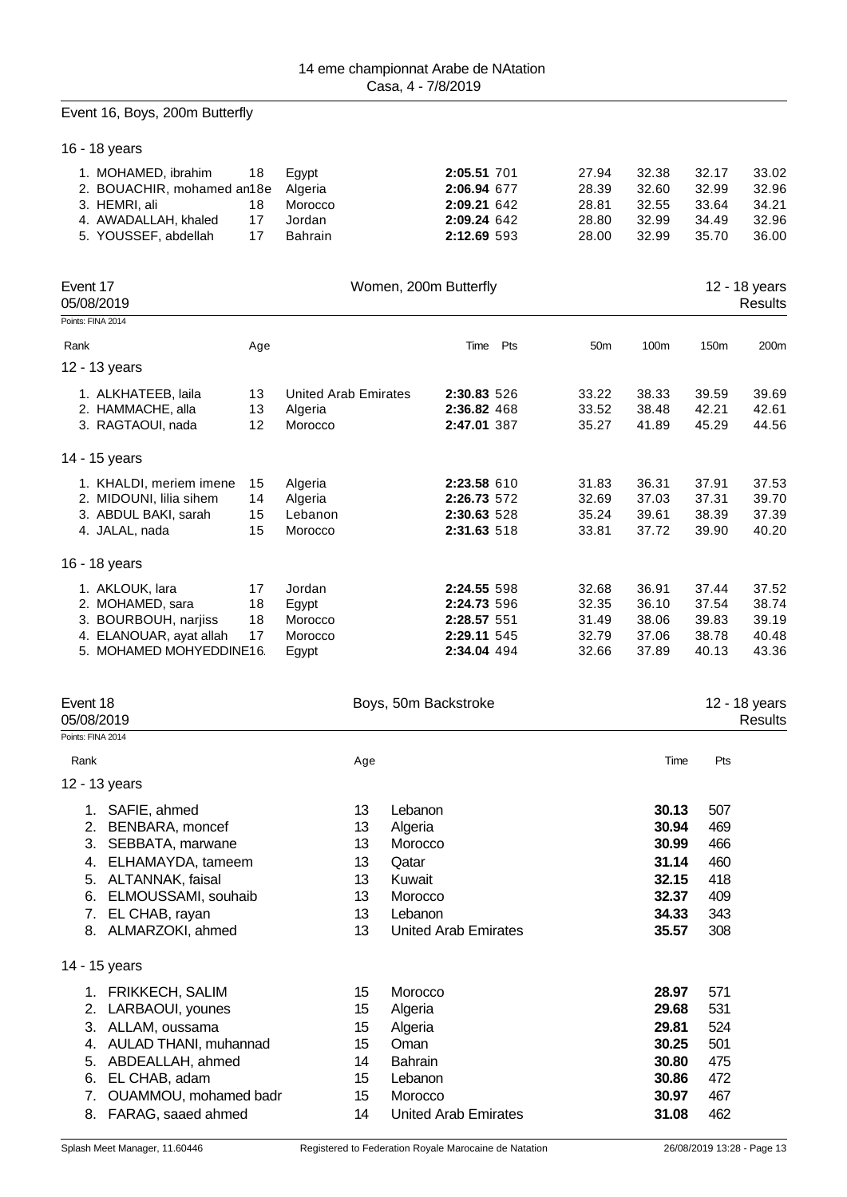## Event 16, Boys, 200m Butterfly

### 16 - 18 years

| Rank | Name | Age | Country | Time | Pts | 50m | 100m | 150m | 200m |
|---|---|---|---|---|---|---|---|---|---|
| 1. | MOHAMED, ibrahim | 18 | Egypt | **2:05.51** | 701 | 27.94 | 32.38 | 32.17 | 33.02 |
| 2. | BOUACHIR, mohamed an | 18e | Algeria | **2:06.94** | 677 | 28.39 | 32.60 | 32.99 | 32.96 |
| 3. | HEMRI, ali | 18 | Morocco | **2:09.21** | 642 | 28.81 | 32.55 | 33.64 | 34.21 |
| 4. | AWADALLAH, khaled | 17 | Jordan | **2:09.24** | 642 | 28.80 | 32.99 | 34.49 | 32.96 |
| 5. | YOUSSEF, abdellah | 17 | Bahrain | **2:12.69** | 593 | 28.00 | 32.99 | 35.70 | 36.00 |

## Event 17 — Women, 200m Butterfly — 12 - 18 years

05/08/2019 — Results

Points: FINA 2014

### 12 - 13 years

| Rank | Name | Age | Country | Time | Pts | 50m | 100m | 150m | 200m |
|---|---|---|---|---|---|---|---|---|---|
| 1. | ALKHATEEB, laila | 13 | United Arab Emirates | **2:30.83** | 526 | 33.22 | 38.33 | 39.59 | 39.69 |
| 2. | HAMMACHE, alla | 13 | Algeria | **2:36.82** | 468 | 33.52 | 38.48 | 42.21 | 42.61 |
| 3. | RAGTAOUI, nada | 12 | Morocco | **2:47.01** | 387 | 35.27 | 41.89 | 45.29 | 44.56 |

### 14 - 15 years

| Rank | Name | Age | Country | Time | Pts | 50m | 100m | 150m | 200m |
|---|---|---|---|---|---|---|---|---|---|
| 1. | KHALDI, meriem imene | 15 | Algeria | **2:23.58** | 610 | 31.83 | 36.31 | 37.91 | 37.53 |
| 2. | MIDOUNI, lilia sihem | 14 | Algeria | **2:26.73** | 572 | 32.69 | 37.03 | 37.31 | 39.70 |
| 3. | ABDUL BAKI, sarah | 15 | Lebanon | **2:30.63** | 528 | 35.24 | 39.61 | 38.39 | 37.39 |
| 4. | JALAL, nada | 15 | Morocco | **2:31.63** | 518 | 33.81 | 37.72 | 39.90 | 40.20 |

### 16 - 18 years

| Rank | Name | Age | Country | Time | Pts | 50m | 100m | 150m | 200m |
|---|---|---|---|---|---|---|---|---|---|
| 1. | AKLOUK, lara | 17 | Jordan | **2:24.55** | 598 | 32.68 | 36.91 | 37.44 | 37.52 |
| 2. | MOHAMED, sara | 18 | Egypt | **2:24.73** | 596 | 32.35 | 36.10 | 37.54 | 38.74 |
| 3. | BOURBOUH, narjiss | 18 | Morocco | **2:28.57** | 551 | 31.49 | 38.06 | 39.83 | 39.19 |
| 4. | ELANOUAR, ayat allah | 17 | Morocco | **2:29.11** | 545 | 32.79 | 37.06 | 38.78 | 40.48 |
| 5. | MOHAMED MOHYEDDINE | 16. | Egypt | **2:34.04** | 494 | 32.66 | 37.89 | 40.13 | 43.36 |

## Event 18 — Boys, 50m Backstroke — 12 - 18 years

05/08/2019 — Results

Points: FINA 2014

### 12 - 13 years

| Rank | Name | Age | Country | Time | Pts |
|---|---|---|---|---|---|
| 1. | SAFIE, ahmed | 13 | Lebanon | **30.13** | 507 |
| 2. | BENBARA, moncef | 13 | Algeria | **30.94** | 469 |
| 3. | SEBBATA, marwane | 13 | Morocco | **30.99** | 466 |
| 4. | ELHAMAYDA, tameem | 13 | Qatar | **31.14** | 460 |
| 5. | ALTANNAK, faisal | 13 | Kuwait | **32.15** | 418 |
| 6. | ELMOUSSAMI, souhaib | 13 | Morocco | **32.37** | 409 |
| 7. | EL CHAB, rayan | 13 | Lebanon | **34.33** | 343 |
| 8. | ALMARZOKI, ahmed | 13 | United Arab Emirates | **35.57** | 308 |

### 14 - 15 years

| Rank | Name | Age | Country | Time | Pts |
|---|---|---|---|---|---|
| 1. | FRIKKECH, SALIM | 15 | Morocco | **28.97** | 571 |
| 2. | LARBAOUI, younes | 15 | Algeria | **29.68** | 531 |
| 3. | ALLAM, oussama | 15 | Algeria | **29.81** | 524 |
| 4. | AULAD THANI, muhannad | 15 | Oman | **30.25** | 501 |
| 5. | ABDEALLAH, ahmed | 14 | Bahrain | **30.80** | 475 |
| 6. | EL CHAB, adam | 15 | Lebanon | **30.86** | 472 |
| 7. | OUAMMOU, mohamed badr | 15 | Morocco | **30.97** | 467 |
| 8. | FARAG, saaed ahmed | 14 | United Arab Emirates | **31.08** | 462 |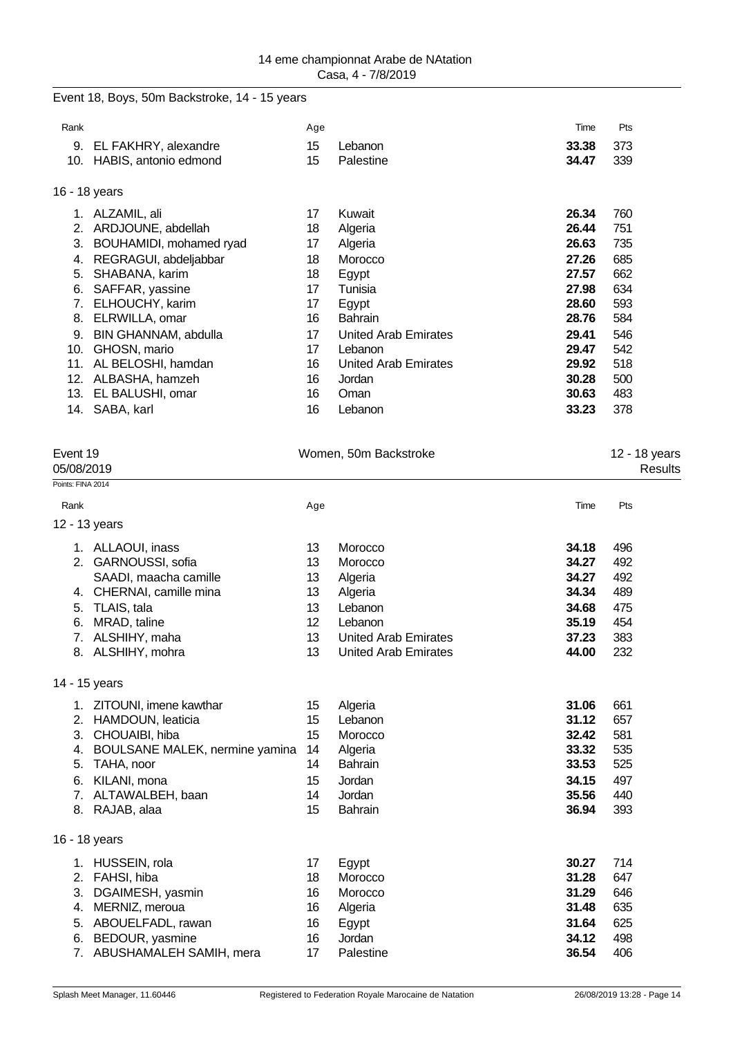Event 18, Boys, 50m Backstroke, 14 - 15 years

| Rank | | Age | | Time | Pts |
|---|---|---|---|---|---|
| 9. | EL FAKHRY, alexandre | 15 | Lebanon | **33.38** | 373 |
| 10. | HABIS, antonio edmond | 15 | Palestine | **34.47** | 339 |

16 - 18 years

| Rank | | Age | | Time | Pts |
|---|---|---|---|---|---|
| 1. | ALZAMIL, ali | 17 | Kuwait | **26.34** | 760 |
| 2. | ARDJOUNE, abdellah | 18 | Algeria | **26.44** | 751 |
| 3. | BOUHAMIDI, mohamed ryad | 17 | Algeria | **26.63** | 735 |
| 4. | REGRAGUI, abdeljabbar | 18 | Morocco | **27.26** | 685 |
| 5. | SHABANA, karim | 18 | Egypt | **27.57** | 662 |
| 6. | SAFFAR, yassine | 17 | Tunisia | **27.98** | 634 |
| 7. | ELHOUCHY, karim | 17 | Egypt | **28.60** | 593 |
| 8. | ELRWILLA, omar | 16 | Bahrain | **28.76** | 584 |
| 9. | BIN GHANNAM, abdulla | 17 | United Arab Emirates | **29.41** | 546 |
| 10. | GHOSN, mario | 17 | Lebanon | **29.47** | 542 |
| 11. | AL BELOSHI, hamdan | 16 | United Arab Emirates | **29.92** | 518 |
| 12. | ALBASHA, hamzeh | 16 | Jordan | **30.28** | 500 |
| 13. | EL BALUSHI, omar | 16 | Oman | **30.63** | 483 |
| 14. | SABA, karl | 16 | Lebanon | **33.23** | 378 |

## Event 19 — Women, 50m Backstroke — 12 - 18 years

05/08/2019 — Results

Points: FINA 2014

12 - 13 years

| Rank | | Age | | Time | Pts |
|---|---|---|---|---|---|
| 1. | ALLAOUI, inass | 13 | Morocco | **34.18** | 496 |
| 2. | GARNOUSSI, sofia | 13 | Morocco | **34.27** | 492 |
| | SAADI, maacha camille | 13 | Algeria | **34.27** | 492 |
| 4. | CHERNAI, camille mina | 13 | Algeria | **34.34** | 489 |
| 5. | TLAIS, tala | 13 | Lebanon | **34.68** | 475 |
| 6. | MRAD, taline | 12 | Lebanon | **35.19** | 454 |
| 7. | ALSHIHY, maha | 13 | United Arab Emirates | **37.23** | 383 |
| 8. | ALSHIHY, mohra | 13 | United Arab Emirates | **44.00** | 232 |

14 - 15 years

| Rank | | Age | | Time | Pts |
|---|---|---|---|---|---|
| 1. | ZITOUNI, imene kawthar | 15 | Algeria | **31.06** | 661 |
| 2. | HAMDOUN, leaticia | 15 | Lebanon | **31.12** | 657 |
| 3. | CHOUAIBI, hiba | 15 | Morocco | **32.42** | 581 |
| 4. | BOULSANE MALEK, nermine yamina | 14 | Algeria | **33.32** | 535 |
| 5. | TAHA, noor | 14 | Bahrain | **33.53** | 525 |
| 6. | KILANI, mona | 15 | Jordan | **34.15** | 497 |
| 7. | ALTAWALBEH, baan | 14 | Jordan | **35.56** | 440 |
| 8. | RAJAB, alaa | 15 | Bahrain | **36.94** | 393 |

16 - 18 years

| Rank | | Age | | Time | Pts |
|---|---|---|---|---|---|
| 1. | HUSSEIN, rola | 17 | Egypt | **30.27** | 714 |
| 2. | FAHSI, hiba | 18 | Morocco | **31.28** | 647 |
| 3. | DGAIMESH, yasmin | 16 | Morocco | **31.29** | 646 |
| 4. | MERNIZ, meroua | 16 | Algeria | **31.48** | 635 |
| 5. | ABOUELFADL, rawan | 16 | Egypt | **31.64** | 625 |
| 6. | BEDOUR, yasmine | 16 | Jordan | **34.12** | 498 |
| 7. | ABUSHAMALEH SAMIH, mera | 17 | Palestine | **36.54** | 406 |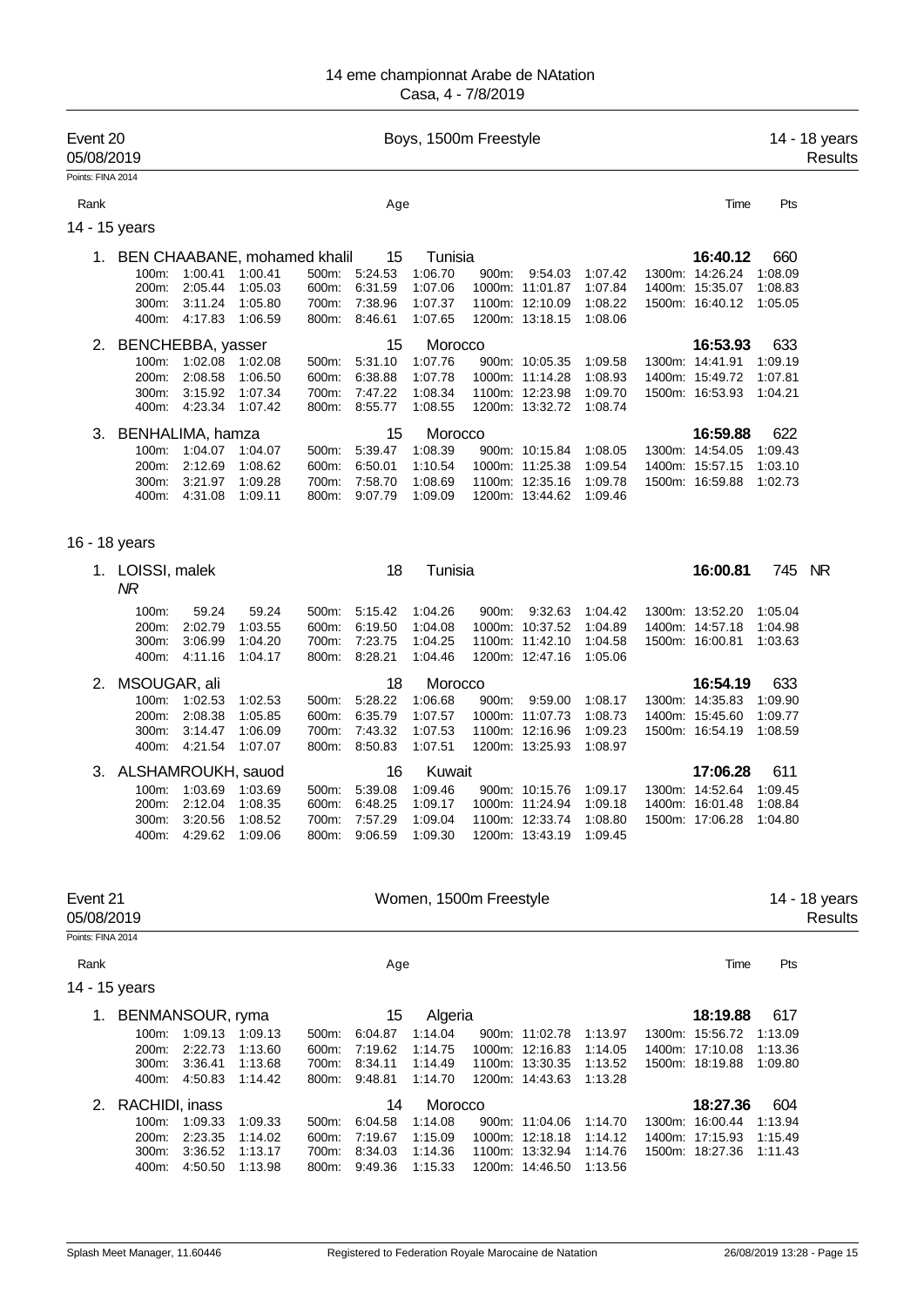14 eme championnat Arabe de NAtation
Casa, 4 - 7/8/2019

## Event 20 — Boys, 1500m Freestyle — 14 - 18 years

05/08/2019 — Results

Points: FINA 2014

| Rank | Name | Age | Country | Time | Pts |
|---|---|---|---|---|---|

### 14 - 15 years

**1. BEN CHAABANE, mohamed khalil** — 15 — Tunisia — **16:40.12** — 660

| | | | | | | | | | | | |
|---|---|---|---|---|---|---|---|---|---|---|---|
| 100m: | 1:00.41 | 1:00.41 | 500m: | 5:24.53 | 1:06.70 | 900m: | 9:54.03 | 1:07.42 | 1300m: | 14:26.24 | 1:08.09 |
| 200m: | 2:05.44 | 1:05.03 | 600m: | 6:31.59 | 1:07.06 | 1000m: | 11:01.87 | 1:07.84 | 1400m: | 15:35.07 | 1:08.83 |
| 300m: | 3:11.24 | 1:05.80 | 700m: | 7:38.96 | 1:07.37 | 1100m: | 12:10.09 | 1:08.22 | 1500m: | 16:40.12 | 1:05.05 |
| 400m: | 4:17.83 | 1:06.59 | 800m: | 8:46.61 | 1:07.65 | 1200m: | 13:18.15 | 1:08.06 | | | |

**2. BENCHEBBA, yasser** — 15 — Morocco — **16:53.93** — 633

| | | | | | | | | | | | |
|---|---|---|---|---|---|---|---|---|---|---|---|
| 100m: | 1:02.08 | 1:02.08 | 500m: | 5:31.10 | 1:07.76 | 900m: | 10:05.35 | 1:09.58 | 1300m: | 14:41.91 | 1:09.19 |
| 200m: | 2:08.58 | 1:06.50 | 600m: | 6:38.88 | 1:07.78 | 1000m: | 11:14.28 | 1:08.93 | 1400m: | 15:49.72 | 1:07.81 |
| 300m: | 3:15.92 | 1:07.34 | 700m: | 7:47.22 | 1:08.34 | 1100m: | 12:23.98 | 1:09.70 | 1500m: | 16:53.93 | 1:04.21 |
| 400m: | 4:23.34 | 1:07.42 | 800m: | 8:55.77 | 1:08.55 | 1200m: | 13:32.72 | 1:08.74 | | | |

**3. BENHALIMA, hamza** — 15 — Morocco — **16:59.88** — 622

| | | | | | | | | | | | |
|---|---|---|---|---|---|---|---|---|---|---|---|
| 100m: | 1:04.07 | 1:04.07 | 500m: | 5:39.47 | 1:08.39 | 900m: | 10:15.84 | 1:08.05 | 1300m: | 14:54.05 | 1:09.43 |
| 200m: | 2:12.69 | 1:08.62 | 600m: | 6:50.01 | 1:10.54 | 1000m: | 11:25.38 | 1:09.54 | 1400m: | 15:57.15 | 1:03.10 |
| 300m: | 3:21.97 | 1:09.28 | 700m: | 7:58.70 | 1:08.69 | 1100m: | 12:35.16 | 1:09.78 | 1500m: | 16:59.88 | 1:02.73 |
| 400m: | 4:31.08 | 1:09.11 | 800m: | 9:07.79 | 1:09.09 | 1200m: | 13:44.62 | 1:09.46 | | | |

### 16 - 18 years

**1. LOISSI, malek** — 18 — Tunisia — **16:00.81** — 745 NR

*NR*

| | | | | | | | | | | | |
|---|---|---|---|---|---|---|---|---|---|---|---|
| 100m: | 59.24 | 59.24 | 500m: | 5:15.42 | 1:04.26 | 900m: | 9:32.63 | 1:04.42 | 1300m: | 13:52.20 | 1:05.04 |
| 200m: | 2:02.79 | 1:03.55 | 600m: | 6:19.50 | 1:04.08 | 1000m: | 10:37.52 | 1:04.89 | 1400m: | 14:57.18 | 1:04.98 |
| 300m: | 3:06.99 | 1:04.20 | 700m: | 7:23.75 | 1:04.25 | 1100m: | 11:42.10 | 1:04.58 | 1500m: | 16:00.81 | 1:03.63 |
| 400m: | 4:11.16 | 1:04.17 | 800m: | 8:28.21 | 1:04.46 | 1200m: | 12:47.16 | 1:05.06 | | | |

**2. MSOUGAR, ali** — 18 — Morocco — **16:54.19** — 633

| | | | | | | | | | | | |
|---|---|---|---|---|---|---|---|---|---|---|---|
| 100m: | 1:02.53 | 1:02.53 | 500m: | 5:28.22 | 1:06.68 | 900m: | 9:59.00 | 1:08.17 | 1300m: | 14:35.83 | 1:09.90 |
| 200m: | 2:08.38 | 1:05.85 | 600m: | 6:35.79 | 1:07.57 | 1000m: | 11:07.73 | 1:08.73 | 1400m: | 15:45.60 | 1:09.77 |
| 300m: | 3:14.47 | 1:06.09 | 700m: | 7:43.32 | 1:07.53 | 1100m: | 12:16.96 | 1:09.23 | 1500m: | 16:54.19 | 1:08.59 |
| 400m: | 4:21.54 | 1:07.07 | 800m: | 8:50.83 | 1:07.51 | 1200m: | 13:25.93 | 1:08.97 | | | |

**3. ALSHAMROUKH, sauod** — 16 — Kuwait — **17:06.28** — 611

| | | | | | | | | | | | |
|---|---|---|---|---|---|---|---|---|---|---|---|
| 100m: | 1:03.69 | 1:03.69 | 500m: | 5:39.08 | 1:09.46 | 900m: | 10:15.76 | 1:09.17 | 1300m: | 14:52.64 | 1:09.45 |
| 200m: | 2:12.04 | 1:08.35 | 600m: | 6:48.25 | 1:09.17 | 1000m: | 11:24.94 | 1:09.18 | 1400m: | 16:01.48 | 1:08.84 |
| 300m: | 3:20.56 | 1:08.52 | 700m: | 7:57.29 | 1:09.04 | 1100m: | 12:33.74 | 1:08.80 | 1500m: | 17:06.28 | 1:04.80 |
| 400m: | 4:29.62 | 1:09.06 | 800m: | 9:06.59 | 1:09.30 | 1200m: | 13:43.19 | 1:09.45 | | | |

## Event 21 — Women, 1500m Freestyle — 14 - 18 years

05/08/2019 — Results

Points: FINA 2014

| Rank | Name | Age | Country | Time | Pts |
|---|---|---|---|---|---|

### 14 - 15 years

**1. BENMANSOUR, ryma** — 15 — Algeria — **18:19.88** — 617

| | | | | | | | | | | | |
|---|---|---|---|---|---|---|---|---|---|---|---|
| 100m: | 1:09.13 | 1:09.13 | 500m: | 6:04.87 | 1:14.04 | 900m: | 11:02.78 | 1:13.97 | 1300m: | 15:56.72 | 1:13.09 |
| 200m: | 2:22.73 | 1:13.60 | 600m: | 7:19.62 | 1:14.75 | 1000m: | 12:16.83 | 1:14.05 | 1400m: | 17:10.08 | 1:13.36 |
| 300m: | 3:36.41 | 1:13.68 | 700m: | 8:34.11 | 1:14.49 | 1100m: | 13:30.35 | 1:13.52 | 1500m: | 18:19.88 | 1:09.80 |
| 400m: | 4:50.83 | 1:14.42 | 800m: | 9:48.81 | 1:14.70 | 1200m: | 14:43.63 | 1:13.28 | | | |

**2. RACHIDI, inass** — 14 — Morocco — **18:27.36** — 604

| | | | | | | | | | | | |
|---|---|---|---|---|---|---|---|---|---|---|---|
| 100m: | 1:09.33 | 1:09.33 | 500m: | 6:04.58 | 1:14.08 | 900m: | 11:04.06 | 1:14.70 | 1300m: | 16:00.44 | 1:13.94 |
| 200m: | 2:23.35 | 1:14.02 | 600m: | 7:19.67 | 1:15.09 | 1000m: | 12:18.18 | 1:14.12 | 1400m: | 17:15.93 | 1:15.49 |
| 300m: | 3:36.52 | 1:13.17 | 700m: | 8:34.03 | 1:14.36 | 1100m: | 13:32.94 | 1:14.76 | 1500m: | 18:27.36 | 1:11.43 |
| 400m: | 4:50.50 | 1:13.98 | 800m: | 9:49.36 | 1:15.33 | 1200m: | 14:46.50 | 1:13.56 | | | |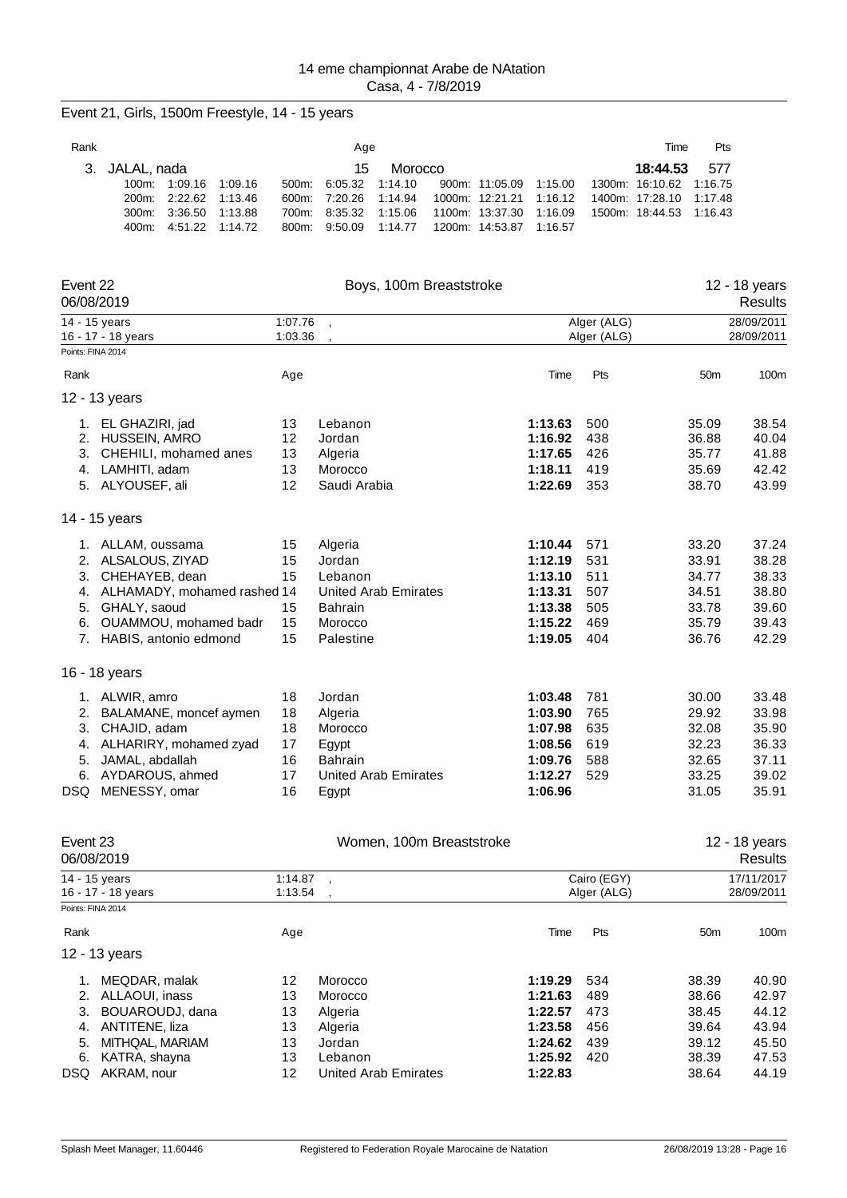14 eme championnat Arabe de NAtation
Casa, 4 - 7/8/2019

## Event 21, Girls, 1500m Freestyle, 14 - 15 years

| Rank | | Age | | Time | Pts |
|---|---|---|---|---|---|
| 3. | JALAL, nada | 15 | Morocco | **18:44.53** | 577 |

| | | | | | | | | | | | |
|---|---|---|---|---|---|---|---|---|---|---|---|
| 100m: | 1:09.16 | 1:09.16 | 500m: | 6:05.32 | 1:14.10 | 900m: | 11:05.09 | 1:15.00 | 1300m: | 16:10.62 | 1:16.75 |
| 200m: | 2:22.62 | 1:13.46 | 600m: | 7:20.26 | 1:14.94 | 1000m: | 12:21.21 | 1:16.12 | 1400m: | 17:28.10 | 1:17.48 |
| 300m: | 3:36.50 | 1:13.88 | 700m: | 8:35.32 | 1:15.06 | 1100m: | 13:37.30 | 1:16.09 | 1500m: | 18:44.53 | 1:16.43 |
| 400m: | 4:51.22 | 1:14.72 | 800m: | 9:50.09 | 1:14.77 | 1200m: | 14:53.87 | 1:16.57 | | | |

## Event 22 — Boys, 100m Breaststroke — 12 - 18 years

06/08/2019 — Results

| | | | | |
|---|---|---|---|---|
| 14 - 15 years | 1:07.76 | , | Alger (ALG) | 28/09/2011 |
| 16 - 17 - 18 years | 1:03.36 | , | Alger (ALG) | 28/09/2011 |

Points: FINA 2014

| Rank | Name | Age | Club | Time | Pts | 50m | 100m |
|---|---|---|---|---|---|---|---|
| **12 - 13 years** | | | | | | | |
| 1. | EL GHAZIRI, jad | 13 | Lebanon | **1:13.63** | 500 | 35.09 | 38.54 |
| 2. | HUSSEIN, AMRO | 12 | Jordan | **1:16.92** | 438 | 36.88 | 40.04 |
| 3. | CHEHILI, mohamed anes | 13 | Algeria | **1:17.65** | 426 | 35.77 | 41.88 |
| 4. | LAMHITI, adam | 13 | Morocco | **1:18.11** | 419 | 35.69 | 42.42 |
| 5. | ALYOUSEF, ali | 12 | Saudi Arabia | **1:22.69** | 353 | 38.70 | 43.99 |
| **14 - 15 years** | | | | | | | |
| 1. | ALLAM, oussama | 15 | Algeria | **1:10.44** | 571 | 33.20 | 37.24 |
| 2. | ALSALOUS, ZIYAD | 15 | Jordan | **1:12.19** | 531 | 33.91 | 38.28 |
| 3. | CHEHAYEB, dean | 15 | Lebanon | **1:13.10** | 511 | 34.77 | 38.33 |
| 4. | ALHAMADY, mohamed rashed | 14 | United Arab Emirates | **1:13.31** | 507 | 34.51 | 38.80 |
| 5. | GHALY, saoud | 15 | Bahrain | **1:13.38** | 505 | 33.78 | 39.60 |
| 6. | OUAMMOU, mohamed badr | 15 | Morocco | **1:15.22** | 469 | 35.79 | 39.43 |
| 7. | HABIS, antonio edmond | 15 | Palestine | **1:19.05** | 404 | 36.76 | 42.29 |
| **16 - 18 years** | | | | | | | |
| 1. | ALWIR, amro | 18 | Jordan | **1:03.48** | 781 | 30.00 | 33.48 |
| 2. | BALAMANE, moncef aymen | 18 | Algeria | **1:03.90** | 765 | 29.92 | 33.98 |
| 3. | CHAJID, adam | 18 | Morocco | **1:07.98** | 635 | 32.08 | 35.90 |
| 4. | ALHARIRY, mohamed zyad | 17 | Egypt | **1:08.56** | 619 | 32.23 | 36.33 |
| 5. | JAMAL, abdallah | 16 | Bahrain | **1:09.76** | 588 | 32.65 | 37.11 |
| 6. | AYDAROUS, ahmed | 17 | United Arab Emirates | **1:12.27** | 529 | 33.25 | 39.02 |
| DSQ | MENESSY, omar | 16 | Egypt | **1:06.96** | | 31.05 | 35.91 |

## Event 23 — Women, 100m Breaststroke — 12 - 18 years

06/08/2019 — Results

| | | | | |
|---|---|---|---|---|
| 14 - 15 years | 1:14.87 | , | Cairo (EGY) | 17/11/2017 |
| 16 - 17 - 18 years | 1:13.54 | , | Alger (ALG) | 28/09/2011 |

Points: FINA 2014

| Rank | Name | Age | Club | Time | Pts | 50m | 100m |
|---|---|---|---|---|---|---|---|
| **12 - 13 years** | | | | | | | |
| 1. | MEQDAR, malak | 12 | Morocco | **1:19.29** | 534 | 38.39 | 40.90 |
| 2. | ALLAOUI, inass | 13 | Morocco | **1:21.63** | 489 | 38.66 | 42.97 |
| 3. | BOUAROUDJ, dana | 13 | Algeria | **1:22.57** | 473 | 38.45 | 44.12 |
| 4. | ANTITENE, liza | 13 | Algeria | **1:23.58** | 456 | 39.64 | 43.94 |
| 5. | MITHQAL, MARIAM | 13 | Jordan | **1:24.62** | 439 | 39.12 | 45.50 |
| 6. | KATRA, shayna | 13 | Lebanon | **1:25.92** | 420 | 38.39 | 47.53 |
| DSQ | AKRAM, nour | 12 | United Arab Emirates | **1:22.83** | | 38.64 | 44.19 |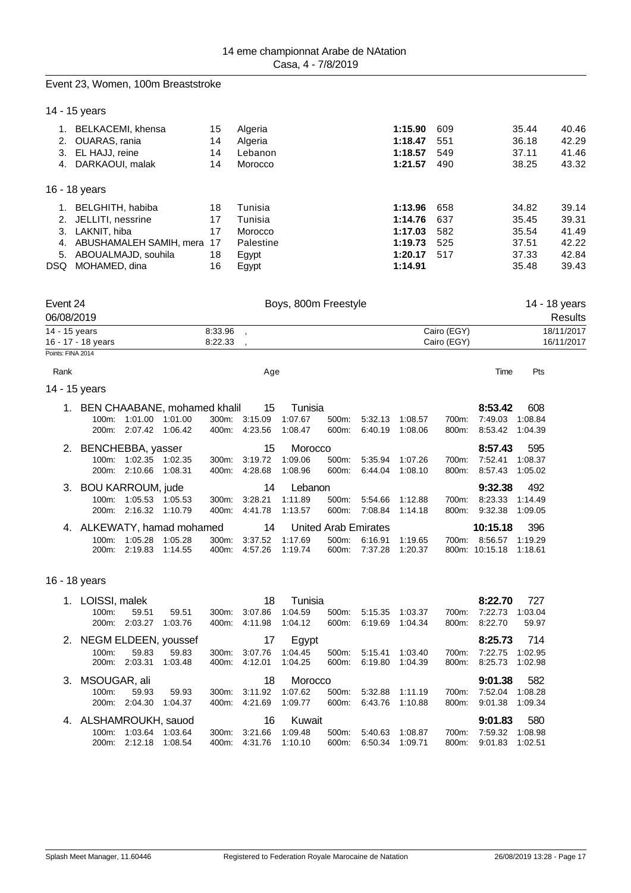## Event 23, Women, 100m Breaststroke

### 14 - 15 years

| Rank | Name | Age | Country | Time | Pts | 50m | 100m |
|---|---|---|---|---|---|---|---|
| 1. | BELKACEMI, khensa | 15 | Algeria | **1:15.90** | 609 | 35.44 | 40.46 |
| 2. | OUARAS, rania | 14 | Algeria | **1:18.47** | 551 | 36.18 | 42.29 |
| 3. | EL HAJJ, reine | 14 | Lebanon | **1:18.57** | 549 | 37.11 | 41.46 |
| 4. | DARKAOUI, malak | 14 | Morocco | **1:21.57** | 490 | 38.25 | 43.32 |

### 16 - 18 years

| Rank | Name | Age | Country | Time | Pts | 50m | 100m |
|---|---|---|---|---|---|---|---|
| 1. | BELGHITH, habiba | 18 | Tunisia | **1:13.96** | 658 | 34.82 | 39.14 |
| 2. | JELLITI, nessrine | 17 | Tunisia | **1:14.76** | 637 | 35.45 | 39.31 |
| 3. | LAKNIT, hiba | 17 | Morocco | **1:17.03** | 582 | 35.54 | 41.49 |
| 4. | ABUSHAMALEH SAMIH, mera | 17 | Palestine | **1:19.73** | 525 | 37.51 | 42.22 |
| 5. | ABOUALMAJD, souhila | 18 | Egypt | **1:20.17** | 517 | 37.33 | 42.84 |
| DSQ | MOHAMED, dina | 16 | Egypt | **1:14.91** | | 35.48 | 39.43 |

## Event 24 — Boys, 800m Freestyle — 14 - 18 years

06/08/2019 — Results

| | | | | |
|---|---|---|---|---|
| 14 - 15 years | 8:33.96 | , | Cairo (EGY) | 18/11/2017 |
| 16 - 17 - 18 years | 8:22.33 | , | Cairo (EGY) | 16/11/2017 |

Points: FINA 2014

### 14 - 15 years

| Rank | Name | Age | Country | Time | Pts |
|---|---|---|---|---|---|
| 1. | BEN CHAABANE, mohamed khalil | 15 | Tunisia | **8:53.42** | 608 |
| 2. | BENCHEBBA, yasser | 15 | Morocco | **8:57.43** | 595 |
| 3. | BOU KARROUM, jude | 14 | Lebanon | **9:32.38** | 492 |
| 4. | ALKEWATY, hamad mohamed | 14 | United Arab Emirates | **10:15.18** | 396 |

Splits:

| Name | 100m | | 200m | | 300m | | 400m | | 500m | | 600m | | 700m | | 800m | |
|---|---|---|---|---|---|---|---|---|---|---|---|---|---|---|---|---|
| BEN CHAABANE, mohamed khalil | 1:01.00 | 1:01.00 | 2:07.42 | 1:06.42 | 3:15.09 | 1:07.67 | 4:23.56 | 1:08.47 | 5:32.13 | 1:08.57 | 6:40.19 | 1:08.06 | 7:49.03 | 1:08.84 | 8:53.42 | 1:04.39 |
| BENCHEBBA, yasser | 1:02.35 | 1:02.35 | 2:10.66 | 1:08.31 | 3:19.72 | 1:09.06 | 4:28.68 | 1:08.96 | 5:35.94 | 1:07.26 | 6:44.04 | 1:08.10 | 7:52.41 | 1:08.37 | 8:57.43 | 1:05.02 |
| BOU KARROUM, jude | 1:05.53 | 1:05.53 | 2:16.32 | 1:10.79 | 3:28.21 | 1:11.89 | 4:41.78 | 1:13.57 | 5:54.66 | 1:12.88 | 7:08.84 | 1:14.18 | 8:23.33 | 1:14.49 | 9:32.38 | 1:09.05 |
| ALKEWATY, hamad mohamed | 1:05.28 | 1:05.28 | 2:19.83 | 1:14.55 | 3:37.52 | 1:17.69 | 4:57.26 | 1:19.74 | 6:16.91 | 1:19.65 | 7:37.28 | 1:20.37 | 8:56.57 | 1:19.29 | 10:15.18 | 1:18.61 |

### 16 - 18 years

| Rank | Name | Age | Country | Time | Pts |
|---|---|---|---|---|---|
| 1. | LOISSI, malek | 18 | Tunisia | **8:22.70** | 727 |
| 2. | NEGM ELDEEN, youssef | 17 | Egypt | **8:25.73** | 714 |
| 3. | MSOUGAR, ali | 18 | Morocco | **9:01.38** | 582 |
| 4. | ALSHAMROUKH, sauod | 16 | Kuwait | **9:01.83** | 580 |

Splits:

| Name | 100m | | 200m | | 300m | | 400m | | 500m | | 600m | | 700m | | 800m | |
|---|---|---|---|---|---|---|---|---|---|---|---|---|---|---|---|---|
| LOISSI, malek | 59.51 | 59.51 | 2:03.27 | 1:03.76 | 3:07.86 | 1:04.59 | 4:11.98 | 1:04.12 | 5:15.35 | 1:03.37 | 6:19.69 | 1:04.34 | 7:22.73 | 1:03.04 | 8:22.70 | 59.97 |
| NEGM ELDEEN, youssef | 59.83 | 59.83 | 2:03.31 | 1:03.48 | 3:07.76 | 1:04.45 | 4:12.01 | 1:04.25 | 5:15.41 | 1:03.40 | 6:19.80 | 1:04.39 | 7:22.75 | 1:02.95 | 8:25.73 | 1:02.98 |
| MSOUGAR, ali | 59.93 | 59.93 | 2:04.30 | 1:04.37 | 3:11.92 | 1:07.62 | 4:21.69 | 1:09.77 | 5:32.88 | 1:11.19 | 6:43.76 | 1:10.88 | 7:52.04 | 1:08.28 | 9:01.38 | 1:09.34 |
| ALSHAMROUKH, sauod | 1:03.64 | 1:03.64 | 2:12.18 | 1:08.54 | 3:21.66 | 1:09.48 | 4:31.76 | 1:10.10 | 5:40.63 | 1:08.87 | 6:50.34 | 1:09.71 | 7:59.32 | 1:08.98 | 9:01.83 | 1:02.51 |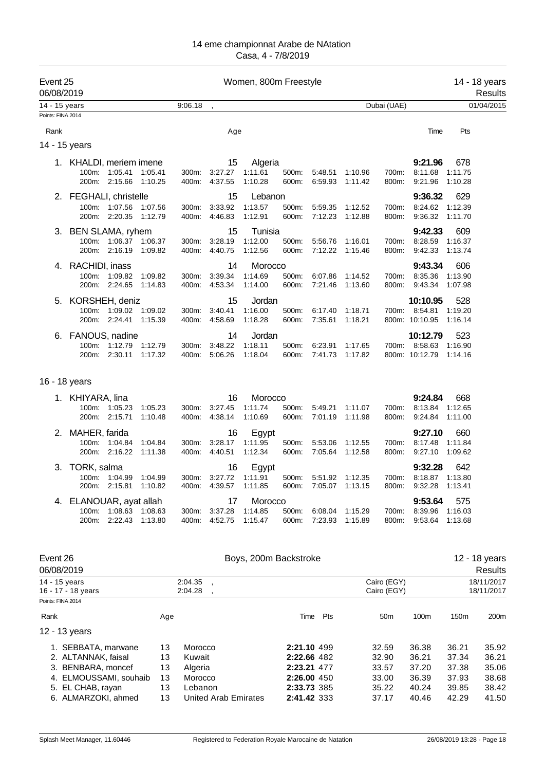# 14 eme championnat Arabe de NAtation

Casa, 4 - 7/8/2019

## Event 25 — Women, 800m Freestyle — 14 - 18 years — Results

06/08/2019

| | | | | |
|---|---|---|---|---|
| 14 - 15 years | 9:06.18 | , | Dubai (UAE) | 01/04/2015 |

Points: FINA 2014

### 14 - 15 years

| Rank | Name | Age | Nation | Time | Pts |
|---|---|---|---|---|---|
| 1. | KHALDI, meriem imene | 15 | Algeria | 9:21.96 | 678 |
| | 100m: 1:05.41 1:05.41 · 200m: 2:15.66 1:10.25 · 300m: 3:27.27 1:11.61 · 400m: 4:37.55 1:10.28 · 500m: 5:48.51 1:10.96 · 600m: 6:59.93 1:11.42 · 700m: 8:11.68 1:11.75 · 800m: 9:21.96 1:10.28 | | | | |
| 2. | FEGHALI, christelle | 15 | Lebanon | 9:36.32 | 629 |
| | 100m: 1:07.56 1:07.56 · 200m: 2:20.35 1:12.79 · 300m: 3:33.92 1:13.57 · 400m: 4:46.83 1:12.91 · 500m: 5:59.35 1:12.52 · 600m: 7:12.23 1:12.88 · 700m: 8:24.62 1:12.39 · 800m: 9:36.32 1:11.70 | | | | |
| 3. | BEN SLAMA, ryhem | 15 | Tunisia | 9:42.33 | 609 |
| | 100m: 1:06.37 1:06.37 · 200m: 2:16.19 1:09.82 · 300m: 3:28.19 1:12.00 · 400m: 4:40.75 1:12.56 · 500m: 5:56.76 1:16.01 · 600m: 7:12.22 1:15.46 · 700m: 8:28.59 1:16.37 · 800m: 9:42.33 1:13.74 | | | | |
| 4. | RACHIDI, inass | 14 | Morocco | 9:43.34 | 606 |
| | 100m: 1:09.82 1:09.82 · 200m: 2:24.65 1:14.83 · 300m: 3:39.34 1:14.69 · 400m: 4:53.34 1:14.00 · 500m: 6:07.86 1:14.52 · 600m: 7:21.46 1:13.60 · 700m: 8:35.36 1:13.90 · 800m: 9:43.34 1:07.98 | | | | |
| 5. | KORSHEH, deniz | 15 | Jordan | 10:10.95 | 528 |
| | 100m: 1:09.02 1:09.02 · 200m: 2:24.41 1:15.39 · 300m: 3:40.41 1:16.00 · 400m: 4:58.69 1:18.28 · 500m: 6:17.40 1:18.71 · 600m: 7:35.61 1:18.21 · 700m: 8:54.81 1:19.20 · 800m: 10:10.95 1:16.14 | | | | |
| 6. | FANOUS, nadine | 14 | Jordan | 10:12.79 | 523 |
| | 100m: 1:12.79 1:12.79 · 200m: 2:30.11 1:17.32 · 300m: 3:48.22 1:18.11 · 400m: 5:06.26 1:18.04 · 500m: 6:23.91 1:17.65 · 600m: 7:41.73 1:17.82 · 700m: 8:58.63 1:16.90 · 800m: 10:12.79 1:14.16 | | | | |

### 16 - 18 years

| Rank | Name | Age | Nation | Time | Pts |
|---|---|---|---|---|---|
| 1. | KHIYARA, lina | 16 | Morocco | 9:24.84 | 668 |
| | 100m: 1:05.23 1:05.23 · 200m: 2:15.71 1:10.48 · 300m: 3:27.45 1:11.74 · 400m: 4:38.14 1:10.69 · 500m: 5:49.21 1:11.07 · 600m: 7:01.19 1:11.98 · 700m: 8:13.84 1:12.65 · 800m: 9:24.84 1:11.00 | | | | |
| 2. | MAHER, farida | 16 | Egypt | 9:27.10 | 660 |
| | 100m: 1:04.84 1:04.84 · 200m: 2:16.22 1:11.38 · 300m: 3:28.17 1:11.95 · 400m: 4:40.51 1:12.34 · 500m: 5:53.06 1:12.55 · 600m: 7:05.64 1:12.58 · 700m: 8:17.48 1:11.84 · 800m: 9:27.10 1:09.62 | | | | |
| 3. | TORK, salma | 16 | Egypt | 9:32.28 | 642 |
| | 100m: 1:04.99 1:04.99 · 200m: 2:15.81 1:10.82 · 300m: 3:27.72 1:11.91 · 400m: 4:39.57 1:11.85 · 500m: 5:51.92 1:12.35 · 600m: 7:05.07 1:13.15 · 700m: 8:18.87 1:13.80 · 800m: 9:32.28 1:13.41 | | | | |
| 4. | ELANOUAR, ayat allah | 17 | Morocco | 9:53.64 | 575 |
| | 100m: 1:08.63 1:08.63 · 200m: 2:22.43 1:13.80 · 300m: 3:37.28 1:14.85 · 400m: 4:52.75 1:15.47 · 500m: 6:08.04 1:15.29 · 600m: 7:23.93 1:15.89 · 700m: 8:39.96 1:16.03 · 800m: 9:53.64 1:13.68 | | | | |

## Event 26 — Boys, 200m Backstroke — 12 - 18 years — Results

06/08/2019

| | | | | |
|---|---|---|---|---|
| 14 - 15 years | 2:04.35 | , | Cairo (EGY) | 18/11/2017 |
| 16 - 17 - 18 years | 2:04.28 | , | Cairo (EGY) | 18/11/2017 |

Points: FINA 2014

### 12 - 13 years

| Rank | Name | Age | Nation | Time | Pts | 50m | 100m | 150m | 200m |
|---|---|---|---|---|---|---|---|---|---|
| 1. | SEBBATA, marwane | 13 | Morocco | 2:21.10 | 499 | 32.59 | 36.38 | 36.21 | 35.92 |
| 2. | ALTANNAK, faisal | 13 | Kuwait | 2:22.66 | 482 | 32.90 | 36.21 | 37.34 | 36.21 |
| 3. | BENBARA, moncef | 13 | Algeria | 2:23.21 | 477 | 33.57 | 37.20 | 37.38 | 35.06 |
| 4. | ELMOUSSAMI, souhaib | 13 | Morocco | 2:26.00 | 450 | 33.00 | 36.39 | 37.93 | 38.68 |
| 5. | EL CHAB, rayan | 13 | Lebanon | 2:33.73 | 385 | 35.22 | 40.24 | 39.85 | 38.42 |
| 6. | ALMARZOKI, ahmed | 13 | United Arab Emirates | 2:41.42 | 333 | 37.17 | 40.46 | 42.29 | 41.50 |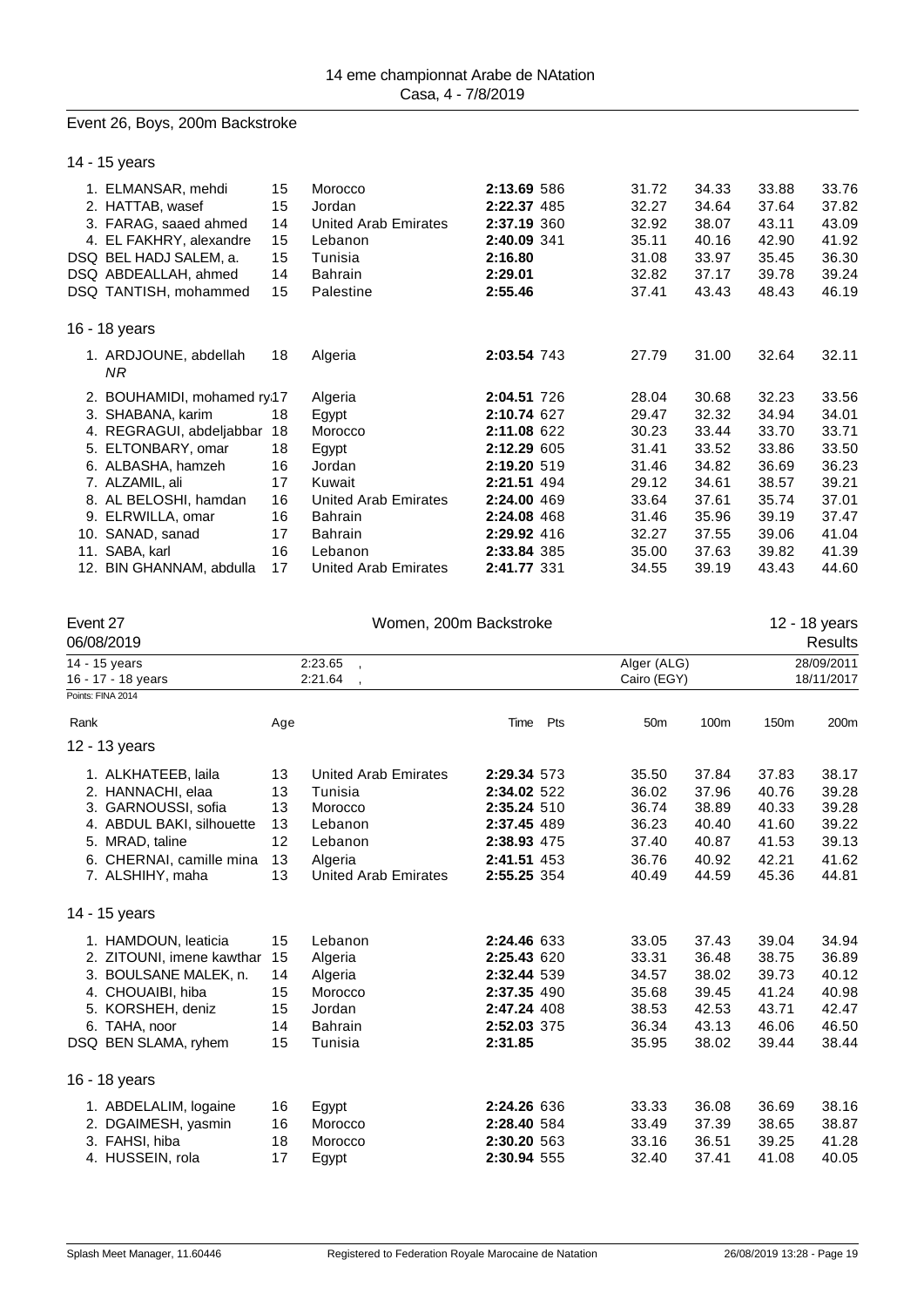14 eme championnat Arabe de NAtation
Casa, 4 - 7/8/2019

## Event 26, Boys, 200m Backstroke

### 14 - 15 years

| Rank | Name | Age | Team | Time | Pts | 50m | 100m | 150m | 200m |
|---|---|---|---|---|---|---|---|---|---|
| 1. | ELMANSAR, mehdi | 15 | Morocco | **2:13.69** | 586 | 31.72 | 34.33 | 33.88 | 33.76 |
| 2. | HATTAB, wasef | 15 | Jordan | **2:22.37** | 485 | 32.27 | 34.64 | 37.64 | 37.82 |
| 3. | FARAG, saaed ahmed | 14 | United Arab Emirates | **2:37.19** | 360 | 32.92 | 38.07 | 43.11 | 43.09 |
| 4. | EL FAKHRY, alexandre | 15 | Lebanon | **2:40.09** | 341 | 35.11 | 40.16 | 42.90 | 41.92 |
| DSQ | BEL HADJ SALEM, a. | 15 | Tunisia | **2:16.80** | | 31.08 | 33.97 | 35.45 | 36.30 |
| DSQ | ABDEALLAH, ahmed | 14 | Bahrain | **2:29.01** | | 32.82 | 37.17 | 39.78 | 39.24 |
| DSQ | TANTISH, mohammed | 15 | Palestine | **2:55.46** | | 37.41 | 43.43 | 48.43 | 46.19 |

### 16 - 18 years

| Rank | Name | Age | Team | Time | Pts | 50m | 100m | 150m | 200m |
|---|---|---|---|---|---|---|---|---|---|
| 1. | ARDJOUNE, abdellah *NR* | 18 | Algeria | **2:03.54** | 743 | 27.79 | 31.00 | 32.64 | 32.11 |
| 2. | BOUHAMIDI, mohamed ry | 17 | Algeria | **2:04.51** | 726 | 28.04 | 30.68 | 32.23 | 33.56 |
| 3. | SHABANA, karim | 18 | Egypt | **2:10.74** | 627 | 29.47 | 32.32 | 34.94 | 34.01 |
| 4. | REGRAGUI, abdeljabbar | 18 | Morocco | **2:11.08** | 622 | 30.23 | 33.44 | 33.70 | 33.71 |
| 5. | ELTONBARY, omar | 18 | Egypt | **2:12.29** | 605 | 31.41 | 33.52 | 33.86 | 33.50 |
| 6. | ALBASHA, hamzeh | 16 | Jordan | **2:19.20** | 519 | 31.46 | 34.82 | 36.69 | 36.23 |
| 7. | ALZAMIL, ali | 17 | Kuwait | **2:21.51** | 494 | 29.12 | 34.61 | 38.57 | 39.21 |
| 8. | AL BELOSHI, hamdan | 16 | United Arab Emirates | **2:24.00** | 469 | 33.64 | 37.61 | 35.74 | 37.01 |
| 9. | ELRWILLA, omar | 16 | Bahrain | **2:24.08** | 468 | 31.46 | 35.96 | 39.19 | 37.47 |
| 10. | SANAD, sanad | 17 | Bahrain | **2:29.92** | 416 | 32.27 | 37.55 | 39.06 | 41.04 |
| 11. | SABA, karl | 16 | Lebanon | **2:33.84** | 385 | 35.00 | 37.63 | 39.82 | 41.39 |
| 12. | BIN GHANNAM, abdulla | 17 | United Arab Emirates | **2:41.77** | 331 | 34.55 | 39.19 | 43.43 | 44.60 |

## Event 27 — Women, 200m Backstroke — 12 - 18 years

06/08/2019 — Results

| Category | Record | Place | Date |
|---|---|---|---|
| 14 - 15 years | 2:23.65 , | Alger (ALG) | 28/09/2011 |
| 16 - 17 - 18 years | 2:21.64 , | Cairo (EGY) | 18/11/2017 |

Points: FINA 2014

### 12 - 13 years

| Rank | Name | Age | Team | Time | Pts | 50m | 100m | 150m | 200m |
|---|---|---|---|---|---|---|---|---|---|
| 1. | ALKHATEEB, laila | 13 | United Arab Emirates | **2:29.34** | 573 | 35.50 | 37.84 | 37.83 | 38.17 |
| 2. | HANNACHI, elaa | 13 | Tunisia | **2:34.02** | 522 | 36.02 | 37.96 | 40.76 | 39.28 |
| 3. | GARNOUSSI, sofia | 13 | Morocco | **2:35.24** | 510 | 36.74 | 38.89 | 40.33 | 39.28 |
| 4. | ABDUL BAKI, silhouette | 13 | Lebanon | **2:37.45** | 489 | 36.23 | 40.40 | 41.60 | 39.22 |
| 5. | MRAD, taline | 12 | Lebanon | **2:38.93** | 475 | 37.40 | 40.87 | 41.53 | 39.13 |
| 6. | CHERNAI, camille mina | 13 | Algeria | **2:41.51** | 453 | 36.76 | 40.92 | 42.21 | 41.62 |
| 7. | ALSHIHY, maha | 13 | United Arab Emirates | **2:55.25** | 354 | 40.49 | 44.59 | 45.36 | 44.81 |

### 14 - 15 years

| Rank | Name | Age | Team | Time | Pts | 50m | 100m | 150m | 200m |
|---|---|---|---|---|---|---|---|---|---|
| 1. | HAMDOUN, leaticia | 15 | Lebanon | **2:24.46** | 633 | 33.05 | 37.43 | 39.04 | 34.94 |
| 2. | ZITOUNI, imene kawthar | 15 | Algeria | **2:25.43** | 620 | 33.31 | 36.48 | 38.75 | 36.89 |
| 3. | BOULSANE MALEK, n. | 14 | Algeria | **2:32.44** | 539 | 34.57 | 38.02 | 39.73 | 40.12 |
| 4. | CHOUAIBI, hiba | 15 | Morocco | **2:37.35** | 490 | 35.68 | 39.45 | 41.24 | 40.98 |
| 5. | KORSHEH, deniz | 15 | Jordan | **2:47.24** | 408 | 38.53 | 42.53 | 43.71 | 42.47 |
| 6. | TAHA, noor | 14 | Bahrain | **2:52.03** | 375 | 36.34 | 43.13 | 46.06 | 46.50 |
| DSQ | BEN SLAMA, ryhem | 15 | Tunisia | **2:31.85** | | 35.95 | 38.02 | 39.44 | 38.44 |

### 16 - 18 years

| Rank | Name | Age | Team | Time | Pts | 50m | 100m | 150m | 200m |
|---|---|---|---|---|---|---|---|---|---|
| 1. | ABDELALIM, logaine | 16 | Egypt | **2:24.26** | 636 | 33.33 | 36.08 | 36.69 | 38.16 |
| 2. | DGAIMESH, yasmin | 16 | Morocco | **2:28.40** | 584 | 33.49 | 37.39 | 38.65 | 38.87 |
| 3. | FAHSI, hiba | 18 | Morocco | **2:30.20** | 563 | 33.16 | 36.51 | 39.25 | 41.28 |
| 4. | HUSSEIN, rola | 17 | Egypt | **2:30.94** | 555 | 32.40 | 37.41 | 41.08 | 40.05 |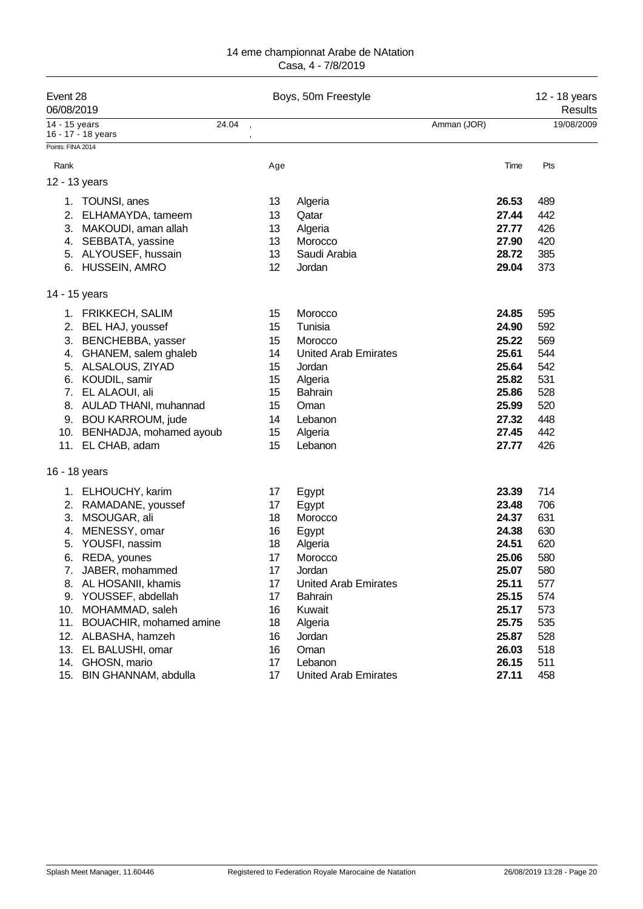14 eme championnat Arabe de NAtation
Casa, 4 - 7/8/2019

| Event 28 | Boys, 50m Freestyle | 12 - 18 years |
|---|---|---|
| 06/08/2019 | | Results |

| 14 - 15 years | 24.04 | , | Amman (JOR) | 19/08/2009 |
|---|---|---|---|---|
| 16 - 17 - 18 years | | , | | |

Points: FINA 2014

| Rank | | Age | | Time | Pts |
|---|---|---|---|---|---|
| **12 - 13 years** | | | | | |
| 1. | TOUNSI, anes | 13 | Algeria | **26.53** | 489 |
| 2. | ELHAMAYDA, tameem | 13 | Qatar | **27.44** | 442 |
| 3. | MAKOUDI, aman allah | 13 | Algeria | **27.77** | 426 |
| 4. | SEBBATA, yassine | 13 | Morocco | **27.90** | 420 |
| 5. | ALYOUSEF, hussain | 13 | Saudi Arabia | **28.72** | 385 |
| 6. | HUSSEIN, AMRO | 12 | Jordan | **29.04** | 373 |
| **14 - 15 years** | | | | | |
| 1. | FRIKKECH, SALIM | 15 | Morocco | **24.85** | 595 |
| 2. | BEL HAJ, youssef | 15 | Tunisia | **24.90** | 592 |
| 3. | BENCHEBBA, yasser | 15 | Morocco | **25.22** | 569 |
| 4. | GHANEM, salem ghaleb | 14 | United Arab Emirates | **25.61** | 544 |
| 5. | ALSALOUS, ZIYAD | 15 | Jordan | **25.64** | 542 |
| 6. | KOUDIL, samir | 15 | Algeria | **25.82** | 531 |
| 7. | EL ALAOUI, ali | 15 | Bahrain | **25.86** | 528 |
| 8. | AULAD THANI, muhannad | 15 | Oman | **25.99** | 520 |
| 9. | BOU KARROUM, jude | 14 | Lebanon | **27.32** | 448 |
| 10. | BENHADJA, mohamed ayoub | 15 | Algeria | **27.45** | 442 |
| 11. | EL CHAB, adam | 15 | Lebanon | **27.77** | 426 |
| **16 - 18 years** | | | | | |
| 1. | ELHOUCHY, karim | 17 | Egypt | **23.39** | 714 |
| 2. | RAMADANE, youssef | 17 | Egypt | **23.48** | 706 |
| 3. | MSOUGAR, ali | 18 | Morocco | **24.37** | 631 |
| 4. | MENESSY, omar | 16 | Egypt | **24.38** | 630 |
| 5. | YOUSFI, nassim | 18 | Algeria | **24.51** | 620 |
| 6. | REDA, younes | 17 | Morocco | **25.06** | 580 |
| 7. | JABER, mohammed | 17 | Jordan | **25.07** | 580 |
| 8. | AL HOSANII, khamis | 17 | United Arab Emirates | **25.11** | 577 |
| 9. | YOUSSEF, abdellah | 17 | Bahrain | **25.15** | 574 |
| 10. | MOHAMMAD, saleh | 16 | Kuwait | **25.17** | 573 |
| 11. | BOUACHIR, mohamed amine | 18 | Algeria | **25.75** | 535 |
| 12. | ALBASHA, hamzeh | 16 | Jordan | **25.87** | 528 |
| 13. | EL BALUSHI, omar | 16 | Oman | **26.03** | 518 |
| 14. | GHOSN, mario | 17 | Lebanon | **26.15** | 511 |
| 15. | BIN GHANNAM, abdulla | 17 | United Arab Emirates | **27.11** | 458 |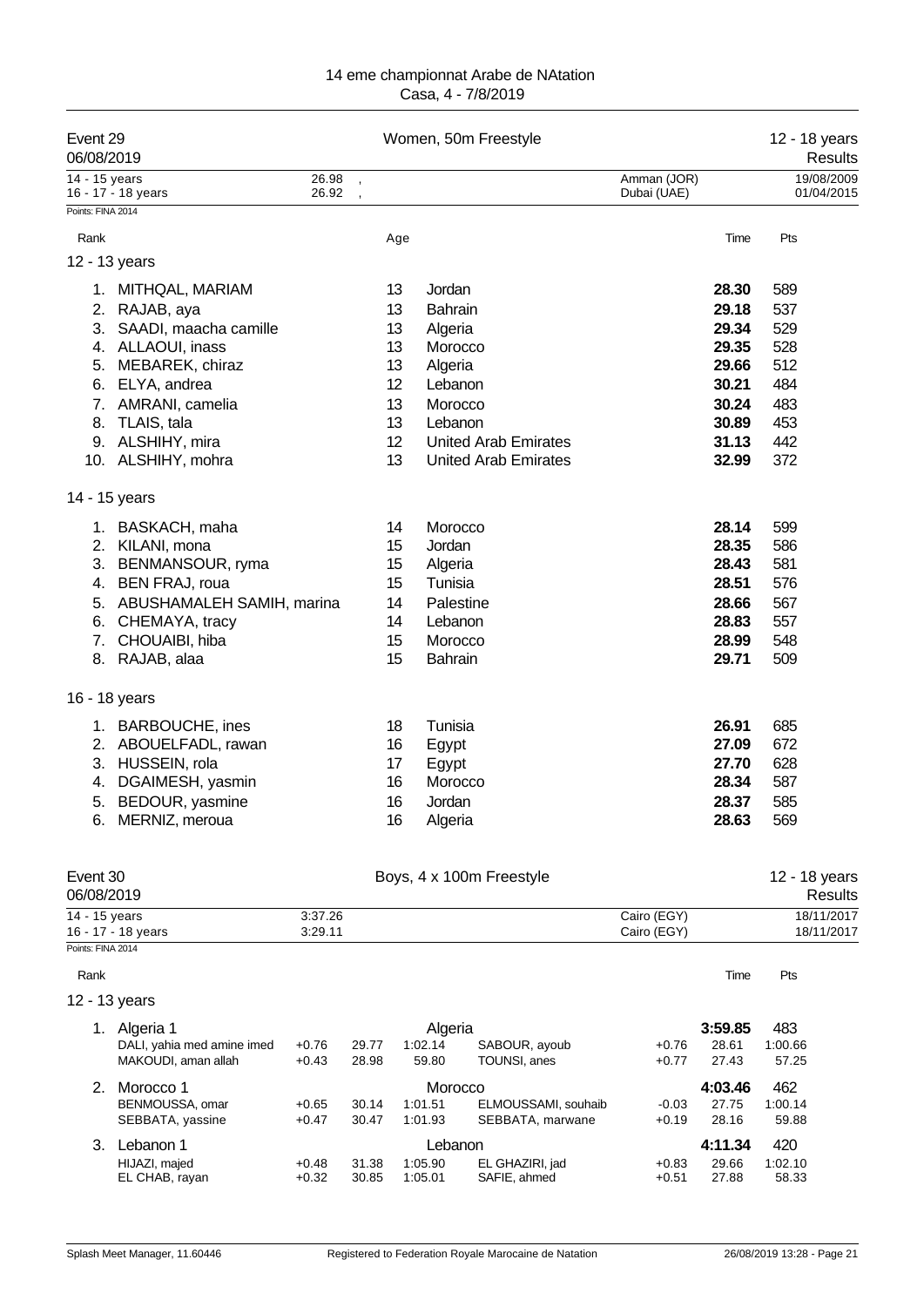14 eme championnat Arabe de NAtation
Casa, 4 - 7/8/2019

## Event 29 — Women, 50m Freestyle — 12 - 18 years Results

06/08/2019

| | | | |
|---|---|---|---|
| 14 - 15 years | 26.98 , | Amman (JOR) | 19/08/2009 |
| 16 - 17 - 18 years | 26.92 , | Dubai (UAE) | 01/04/2015 |

Points: FINA 2014

### 12 - 13 years

| Rank | Name | Age | Club | Time | Pts |
|---|---|---|---|---|---|
| 1. | MITHQAL, MARIAM | 13 | Jordan | **28.30** | 589 |
| 2. | RAJAB, aya | 13 | Bahrain | **29.18** | 537 |
| 3. | SAADI, maacha camille | 13 | Algeria | **29.34** | 529 |
| 4. | ALLAOUI, inass | 13 | Morocco | **29.35** | 528 |
| 5. | MEBAREK, chiraz | 13 | Algeria | **29.66** | 512 |
| 6. | ELYA, andrea | 12 | Lebanon | **30.21** | 484 |
| 7. | AMRANI, camelia | 13 | Morocco | **30.24** | 483 |
| 8. | TLAIS, tala | 13 | Lebanon | **30.89** | 453 |
| 9. | ALSHIHY, mira | 12 | United Arab Emirates | **31.13** | 442 |
| 10. | ALSHIHY, mohra | 13 | United Arab Emirates | **32.99** | 372 |

### 14 - 15 years

| Rank | Name | Age | Club | Time | Pts |
|---|---|---|---|---|---|
| 1. | BASKACH, maha | 14 | Morocco | **28.14** | 599 |
| 2. | KILANI, mona | 15 | Jordan | **28.35** | 586 |
| 3. | BENMANSOUR, ryma | 15 | Algeria | **28.43** | 581 |
| 4. | BEN FRAJ, roua | 15 | Tunisia | **28.51** | 576 |
| 5. | ABUSHAMALEH SAMIH, marina | 14 | Palestine | **28.66** | 567 |
| 6. | CHEMAYA, tracy | 14 | Lebanon | **28.83** | 557 |
| 7. | CHOUAIBI, hiba | 15 | Morocco | **28.99** | 548 |
| 8. | RAJAB, alaa | 15 | Bahrain | **29.71** | 509 |

### 16 - 18 years

| Rank | Name | Age | Club | Time | Pts |
|---|---|---|---|---|---|
| 1. | BARBOUCHE, ines | 18 | Tunisia | **26.91** | 685 |
| 2. | ABOUELFADL, rawan | 16 | Egypt | **27.09** | 672 |
| 3. | HUSSEIN, rola | 17 | Egypt | **27.70** | 628 |
| 4. | DGAIMESH, yasmin | 16 | Morocco | **28.34** | 587 |
| 5. | BEDOUR, yasmine | 16 | Jordan | **28.37** | 585 |
| 6. | MERNIZ, meroua | 16 | Algeria | **28.63** | 569 |

## Event 30 — Boys, 4 x 100m Freestyle — 12 - 18 years Results

06/08/2019

| | | | |
|---|---|---|---|
| 14 - 15 years | 3:37.26 | Cairo (EGY) | 18/11/2017 |
| 16 - 17 - 18 years | 3:29.11 | Cairo (EGY) | 18/11/2017 |

Points: FINA 2014

### 12 - 13 years

| Rank | Team / Swimmer | Reaction | 50m | 100m | Swimmer | Reaction | 50m | 100m / Pts |
|---|---|---|---|---|---|---|---|---|
| 1. | Algeria 1 | | | Algeria | | | **3:59.85** | 483 |
| | DALI, yahia med amine imed | +0.76 | 29.77 | 1:02.14 | SABOUR, ayoub | +0.76 | 28.61 | 1:00.66 |
| | MAKOUDI, aman allah | +0.43 | 28.98 | 59.80 | TOUNSI, anes | +0.77 | 27.43 | 57.25 |
| 2. | Morocco 1 | | | Morocco | | | **4:03.46** | 462 |
| | BENMOUSSA, omar | +0.65 | 30.14 | 1:01.51 | ELMOUSSAMI, souhaib | -0.03 | 27.75 | 1:00.14 |
| | SEBBATA, yassine | +0.47 | 30.47 | 1:01.93 | SEBBATA, marwane | +0.19 | 28.16 | 59.88 |
| 3. | Lebanon 1 | | | Lebanon | | | **4:11.34** | 420 |
| | HIJAZI, majed | +0.48 | 31.38 | 1:05.90 | EL GHAZIRI, jad | +0.83 | 29.66 | 1:02.10 |
| | EL CHAB, rayan | +0.32 | 30.85 | 1:05.01 | SAFIE, ahmed | +0.51 | 27.88 | 58.33 |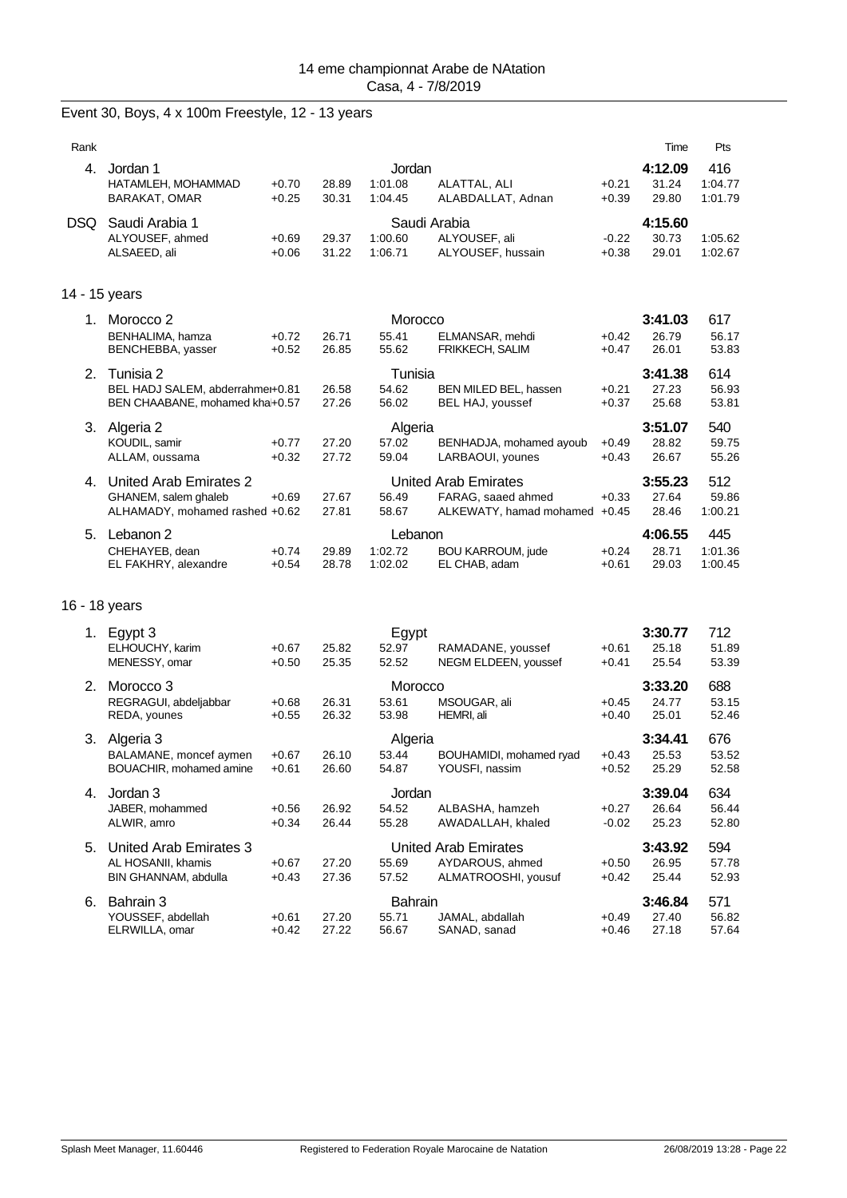14 eme championnat Arabe de NAtation
Casa, 4 - 7/8/2019

## Event 30, Boys, 4 x 100m Freestyle, 12 - 13 years

| Rank | | | | | | | | Time | Pts |
|---|---|---|---|---|---|---|---|---|---|
| 4. | Jordan 1 | | | Jordan | | | | 4:12.09 | 416 |
| | HATAMLEH, MOHAMMAD | +0.70 | 28.89 | 1:01.08 | ALATTAL, ALI | +0.21 | | 31.24 | 1:04.77 |
| | BARAKAT, OMAR | +0.25 | 30.31 | 1:04.45 | ALABDALLAT, Adnan | +0.39 | | 29.80 | 1:01.79 |
| DSQ | Saudi Arabia 1 | | | Saudi Arabia | | | | 4:15.60 | |
| | ALYOUSEF, ahmed | +0.69 | 29.37 | 1:00.60 | ALYOUSEF, ali | -0.22 | | 30.73 | 1:05.62 |
| | ALSAEED, ali | +0.06 | 31.22 | 1:06.71 | ALYOUSEF, hussain | +0.38 | | 29.01 | 1:02.67 |

### 14 - 15 years

| Rank | | | | | | | | Time | Pts |
|---|---|---|---|---|---|---|---|---|---|
| 1. | Morocco 2 | | | Morocco | | | | 3:41.03 | 617 |
| | BENHALIMA, hamza | +0.72 | 26.71 | 55.41 | ELMANSAR, mehdi | +0.42 | | 26.79 | 56.17 |
| | BENCHEBBA, yasser | +0.52 | 26.85 | 55.62 | FRIKKECH, SALIM | +0.47 | | 26.01 | 53.83 |
| 2. | Tunisia 2 | | | Tunisia | | | | 3:41.38 | 614 |
| | BEL HADJ SALEM, abderrahmen | +0.81 | 26.58 | 54.62 | BEN MILED BEL, hassen | +0.21 | | 27.23 | 56.93 |
| | BEN CHAABANE, mohamed kha | +0.57 | 27.26 | 56.02 | BEL HAJ, youssef | +0.37 | | 25.68 | 53.81 |
| 3. | Algeria 2 | | | Algeria | | | | 3:51.07 | 540 |
| | KOUDIL, samir | +0.77 | 27.20 | 57.02 | BENHADJA, mohamed ayoub | +0.49 | | 28.82 | 59.75 |
| | ALLAM, oussama | +0.32 | 27.72 | 59.04 | LARBAOUI, younes | +0.43 | | 26.67 | 55.26 |
| 4. | United Arab Emirates 2 | | | United Arab Emirates | | | | 3:55.23 | 512 |
| | GHANEM, salem ghaleb | +0.69 | 27.67 | 56.49 | FARAG, saaed ahmed | +0.33 | | 27.64 | 59.86 |
| | ALHAMADY, mohamed rashed | +0.62 | 27.81 | 58.67 | ALKEWATY, hamad mohamed | +0.45 | | 28.46 | 1:00.21 |
| 5. | Lebanon 2 | | | Lebanon | | | | 4:06.55 | 445 |
| | CHEHAYEB, dean | +0.74 | 29.89 | 1:02.72 | BOU KARROUM, jude | +0.24 | | 28.71 | 1:01.36 |
| | EL FAKHRY, alexandre | +0.54 | 28.78 | 1:02.02 | EL CHAB, adam | +0.61 | | 29.03 | 1:00.45 |

### 16 - 18 years

| Rank | | | | | | | | Time | Pts |
|---|---|---|---|---|---|---|---|---|---|
| 1. | Egypt 3 | | | Egypt | | | | 3:30.77 | 712 |
| | ELHOUCHY, karim | +0.67 | 25.82 | 52.97 | RAMADANE, youssef | +0.61 | | 25.18 | 51.89 |
| | MENESSY, omar | +0.50 | 25.35 | 52.52 | NEGM ELDEEN, youssef | +0.41 | | 25.54 | 53.39 |
| 2. | Morocco 3 | | | Morocco | | | | 3:33.20 | 688 |
| | REGRAGUI, abdeljabbar | +0.68 | 26.31 | 53.61 | MSOUGAR, ali | +0.45 | | 24.77 | 53.15 |
| | REDA, younes | +0.55 | 26.32 | 53.98 | HEMRI, ali | +0.40 | | 25.01 | 52.46 |
| 3. | Algeria 3 | | | Algeria | | | | 3:34.41 | 676 |
| | BALAMANE, moncef aymen | +0.67 | 26.10 | 53.44 | BOUHAMIDI, mohamed ryad | +0.43 | | 25.53 | 53.52 |
| | BOUACHIR, mohamed amine | +0.61 | 26.60 | 54.87 | YOUSFI, nassim | +0.52 | | 25.29 | 52.58 |
| 4. | Jordan 3 | | | Jordan | | | | 3:39.04 | 634 |
| | JABER, mohammed | +0.56 | 26.92 | 54.52 | ALBASHA, hamzeh | +0.27 | | 26.64 | 56.44 |
| | ALWIR, amro | +0.34 | 26.44 | 55.28 | AWADALLAH, khaled | -0.02 | | 25.23 | 52.80 |
| 5. | United Arab Emirates 3 | | | United Arab Emirates | | | | 3:43.92 | 594 |
| | AL HOSANII, khamis | +0.67 | 27.20 | 55.69 | AYDAROUS, ahmed | +0.50 | | 26.95 | 57.78 |
| | BIN GHANNAM, abdulla | +0.43 | 27.36 | 57.52 | ALMATROOSHI, yousuf | +0.42 | | 25.44 | 52.93 |
| 6. | Bahrain 3 | | | Bahrain | | | | 3:46.84 | 571 |
| | YOUSSEF, abdellah | +0.61 | 27.20 | 55.71 | JAMAL, abdallah | +0.49 | | 27.40 | 56.82 |
| | ELRWILLA, omar | +0.42 | 27.22 | 56.67 | SANAD, sanad | +0.46 | | 27.18 | 57.64 |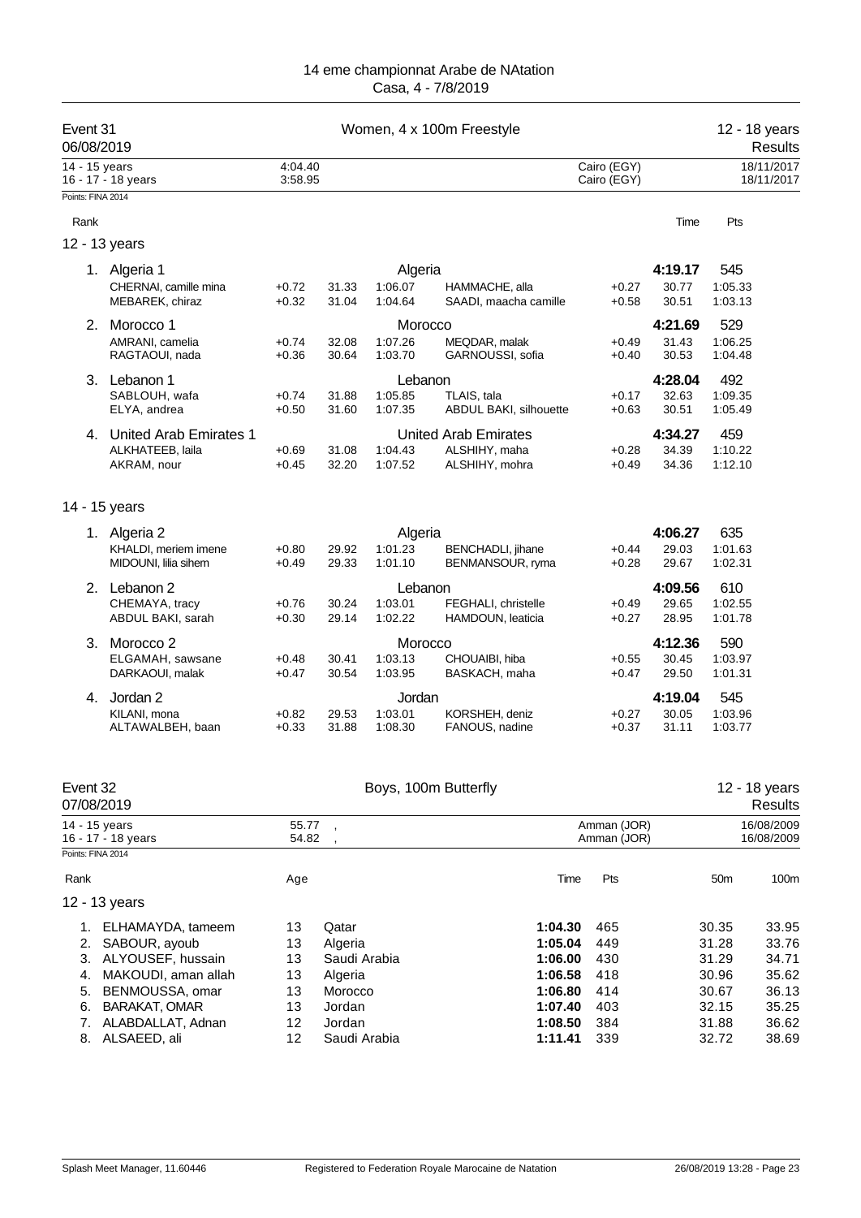14 eme championnat Arabe de NAtation
Casa, 4 - 7/8/2019

## Event 31 — Women, 4 x 100m Freestyle — 12 - 18 years — Results

06/08/2019

| | | | |
|---|---|---|---|
| 14 - 15 years | 4:04.40 | Cairo (EGY) | 18/11/2017 |
| 16 - 17 - 18 years | 3:58.95 | Cairo (EGY) | 18/11/2017 |

Points: FINA 2014

### 12 - 13 years

| Rank | Team | Reaction | 50m | 100m | Swimmer | Reaction | 50m | 100m | Time | Pts |
|---|---|---|---|---|---|---|---|---|---|---|
| 1. | Algeria 1 | | | Algeria | | | | | **4:19.17** | 545 |
| | CHERNAI, camille mina | +0.72 | 31.33 | 1:06.07 | HAMMACHE, alla | +0.27 | 30.77 | 1:05.33 | | |
| | MEBAREK, chiraz | +0.32 | 31.04 | 1:04.64 | SAADI, maacha camille | +0.58 | 30.51 | 1:03.13 | | |
| 2. | Morocco 1 | | | Morocco | | | | | **4:21.69** | 529 |
| | AMRANI, camelia | +0.74 | 32.08 | 1:07.26 | MEQDAR, malak | +0.49 | 31.43 | 1:06.25 | | |
| | RAGTAOUI, nada | +0.36 | 30.64 | 1:03.70 | GARNOUSSI, sofia | +0.40 | 30.53 | 1:04.48 | | |
| 3. | Lebanon 1 | | | Lebanon | | | | | **4:28.04** | 492 |
| | SABLOUH, wafa | +0.74 | 31.88 | 1:05.85 | TLAIS, tala | +0.17 | 32.63 | 1:09.35 | | |
| | ELYA, andrea | +0.50 | 31.60 | 1:07.35 | ABDUL BAKI, silhouette | +0.63 | 30.51 | 1:05.49 | | |
| 4. | United Arab Emirates 1 | | | United Arab Emirates | | | | | **4:34.27** | 459 |
| | ALKHATEEB, laila | +0.69 | 31.08 | 1:04.43 | ALSHIHY, maha | +0.28 | 34.39 | 1:10.22 | | |
| | AKRAM, nour | +0.45 | 32.20 | 1:07.52 | ALSHIHY, mohra | +0.49 | 34.36 | 1:12.10 | | |

### 14 - 15 years

| Rank | Team | Reaction | 50m | 100m | Swimmer | Reaction | 50m | 100m | Time | Pts |
|---|---|---|---|---|---|---|---|---|---|---|
| 1. | Algeria 2 | | | Algeria | | | | | **4:06.27** | 635 |
| | KHALDI, meriem imene | +0.80 | 29.92 | 1:01.23 | BENCHADLI, jihane | +0.44 | 29.03 | 1:01.63 | | |
| | MIDOUNI, lilia sihem | +0.49 | 29.33 | 1:01.10 | BENMANSOUR, ryma | +0.28 | 29.67 | 1:02.31 | | |
| 2. | Lebanon 2 | | | Lebanon | | | | | **4:09.56** | 610 |
| | CHEMAYA, tracy | +0.76 | 30.24 | 1:03.01 | FEGHALI, christelle | +0.49 | 29.65 | 1:02.55 | | |
| | ABDUL BAKI, sarah | +0.30 | 29.14 | 1:02.22 | HAMDOUN, leaticia | +0.27 | 28.95 | 1:01.78 | | |
| 3. | Morocco 2 | | | Morocco | | | | | **4:12.36** | 590 |
| | ELGAMAH, sawsane | +0.48 | 30.41 | 1:03.13 | CHOUAIBI, hiba | +0.55 | 30.45 | 1:03.97 | | |
| | DARKAOUI, malak | +0.47 | 30.54 | 1:03.95 | BASKACH, maha | +0.47 | 29.50 | 1:01.31 | | |
| 4. | Jordan 2 | | | Jordan | | | | | **4:19.04** | 545 |
| | KILANI, mona | +0.82 | 29.53 | 1:03.01 | KORSHEH, deniz | +0.27 | 30.05 | 1:03.96 | | |
| | ALTAWALBEH, baan | +0.33 | 31.88 | 1:08.30 | FANOUS, nadine | +0.37 | 31.11 | 1:03.77 | | |

## Event 32 — Boys, 100m Butterfly — 12 - 18 years — Results

07/08/2019

| | | | |
|---|---|---|---|
| 14 - 15 years | 55.77 , | Amman (JOR) | 16/08/2009 |
| 16 - 17 - 18 years | 54.82 , | Amman (JOR) | 16/08/2009 |

Points: FINA 2014

### 12 - 13 years

| Rank | Name | Age | Country | Time | Pts | 50m | 100m |
|---|---|---|---|---|---|---|---|
| 1. | ELHAMAYDA, tameem | 13 | Qatar | **1:04.30** | 465 | 30.35 | 33.95 |
| 2. | SABOUR, ayoub | 13 | Algeria | **1:05.04** | 449 | 31.28 | 33.76 |
| 3. | ALYOUSEF, hussain | 13 | Saudi Arabia | **1:06.00** | 430 | 31.29 | 34.71 |
| 4. | MAKOUDI, aman allah | 13 | Algeria | **1:06.58** | 418 | 30.96 | 35.62 |
| 5. | BENMOUSSA, omar | 13 | Morocco | **1:06.80** | 414 | 30.67 | 36.13 |
| 6. | BARAKAT, OMAR | 13 | Jordan | **1:07.40** | 403 | 32.15 | 35.25 |
| 7. | ALABDALLAT, Adnan | 12 | Jordan | **1:08.50** | 384 | 31.88 | 36.62 |
| 8. | ALSAEED, ali | 12 | Saudi Arabia | **1:11.41** | 339 | 32.72 | 38.69 |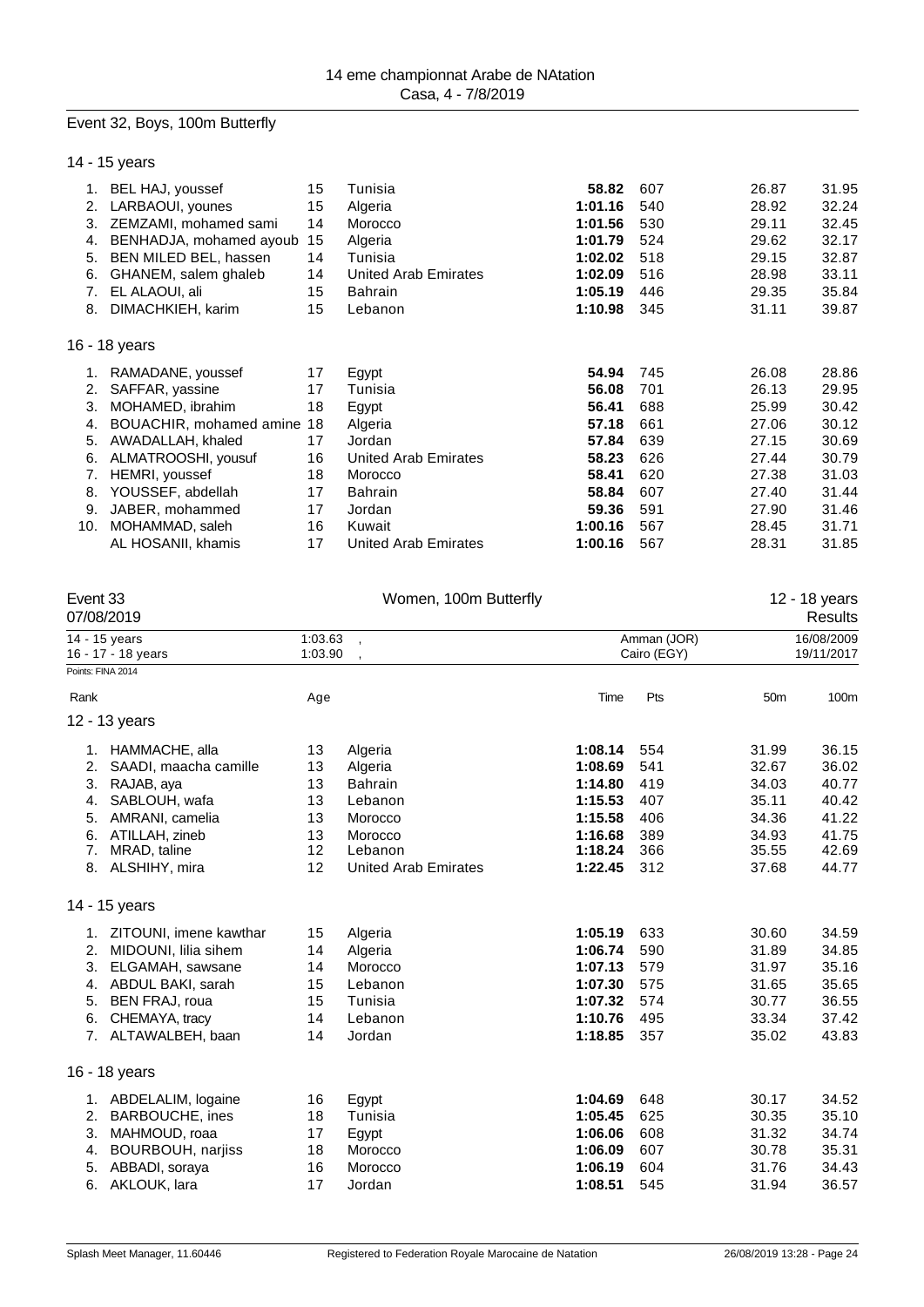Event 32, Boys, 100m Butterfly

### 14 - 15 years

| Rank | Name | Age | Country | Time | Pts | 50m | 100m |
|---|---|---|---|---|---|---|---|
| 1. | BEL HAJ, youssef | 15 | Tunisia | **58.82** | 607 | 26.87 | 31.95 |
| 2. | LARBAOUI, younes | 15 | Algeria | **1:01.16** | 540 | 28.92 | 32.24 |
| 3. | ZEMZAMI, mohamed sami | 14 | Morocco | **1:01.56** | 530 | 29.11 | 32.45 |
| 4. | BENHADJA, mohamed ayoub | 15 | Algeria | **1:01.79** | 524 | 29.62 | 32.17 |
| 5. | BEN MILED BEL, hassen | 14 | Tunisia | **1:02.02** | 518 | 29.15 | 32.87 |
| 6. | GHANEM, salem ghaleb | 14 | United Arab Emirates | **1:02.09** | 516 | 28.98 | 33.11 |
| 7. | EL ALAOUI, ali | 15 | Bahrain | **1:05.19** | 446 | 29.35 | 35.84 |
| 8. | DIMACHKIEH, karim | 15 | Lebanon | **1:10.98** | 345 | 31.11 | 39.87 |

### 16 - 18 years

| Rank | Name | Age | Country | Time | Pts | 50m | 100m |
|---|---|---|---|---|---|---|---|
| 1. | RAMADANE, youssef | 17 | Egypt | **54.94** | 745 | 26.08 | 28.86 |
| 2. | SAFFAR, yassine | 17 | Tunisia | **56.08** | 701 | 26.13 | 29.95 |
| 3. | MOHAMED, ibrahim | 18 | Egypt | **56.41** | 688 | 25.99 | 30.42 |
| 4. | BOUACHIR, mohamed amine | 18 | Algeria | **57.18** | 661 | 27.06 | 30.12 |
| 5. | AWADALLAH, khaled | 17 | Jordan | **57.84** | 639 | 27.15 | 30.69 |
| 6. | ALMATROOSHI, yousuf | 16 | United Arab Emirates | **58.23** | 626 | 27.44 | 30.79 |
| 7. | HEMRI, youssef | 18 | Morocco | **58.41** | 620 | 27.38 | 31.03 |
| 8. | YOUSSEF, abdellah | 17 | Bahrain | **58.84** | 607 | 27.40 | 31.44 |
| 9. | JABER, mohammed | 17 | Jordan | **59.36** | 591 | 27.90 | 31.46 |
| 10. | MOHAMMAD, saleh | 16 | Kuwait | **1:00.16** | 567 | 28.45 | 31.71 |
| | AL HOSANII, khamis | 17 | United Arab Emirates | **1:00.16** | 567 | 28.31 | 31.85 |

## Event 33 — Women, 100m Butterfly — 12 - 18 years

07/08/2019 — Results

| | | | |
|---|---|---|---|
| 14 - 15 years | 1:03.63 , | Amman (JOR) | 16/08/2009 |
| 16 - 17 - 18 years | 1:03.90 , | Cairo (EGY) | 19/11/2017 |

Points: FINA 2014

### 12 - 13 years

| Rank | Name | Age | Country | Time | Pts | 50m | 100m |
|---|---|---|---|---|---|---|---|
| 1. | HAMMACHE, alla | 13 | Algeria | **1:08.14** | 554 | 31.99 | 36.15 |
| 2. | SAADI, maacha camille | 13 | Algeria | **1:08.69** | 541 | 32.67 | 36.02 |
| 3. | RAJAB, aya | 13 | Bahrain | **1:14.80** | 419 | 34.03 | 40.77 |
| 4. | SABLOUH, wafa | 13 | Lebanon | **1:15.53** | 407 | 35.11 | 40.42 |
| 5. | AMRANI, camelia | 13 | Morocco | **1:15.58** | 406 | 34.36 | 41.22 |
| 6. | ATILLAH, zineb | 13 | Morocco | **1:16.68** | 389 | 34.93 | 41.75 |
| 7. | MRAD, taline | 12 | Lebanon | **1:18.24** | 366 | 35.55 | 42.69 |
| 8. | ALSHIHY, mira | 12 | United Arab Emirates | **1:22.45** | 312 | 37.68 | 44.77 |

### 14 - 15 years

| Rank | Name | Age | Country | Time | Pts | 50m | 100m |
|---|---|---|---|---|---|---|---|
| 1. | ZITOUNI, imene kawthar | 15 | Algeria | **1:05.19** | 633 | 30.60 | 34.59 |
| 2. | MIDOUNI, lilia sihem | 14 | Algeria | **1:06.74** | 590 | 31.89 | 34.85 |
| 3. | ELGAMAH, sawsane | 14 | Morocco | **1:07.13** | 579 | 31.97 | 35.16 |
| 4. | ABDUL BAKI, sarah | 15 | Lebanon | **1:07.30** | 575 | 31.65 | 35.65 |
| 5. | BEN FRAJ, roua | 15 | Tunisia | **1:07.32** | 574 | 30.77 | 36.55 |
| 6. | CHEMAYA, tracy | 14 | Lebanon | **1:10.76** | 495 | 33.34 | 37.42 |
| 7. | ALTAWALBEH, baan | 14 | Jordan | **1:18.85** | 357 | 35.02 | 43.83 |

### 16 - 18 years

| Rank | Name | Age | Country | Time | Pts | 50m | 100m |
|---|---|---|---|---|---|---|---|
| 1. | ABDELALIM, logaine | 16 | Egypt | **1:04.69** | 648 | 30.17 | 34.52 |
| 2. | BARBOUCHE, ines | 18 | Tunisia | **1:05.45** | 625 | 30.35 | 35.10 |
| 3. | MAHMOUD, roaa | 17 | Egypt | **1:06.06** | 608 | 31.32 | 34.74 |
| 4. | BOURBOUH, narjiss | 18 | Morocco | **1:06.09** | 607 | 30.78 | 35.31 |
| 5. | ABBADI, soraya | 16 | Morocco | **1:06.19** | 604 | 31.76 | 34.43 |
| 6. | AKLOUK, lara | 17 | Jordan | **1:08.51** | 545 | 31.94 | 36.57 |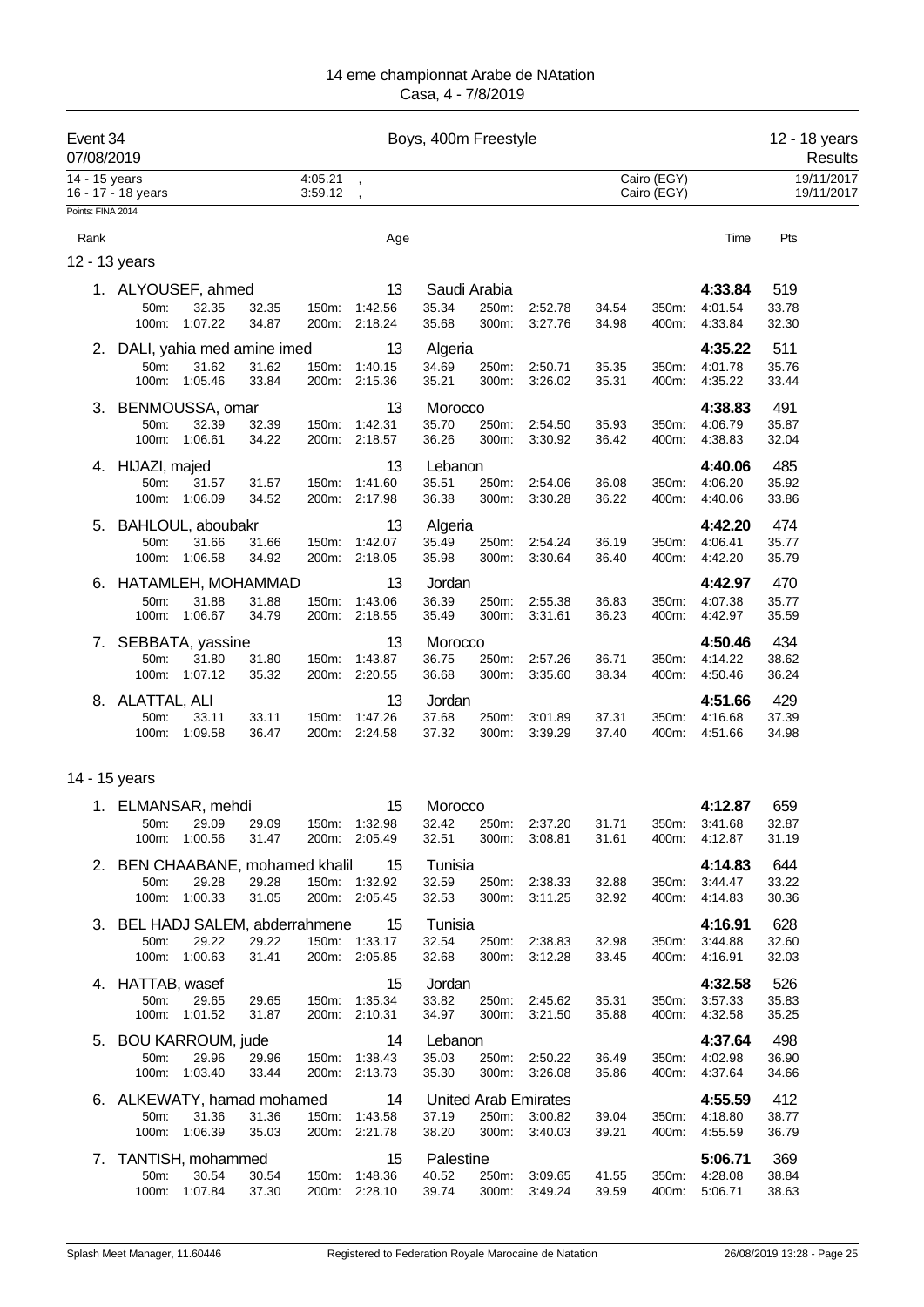14 eme championnat Arabe de NAtation
Casa, 4 - 7/8/2019

Event 34 — Boys, 400m Freestyle — 12 - 18 years — Results
07/08/2019

| | | | | |
|---|---|---|---|---|
| 14 - 15 years | 4:05.21 | , | Cairo (EGY) | 19/11/2017 |
| 16 - 17 - 18 years | 3:59.12 | , | Cairo (EGY) | 19/11/2017 |

Points: FINA 2014

## 12 - 13 years

| Rank | Name | Age | Club | Time | Pts |
|---|---|---|---|---|---|
| 1. | ALYOUSEF, ahmed | 13 | Saudi Arabia | 4:33.84 | 519 |
| | 50m: 32.35 32.35 · 100m: 1:07.22 34.87 · 150m: 1:42.56 35.34 · 200m: 2:18.24 35.68 · 250m: 2:52.78 34.54 · 300m: 3:27.76 34.98 · 350m: 4:01.54 33.78 · 400m: 4:33.84 32.30 | | | | |
| 2. | DALI, yahia med amine imed | 13 | Algeria | 4:35.22 | 511 |
| | 50m: 31.62 31.62 · 100m: 1:05.46 33.84 · 150m: 1:40.15 34.69 · 200m: 2:15.36 35.21 · 250m: 2:50.71 35.35 · 300m: 3:26.02 35.31 · 350m: 4:01.78 35.76 · 400m: 4:35.22 33.44 | | | | |
| 3. | BENMOUSSA, omar | 13 | Morocco | 4:38.83 | 491 |
| | 50m: 32.39 32.39 · 100m: 1:06.61 34.22 · 150m: 1:42.31 35.70 · 200m: 2:18.57 36.26 · 250m: 2:54.50 35.93 · 300m: 3:30.92 36.42 · 350m: 4:06.79 35.87 · 400m: 4:38.83 32.04 | | | | |
| 4. | HIJAZI, majed | 13 | Lebanon | 4:40.06 | 485 |
| | 50m: 31.57 31.57 · 100m: 1:06.09 34.52 · 150m: 1:41.60 35.51 · 200m: 2:17.98 36.38 · 250m: 2:54.06 36.08 · 300m: 3:30.28 36.22 · 350m: 4:06.20 35.92 · 400m: 4:40.06 33.86 | | | | |
| 5. | BAHLOUL, aboubakr | 13 | Algeria | 4:42.20 | 474 |
| | 50m: 31.66 31.66 · 100m: 1:06.58 34.92 · 150m: 1:42.07 35.49 · 200m: 2:18.05 35.98 · 250m: 2:54.24 36.19 · 300m: 3:30.64 36.40 · 350m: 4:06.41 35.77 · 400m: 4:42.20 35.79 | | | | |
| 6. | HATAMLEH, MOHAMMAD | 13 | Jordan | 4:42.97 | 470 |
| | 50m: 31.88 31.88 · 100m: 1:06.67 34.79 · 150m: 1:43.06 36.39 · 200m: 2:18.55 35.49 · 250m: 2:55.38 36.83 · 300m: 3:31.61 36.23 · 350m: 4:07.38 35.77 · 400m: 4:42.97 35.59 | | | | |
| 7. | SEBBATA, yassine | 13 | Morocco | 4:50.46 | 434 |
| | 50m: 31.80 31.80 · 100m: 1:07.12 35.32 · 150m: 1:43.87 36.75 · 200m: 2:20.55 36.68 · 250m: 2:57.26 36.71 · 300m: 3:35.60 38.34 · 350m: 4:14.22 38.62 · 400m: 4:50.46 36.24 | | | | |
| 8. | ALATTAL, ALI | 13 | Jordan | 4:51.66 | 429 |
| | 50m: 33.11 33.11 · 100m: 1:09.58 36.47 · 150m: 1:47.26 37.68 · 200m: 2:24.58 37.32 · 250m: 3:01.89 37.31 · 300m: 3:39.29 37.40 · 350m: 4:16.68 37.39 · 400m: 4:51.66 34.98 | | | | |

## 14 - 15 years

| Rank | Name | Age | Club | Time | Pts |
|---|---|---|---|---|---|
| 1. | ELMANSAR, mehdi | 15 | Morocco | 4:12.87 | 659 |
| | 50m: 29.09 29.09 · 100m: 1:00.56 31.47 · 150m: 1:32.98 32.42 · 200m: 2:05.49 32.51 · 250m: 2:37.20 31.71 · 300m: 3:08.81 31.61 · 350m: 3:41.68 32.87 · 400m: 4:12.87 31.19 | | | | |
| 2. | BEN CHAABANE, mohamed khalil | 15 | Tunisia | 4:14.83 | 644 |
| | 50m: 29.28 29.28 · 100m: 1:00.33 31.05 · 150m: 1:32.92 32.59 · 200m: 2:05.45 32.53 · 250m: 2:38.33 32.88 · 300m: 3:11.25 32.92 · 350m: 3:44.47 33.22 · 400m: 4:14.83 30.36 | | | | |
| 3. | BEL HADJ SALEM, abderrahmene | 15 | Tunisia | 4:16.91 | 628 |
| | 50m: 29.22 29.22 · 100m: 1:00.63 31.41 · 150m: 1:33.17 32.54 · 200m: 2:05.85 32.68 · 250m: 2:38.83 32.98 · 300m: 3:12.28 33.45 · 350m: 3:44.88 32.60 · 400m: 4:16.91 32.03 | | | | |
| 4. | HATTAB, wasef | 15 | Jordan | 4:32.58 | 526 |
| | 50m: 29.65 29.65 · 100m: 1:01.52 31.87 · 150m: 1:35.34 33.82 · 200m: 2:10.31 34.97 · 250m: 2:45.62 35.31 · 300m: 3:21.50 35.88 · 350m: 3:57.33 35.83 · 400m: 4:32.58 35.25 | | | | |
| 5. | BOU KARROUM, jude | 14 | Lebanon | 4:37.64 | 498 |
| | 50m: 29.96 29.96 · 100m: 1:03.40 33.44 · 150m: 1:38.43 35.03 · 200m: 2:13.73 35.30 · 250m: 2:50.22 36.49 · 300m: 3:26.08 35.86 · 350m: 4:02.98 36.90 · 400m: 4:37.64 34.66 | | | | |
| 6. | ALKEWATY, hamad mohamed | 14 | United Arab Emirates | 4:55.59 | 412 |
| | 50m: 31.36 31.36 · 100m: 1:06.39 35.03 · 150m: 1:43.58 37.19 · 200m: 2:21.78 38.20 · 250m: 3:00.82 39.04 · 300m: 3:40.03 39.21 · 350m: 4:18.80 38.77 · 400m: 4:55.59 36.79 | | | | |
| 7. | TANTISH, mohammed | 15 | Palestine | 5:06.71 | 369 |
| | 50m: 30.54 30.54 · 100m: 1:07.84 37.30 · 150m: 1:48.36 40.52 · 200m: 2:28.10 39.74 · 250m: 3:09.65 41.55 · 300m: 3:49.24 39.59 · 350m: 4:28.08 38.84 · 400m: 5:06.71 38.63 | | | | |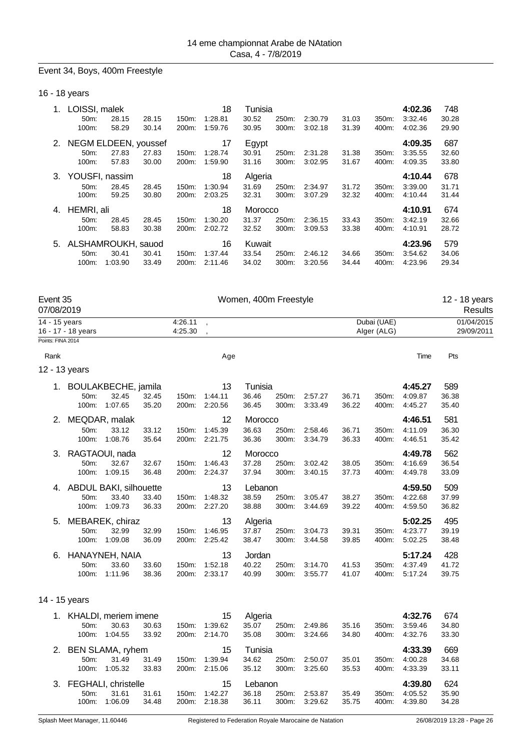14 eme championnat Arabe de NAtation
Casa, 4 - 7/8/2019

## Event 34, Boys, 400m Freestyle

### 16 - 18 years

| Rank | Name | Age | Club | Time | Pts |
|---|---|---|---|---|---|
| 1. | LOISSI, malek | 18 | Tunisia | 4:02.36 | 748 |
| | 50m: 28.15 28.15 / 100m: 58.29 30.14 / 150m: 1:28.81 30.52 / 200m: 1:59.76 30.95 / 250m: 2:30.79 31.03 / 300m: 3:02.18 31.39 / 350m: 3:32.46 30.28 / 400m: 4:02.36 29.90 | | | | |
| 2. | NEGM ELDEEN, youssef | 17 | Egypt | 4:09.35 | 687 |
| | 50m: 27.83 27.83 / 100m: 57.83 30.00 / 150m: 1:28.74 30.91 / 200m: 1:59.90 31.16 / 250m: 2:31.28 31.38 / 300m: 3:02.95 31.67 / 350m: 3:35.55 32.60 / 400m: 4:09.35 33.80 | | | | |
| 3. | YOUSFI, nassim | 18 | Algeria | 4:10.44 | 678 |
| | 50m: 28.45 28.45 / 100m: 59.25 30.80 / 150m: 1:30.94 31.69 / 200m: 2:03.25 32.31 / 250m: 2:34.97 31.72 / 300m: 3:07.29 32.32 / 350m: 3:39.00 31.71 / 400m: 4:10.44 31.44 | | | | |
| 4. | HEMRI, ali | 18 | Morocco | 4:10.91 | 674 |
| | 50m: 28.45 28.45 / 100m: 58.83 30.38 / 150m: 1:30.20 31.37 / 200m: 2:02.72 32.52 / 250m: 2:36.15 33.43 / 300m: 3:09.53 33.38 / 350m: 3:42.19 32.66 / 400m: 4:10.91 28.72 | | | | |
| 5. | ALSHAMROUKH, sauod | 16 | Kuwait | 4:23.96 | 579 |
| | 50m: 30.41 30.41 / 100m: 1:03.90 33.49 / 150m: 1:37.44 33.54 / 200m: 2:11.46 34.02 / 250m: 2:46.12 34.66 / 300m: 3:20.56 34.44 / 350m: 3:54.62 34.06 / 400m: 4:23.96 29.34 | | | | |

## Event 35 — Women, 400m Freestyle — 12 - 18 years

07/08/2019 — Results

| | | | | |
|---|---|---|---|---|
| 14 - 15 years | 4:26.11 | , | Dubai (UAE) | 01/04/2015 |
| 16 - 17 - 18 years | 4:25.30 | , | Alger (ALG) | 29/09/2011 |

Points: FINA 2014

### 12 - 13 years

| Rank | Name | Age | Club | Time | Pts |
|---|---|---|---|---|---|
| 1. | BOULAKBECHE, jamila | 13 | Tunisia | 4:45.27 | 589 |
| | 50m: 32.45 32.45 / 100m: 1:07.65 35.20 / 150m: 1:44.11 36.46 / 200m: 2:20.56 36.45 / 250m: 2:57.27 36.71 / 300m: 3:33.49 36.22 / 350m: 4:09.87 36.38 / 400m: 4:45.27 35.40 | | | | |
| 2. | MEQDAR, malak | 12 | Morocco | 4:46.51 | 581 |
| | 50m: 33.12 33.12 / 100m: 1:08.76 35.64 / 150m: 1:45.39 36.63 / 200m: 2:21.75 36.36 / 250m: 2:58.46 36.71 / 300m: 3:34.79 36.33 / 350m: 4:11.09 36.30 / 400m: 4:46.51 35.42 | | | | |
| 3. | RAGTAOUI, nada | 12 | Morocco | 4:49.78 | 562 |
| | 50m: 32.67 32.67 / 100m: 1:09.15 36.48 / 150m: 1:46.43 37.28 / 200m: 2:24.37 37.94 / 250m: 3:02.42 38.05 / 300m: 3:40.15 37.73 / 350m: 4:16.69 36.54 / 400m: 4:49.78 33.09 | | | | |
| 4. | ABDUL BAKI, silhouette | 13 | Lebanon | 4:59.50 | 509 |
| | 50m: 33.40 33.40 / 100m: 1:09.73 36.33 / 150m: 1:48.32 38.59 / 200m: 2:27.20 38.88 / 250m: 3:05.47 38.27 / 300m: 3:44.69 39.22 / 350m: 4:22.68 37.99 / 400m: 4:59.50 36.82 | | | | |
| 5. | MEBAREK, chiraz | 13 | Algeria | 5:02.25 | 495 |
| | 50m: 32.99 32.99 / 100m: 1:09.08 36.09 / 150m: 1:46.95 37.87 / 200m: 2:25.42 38.47 / 250m: 3:04.73 39.31 / 300m: 3:44.58 39.85 / 350m: 4:23.77 39.19 / 400m: 5:02.25 38.48 | | | | |
| 6. | HANAYNEH, NAIA | 13 | Jordan | 5:17.24 | 428 |
| | 50m: 33.60 33.60 / 100m: 1:11.96 38.36 / 150m: 1:52.18 40.22 / 200m: 2:33.17 40.99 / 250m: 3:14.70 41.53 / 300m: 3:55.77 41.07 / 350m: 4:37.49 41.72 / 400m: 5:17.24 39.75 | | | | |

### 14 - 15 years

| Rank | Name | Age | Club | Time | Pts |
|---|---|---|---|---|---|
| 1. | KHALDI, meriem imene | 15 | Algeria | 4:32.76 | 674 |
| | 50m: 30.63 30.63 / 100m: 1:04.55 33.92 / 150m: 1:39.62 35.07 / 200m: 2:14.70 35.08 / 250m: 2:49.86 35.16 / 300m: 3:24.66 34.80 / 350m: 3:59.46 34.80 / 400m: 4:32.76 33.30 | | | | |
| 2. | BEN SLAMA, ryhem | 15 | Tunisia | 4:33.39 | 669 |
| | 50m: 31.49 31.49 / 100m: 1:05.32 33.83 / 150m: 1:39.94 34.62 / 200m: 2:15.06 35.12 / 250m: 2:50.07 35.01 / 300m: 3:25.60 35.53 / 350m: 4:00.28 34.68 / 400m: 4:33.39 33.11 | | | | |
| 3. | FEGHALI, christelle | 15 | Lebanon | 4:39.80 | 624 |
| | 50m: 31.61 31.61 / 100m: 1:06.09 34.48 / 150m: 1:42.27 36.18 / 200m: 2:18.38 36.11 / 250m: 2:53.87 35.49 / 300m: 3:29.62 35.75 / 350m: 4:05.52 35.90 / 400m: 4:39.80 34.28 | | | | |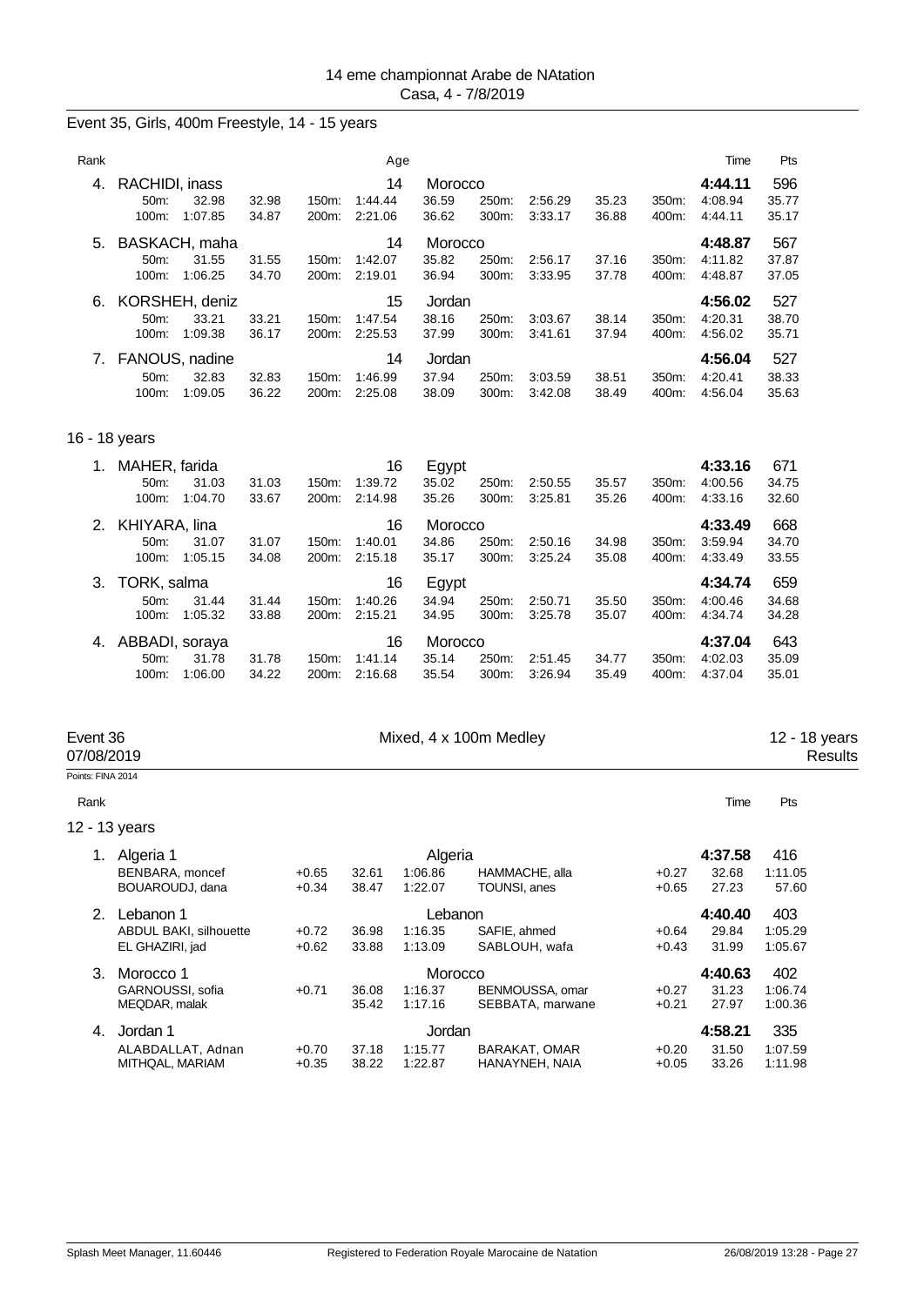## Event 35, Girls, 400m Freestyle, 14 - 15 years

| Rank | | | | | Age | | | | | | Time | Pts |
|---|---|---|---|---|---|---|---|---|---|---|---|---|
| 4. | RACHIDI, inass | | | | 14 | Morocco | | | | | **4:44.11** | 596 |
| | 50m: | 32.98 | 32.98 | 150m: | 1:44.44 | 36.59 | 250m: | 2:56.29 | 35.23 | 350m: | 4:08.94 | 35.77 |
| | 100m: | 1:07.85 | 34.87 | 200m: | 2:21.06 | 36.62 | 300m: | 3:33.17 | 36.88 | 400m: | 4:44.11 | 35.17 |
| 5. | BASKACH, maha | | | | 14 | Morocco | | | | | **4:48.87** | 567 |
| | 50m: | 31.55 | 31.55 | 150m: | 1:42.07 | 35.82 | 250m: | 2:56.17 | 37.16 | 350m: | 4:11.82 | 37.87 |
| | 100m: | 1:06.25 | 34.70 | 200m: | 2:19.01 | 36.94 | 300m: | 3:33.95 | 37.78 | 400m: | 4:48.87 | 37.05 |
| 6. | KORSHEH, deniz | | | | 15 | Jordan | | | | | **4:56.02** | 527 |
| | 50m: | 33.21 | 33.21 | 150m: | 1:47.54 | 38.16 | 250m: | 3:03.67 | 38.14 | 350m: | 4:20.31 | 38.70 |
| | 100m: | 1:09.38 | 36.17 | 200m: | 2:25.53 | 37.99 | 300m: | 3:41.61 | 37.94 | 400m: | 4:56.02 | 35.71 |
| 7. | FANOUS, nadine | | | | 14 | Jordan | | | | | **4:56.04** | 527 |
| | 50m: | 32.83 | 32.83 | 150m: | 1:46.99 | 37.94 | 250m: | 3:03.59 | 38.51 | 350m: | 4:20.41 | 38.33 |
| | 100m: | 1:09.05 | 36.22 | 200m: | 2:25.08 | 38.09 | 300m: | 3:42.08 | 38.49 | 400m: | 4:56.04 | 35.63 |

### 16 - 18 years

| Rank | | | | | Age | | | | | | Time | Pts |
|---|---|---|---|---|---|---|---|---|---|---|---|---|
| 1. | MAHER, farida | | | | 16 | Egypt | | | | | **4:33.16** | 671 |
| | 50m: | 31.03 | 31.03 | 150m: | 1:39.72 | 35.02 | 250m: | 2:50.55 | 35.57 | 350m: | 4:00.56 | 34.75 |
| | 100m: | 1:04.70 | 33.67 | 200m: | 2:14.98 | 35.26 | 300m: | 3:25.81 | 35.26 | 400m: | 4:33.16 | 32.60 |
| 2. | KHIYARA, lina | | | | 16 | Morocco | | | | | **4:33.49** | 668 |
| | 50m: | 31.07 | 31.07 | 150m: | 1:40.01 | 34.86 | 250m: | 2:50.16 | 34.98 | 350m: | 3:59.94 | 34.70 |
| | 100m: | 1:05.15 | 34.08 | 200m: | 2:15.18 | 35.17 | 300m: | 3:25.24 | 35.08 | 400m: | 4:33.49 | 33.55 |
| 3. | TORK, salma | | | | 16 | Egypt | | | | | **4:34.74** | 659 |
| | 50m: | 31.44 | 31.44 | 150m: | 1:40.26 | 34.94 | 250m: | 2:50.71 | 35.50 | 350m: | 4:00.46 | 34.68 |
| | 100m: | 1:05.32 | 33.88 | 200m: | 2:15.21 | 34.95 | 300m: | 3:25.78 | 35.07 | 400m: | 4:34.74 | 34.28 |
| 4. | ABBADI, soraya | | | | 16 | Morocco | | | | | **4:37.04** | 643 |
| | 50m: | 31.78 | 31.78 | 150m: | 1:41.14 | 35.14 | 250m: | 2:51.45 | 34.77 | 350m: | 4:02.03 | 35.09 |
| | 100m: | 1:06.00 | 34.22 | 200m: | 2:16.68 | 35.54 | 300m: | 3:26.94 | 34.77 | 400m: | 4:37.04 | 35.01 |

## Event 36 — Mixed, 4 x 100m Medley — 12 - 18 years

07/08/2019 — Results

Points: FINA 2014

### 12 - 13 years

| Rank | | | | | | | | Time | Pts |
|---|---|---|---|---|---|---|---|---|---|
| 1. | Algeria 1 | | | Algeria | | | | **4:37.58** | 416 |
| | BENBARA, moncef | +0.65 | 32.61 | 1:06.86 | HAMMACHE, alla | | +0.27 | 32.68 | 1:11.05 |
| | BOUAROUDJ, dana | +0.34 | 38.47 | 1:22.07 | TOUNSI, anes | | +0.65 | 27.23 | 57.60 |
| 2. | Lebanon 1 | | | Lebanon | | | | **4:40.40** | 403 |
| | ABDUL BAKI, silhouette | +0.72 | 36.98 | 1:16.35 | SAFIE, ahmed | | +0.64 | 29.84 | 1:05.29 |
| | EL GHAZIRI, jad | +0.62 | 33.88 | 1:13.09 | SABLOUH, wafa | | +0.43 | 31.99 | 1:05.67 |
| 3. | Morocco 1 | | | Morocco | | | | **4:40.63** | 402 |
| | GARNOUSSI, sofia | +0.71 | 36.08 | 1:16.37 | BENMOUSSA, omar | | +0.27 | 31.23 | 1:06.74 |
| | MEQDAR, malak | | 35.42 | 1:17.16 | SEBBATA, marwane | | +0.21 | 27.97 | 1:00.36 |
| 4. | Jordan 1 | | | Jordan | | | | **4:58.21** | 335 |
| | ALABDALLAT, Adnan | +0.70 | 37.18 | 1:15.77 | BARAKAT, OMAR | | +0.20 | 31.50 | 1:07.59 |
| | MITHQAL, MARIAM | +0.35 | 38.22 | 1:22.87 | HANAYNEH, NAIA | | +0.05 | 33.26 | 1:11.98 |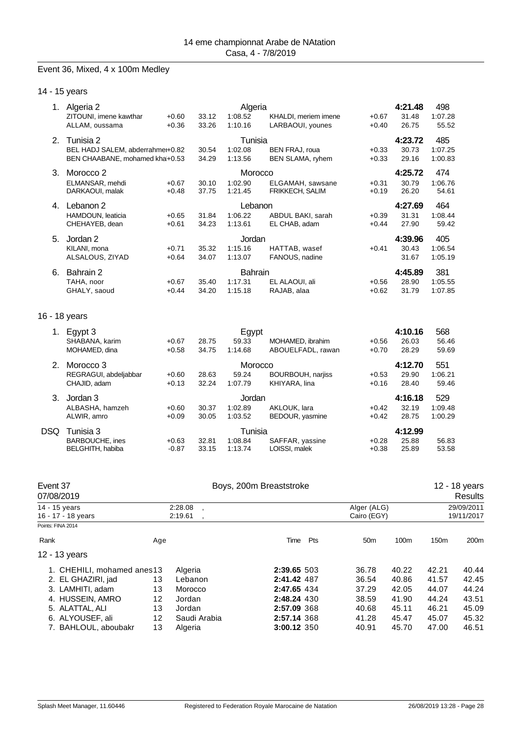## Event 36, Mixed, 4 x 100m Medley

### 14 - 15 years

| Rank | Team / Swimmer | RT | 50m | 100m | Swimmer | RT | 50m | 100m | Time | Pts |
|---|---|---|---|---|---|---|---|---|---|---|
| 1. | Algeria 2 | | | Algeria | | | | | **4:21.48** | 498 |
| | ZITOUNI, imene kawthar | +0.60 | 33.12 | 1:08.52 | KHALDI, meriem imene | +0.67 | 31.48 | 1:07.28 | | |
| | ALLAM, oussama | +0.36 | 33.26 | 1:10.16 | LARBAOUI, younes | +0.40 | 26.75 | 55.52 | | |
| 2. | Tunisia 2 | | | Tunisia | | | | | **4:23.72** | 485 |
| | BEL HADJ SALEM, abderrahmen | +0.82 | 30.54 | 1:02.08 | BEN FRAJ, roua | +0.33 | 30.73 | 1:07.25 | | |
| | BEN CHAABANE, mohamed kha | +0.53 | 34.29 | 1:13.56 | BEN SLAMA, ryhem | +0.33 | 29.16 | 1:00.83 | | |
| 3. | Morocco 2 | | | Morocco | | | | | **4:25.72** | 474 |
| | ELMANSAR, mehdi | +0.67 | 30.10 | 1:02.90 | ELGAMAH, sawsane | +0.31 | 30.79 | 1:06.76 | | |
| | DARKAOUI, malak | +0.48 | 37.75 | 1:21.45 | FRIKKECH, SALIM | +0.19 | 26.20 | 54.61 | | |
| 4. | Lebanon 2 | | | Lebanon | | | | | **4:27.69** | 464 |
| | HAMDOUN, leaticia | +0.65 | 31.84 | 1:06.22 | ABDUL BAKI, sarah | +0.39 | 31.31 | 1:08.44 | | |
| | CHEHAYEB, dean | +0.61 | 34.23 | 1:13.61 | EL CHAB, adam | +0.44 | 27.90 | 59.42 | | |
| 5. | Jordan 2 | | | Jordan | | | | | **4:39.96** | 405 |
| | KILANI, mona | +0.71 | 35.32 | 1:15.16 | HATTAB, wasef | +0.41 | 30.43 | 1:06.54 | | |
| | ALSALOUS, ZIYAD | +0.64 | 34.07 | 1:13.07 | FANOUS, nadine | | 31.67 | 1:05.19 | | |
| 6. | Bahrain 2 | | | Bahrain | | | | | **4:45.89** | 381 |
| | TAHA, noor | +0.67 | 35.40 | 1:17.31 | EL ALAOUI, ali | +0.56 | 28.90 | 1:05.55 | | |
| | GHALY, saoud | +0.44 | 34.20 | 1:15.18 | RAJAB, alaa | +0.62 | 31.79 | 1:07.85 | | |

### 16 - 18 years

| Rank | Team / Swimmer | RT | 50m | 100m | Swimmer | RT | 50m | 100m | Time | Pts |
|---|---|---|---|---|---|---|---|---|---|---|
| 1. | Egypt 3 | | | Egypt | | | | | **4:10.16** | 568 |
| | SHABANA, karim | +0.67 | 28.75 | 59.33 | MOHAMED, ibrahim | +0.56 | 26.03 | 56.46 | | |
| | MOHAMED, dina | +0.58 | 34.75 | 1:14.68 | ABOUELFADL, rawan | +0.70 | 28.29 | 59.69 | | |
| 2. | Morocco 3 | | | Morocco | | | | | **4:12.70** | 551 |
| | REGRAGUI, abdeljabbar | +0.60 | 28.63 | 59.24 | BOURBOUH, narjiss | +0.53 | 29.90 | 1:06.21 | | |
| | CHAJID, adam | +0.13 | 32.24 | 1:07.79 | KHIYARA, lina | +0.16 | 28.40 | 59.46 | | |
| 3. | Jordan 3 | | | Jordan | | | | | **4:16.18** | 529 |
| | ALBASHA, hamzeh | +0.60 | 30.37 | 1:02.89 | AKLOUK, lara | +0.42 | 32.19 | 1:09.48 | | |
| | ALWIR, amro | +0.09 | 30.05 | 1:03.52 | BEDOUR, yasmine | +0.42 | 28.75 | 1:00.29 | | |
| DSQ | Tunisia 3 | | | Tunisia | | | | | **4:12.99** | |
| | BARBOUCHE, ines | +0.63 | 32.81 | 1:08.84 | SAFFAR, yassine | +0.28 | 25.88 | 56.83 | | |
| | BELGHITH, habiba | -0.87 | 33.15 | 1:13.74 | LOISSI, malek | +0.38 | 25.89 | 53.58 | | |

## Event 37 — Boys, 200m Breaststroke — 12 - 18 years

07/08/2019 — Results

| | | | |
|---|---|---|---|
| 14 - 15 years | 2:28.08 , | Alger (ALG) | 29/09/2011 |
| 16 - 17 - 18 years | 2:19.61 , | Cairo (EGY) | 19/11/2017 |

Points: FINA 2014

### 12 - 13 years

| Rank | Name | Age | Team | Time | Pts | 50m | 100m | 150m | 200m |
|---|---|---|---|---|---|---|---|---|---|
| 1. | CHEHILI, mohamed anes | 13 | Algeria | **2:39.65** | 503 | 36.78 | 40.22 | 42.21 | 40.44 |
| 2. | EL GHAZIRI, jad | 13 | Lebanon | **2:41.42** | 487 | 36.54 | 40.86 | 41.57 | 42.45 |
| 3. | LAMHITI, adam | 13 | Morocco | **2:47.65** | 434 | 37.29 | 42.05 | 44.07 | 44.24 |
| 4. | HUSSEIN, AMRO | 12 | Jordan | **2:48.24** | 430 | 38.59 | 41.90 | 44.24 | 43.51 |
| 5. | ALATTAL, ALI | 13 | Jordan | **2:57.09** | 368 | 40.68 | 45.11 | 46.21 | 45.09 |
| 6. | ALYOUSEF, ali | 12 | Saudi Arabia | **2:57.14** | 368 | 41.28 | 45.47 | 45.07 | 45.32 |
| 7. | BAHLOUL, aboubakr | 13 | Algeria | **3:00.12** | 350 | 40.91 | 45.70 | 47.00 | 46.51 |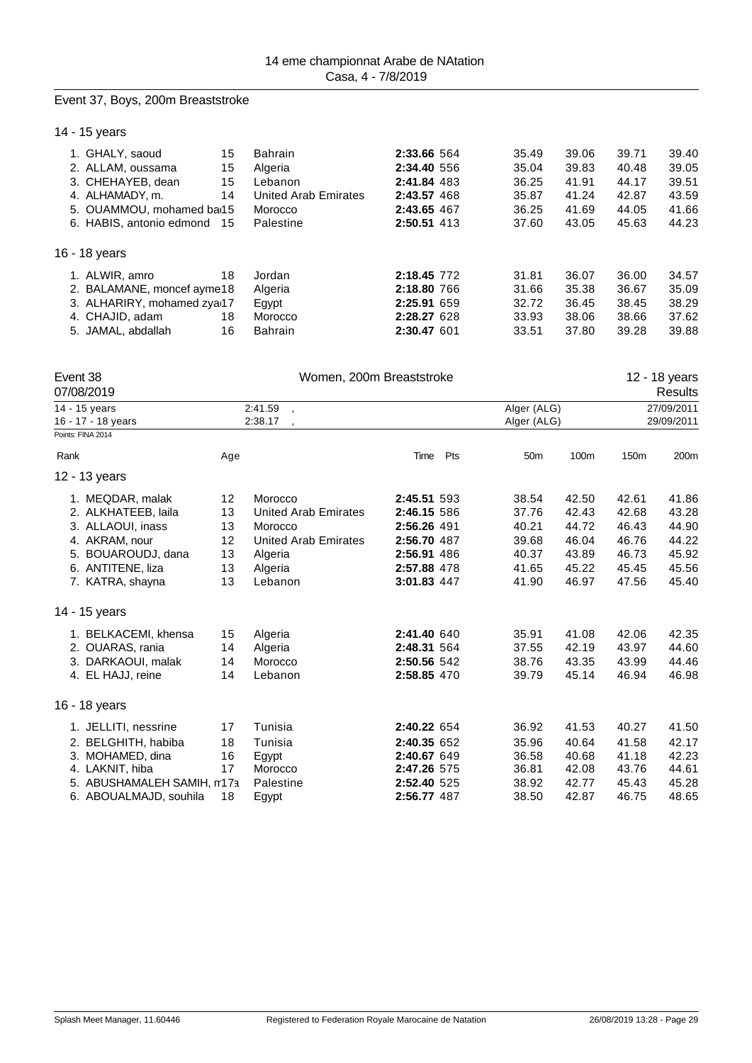## Event 37, Boys, 200m Breaststroke

### 14 - 15 years

| Rank | Name | Age | Club | Time | Pts | 50m | 100m | 150m | 200m |
|---|---|---|---|---|---|---|---|---|---|
| 1. | GHALY, saoud | 15 | Bahrain | **2:33.66** | 564 | 35.49 | 39.06 | 39.71 | 39.40 |
| 2. | ALLAM, oussama | 15 | Algeria | **2:34.40** | 556 | 35.04 | 39.83 | 40.48 | 39.05 |
| 3. | CHEHAYEB, dean | 15 | Lebanon | **2:41.84** | 483 | 36.25 | 41.91 | 44.17 | 39.51 |
| 4. | ALHAMADY, m. | 14 | United Arab Emirates | **2:43.57** | 468 | 35.87 | 41.24 | 42.87 | 43.59 |
| 5. | OUAMMOU, mohamed ba | 15 | Morocco | **2:43.65** | 467 | 36.25 | 41.69 | 44.05 | 41.66 |
| 6. | HABIS, antonio edmond | 15 | Palestine | **2:50.51** | 413 | 37.60 | 43.05 | 45.63 | 44.23 |

### 16 - 18 years

| Rank | Name | Age | Club | Time | Pts | 50m | 100m | 150m | 200m |
|---|---|---|---|---|---|---|---|---|---|
| 1. | ALWIR, amro | 18 | Jordan | **2:18.45** | 772 | 31.81 | 36.07 | 36.00 | 34.57 |
| 2. | BALAMANE, moncef ayme | 18 | Algeria | **2:18.80** | 766 | 31.66 | 35.38 | 36.67 | 35.09 |
| 3. | ALHARIRY, mohamed zya | 17 | Egypt | **2:25.91** | 659 | 32.72 | 36.45 | 38.45 | 38.29 |
| 4. | CHAJID, adam | 18 | Morocco | **2:28.27** | 628 | 33.93 | 38.06 | 38.66 | 37.62 |
| 5. | JAMAL, abdallah | 16 | Bahrain | **2:30.47** | 601 | 33.51 | 37.80 | 39.28 | 39.88 |

## Event 38 — Women, 200m Breaststroke — 12 - 18 years

07/08/2019 — Results

| | | | |
|---|---|---|---|
| 14 - 15 years | 2:41.59 , | Alger (ALG) | 27/09/2011 |
| 16 - 17 - 18 years | 2:38.17 , | Alger (ALG) | 29/09/2011 |

Points: FINA 2014

### 12 - 13 years

| Rank | Name | Age | Club | Time | Pts | 50m | 100m | 150m | 200m |
|---|---|---|---|---|---|---|---|---|---|
| 1. | MEQDAR, malak | 12 | Morocco | **2:45.51** | 593 | 38.54 | 42.50 | 42.61 | 41.86 |
| 2. | ALKHATEEB, laila | 13 | United Arab Emirates | **2:46.15** | 586 | 37.76 | 42.43 | 42.68 | 43.28 |
| 3. | ALLAOUI, inass | 13 | Morocco | **2:56.26** | 491 | 40.21 | 44.72 | 46.43 | 44.90 |
| 4. | AKRAM, nour | 12 | United Arab Emirates | **2:56.70** | 487 | 39.68 | 46.04 | 46.76 | 44.22 |
| 5. | BOUAROUDJ, dana | 13 | Algeria | **2:56.91** | 486 | 40.37 | 43.89 | 46.73 | 45.92 |
| 6. | ANTITENE, liza | 13 | Algeria | **2:57.88** | 478 | 41.65 | 45.22 | 45.45 | 45.56 |
| 7. | KATRA, shayna | 13 | Lebanon | **3:01.83** | 447 | 41.90 | 46.97 | 47.56 | 45.40 |

### 14 - 15 years

| Rank | Name | Age | Club | Time | Pts | 50m | 100m | 150m | 200m |
|---|---|---|---|---|---|---|---|---|---|
| 1. | BELKACEMI, khensa | 15 | Algeria | **2:41.40** | 640 | 35.91 | 41.08 | 42.06 | 42.35 |
| 2. | OUARAS, rania | 14 | Algeria | **2:48.31** | 564 | 37.55 | 42.19 | 43.97 | 44.60 |
| 3. | DARKAOUI, malak | 14 | Morocco | **2:50.56** | 542 | 38.76 | 43.35 | 43.99 | 44.46 |
| 4. | EL HAJJ, reine | 14 | Lebanon | **2:58.85** | 470 | 39.79 | 45.14 | 46.94 | 46.98 |

### 16 - 18 years

| Rank | Name | Age | Club | Time | Pts | 50m | 100m | 150m | 200m |
|---|---|---|---|---|---|---|---|---|---|
| 1. | JELLITI, nessrine | 17 | Tunisia | **2:40.22** | 654 | 36.92 | 41.53 | 40.27 | 41.50 |
| 2. | BELGHITH, habiba | 18 | Tunisia | **2:40.35** | 652 | 35.96 | 40.64 | 41.58 | 42.17 |
| 3. | MOHAMED, dina | 16 | Egypt | **2:40.67** | 649 | 36.58 | 40.68 | 41.18 | 42.23 |
| 4. | LAKNIT, hiba | 17 | Morocco | **2:47.26** | 575 | 36.81 | 42.08 | 43.76 | 44.61 |
| 5. | ABUSHAMALEH SAMIH, m | 17 | Palestine | **2:52.40** | 525 | 38.92 | 42.77 | 45.43 | 45.28 |
| 6. | ABOUALMAJD, souhila | 18 | Egypt | **2:56.77** | 487 | 38.50 | 42.87 | 46.75 | 48.65 |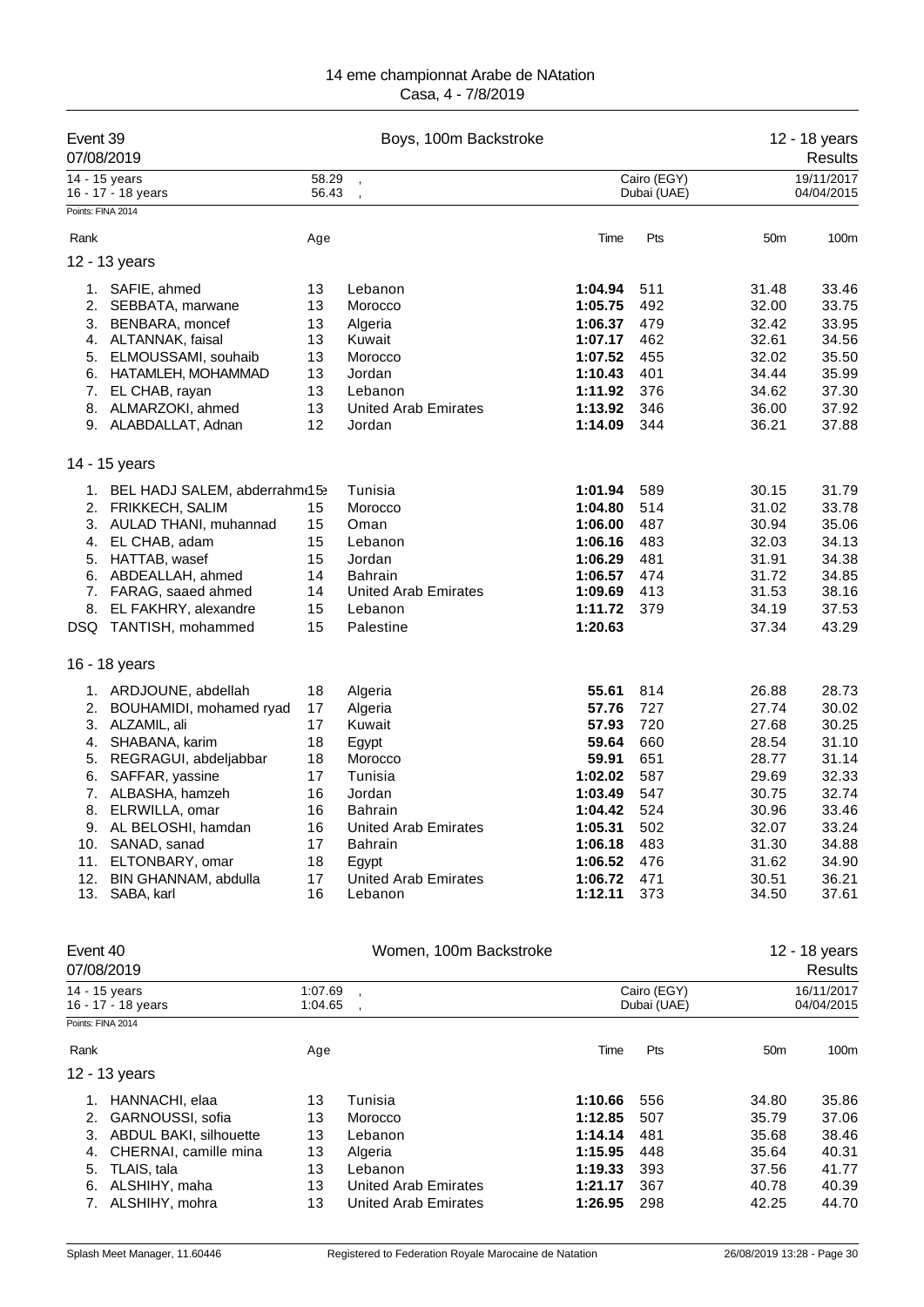# 14 eme championnat Arabe de NAtation

Casa, 4 - 7/8/2019

## Event 39 — Boys, 100m Backstroke — 12 - 18 years — Results

07/08/2019

| | | | |
|---|---|---|---|
| 14 - 15 years | 58.29 , | Cairo (EGY) | 19/11/2017 |
| 16 - 17 - 18 years | 56.43 , | Dubai (UAE) | 04/04/2015 |

Points: FINA 2014

| Rank | | Age | | Time | Pts | 50m | 100m |
|---|---|---|---|---|---|---|---|
| **12 - 13 years** | | | | | | | |
| 1. | SAFIE, ahmed | 13 | Lebanon | **1:04.94** | 511 | 31.48 | 33.46 |
| 2. | SEBBATA, marwane | 13 | Morocco | **1:05.75** | 492 | 32.00 | 33.75 |
| 3. | BENBARA, moncef | 13 | Algeria | **1:06.37** | 479 | 32.42 | 33.95 |
| 4. | ALTANNAK, faisal | 13 | Kuwait | **1:07.17** | 462 | 32.61 | 34.56 |
| 5. | ELMOUSSAMI, souhaib | 13 | Morocco | **1:07.52** | 455 | 32.02 | 35.50 |
| 6. | HATAMLEH, MOHAMMAD | 13 | Jordan | **1:10.43** | 401 | 34.44 | 35.99 |
| 7. | EL CHAB, rayan | 13 | Lebanon | **1:11.92** | 376 | 34.62 | 37.30 |
| 8. | ALMARZOKI, ahmed | 13 | United Arab Emirates | **1:13.92** | 346 | 36.00 | 37.92 |
| 9. | ALABDALLAT, Adnan | 12 | Jordan | **1:14.09** | 344 | 36.21 | 37.88 |
| **14 - 15 years** | | | | | | | |
| 1. | BEL HADJ SALEM, abderrahm | 15 | Tunisia | **1:01.94** | 589 | 30.15 | 31.79 |
| 2. | FRIKKECH, SALIM | 15 | Morocco | **1:04.80** | 514 | 31.02 | 33.78 |
| 3. | AULAD THANI, muhannad | 15 | Oman | **1:06.00** | 487 | 30.94 | 35.06 |
| 4. | EL CHAB, adam | 15 | Lebanon | **1:06.16** | 483 | 32.03 | 34.13 |
| 5. | HATTAB, wasef | 15 | Jordan | **1:06.29** | 481 | 31.91 | 34.38 |
| 6. | ABDEALLAH, ahmed | 14 | Bahrain | **1:06.57** | 474 | 31.72 | 34.85 |
| 7. | FARAG, saaed ahmed | 14 | United Arab Emirates | **1:09.69** | 413 | 31.53 | 38.16 |
| 8. | EL FAKHRY, alexandre | 15 | Lebanon | **1:11.72** | 379 | 34.19 | 37.53 |
| DSQ | TANTISH, mohammed | 15 | Palestine | **1:20.63** | | 37.34 | 43.29 |
| **16 - 18 years** | | | | | | | |
| 1. | ARDJOUNE, abdellah | 18 | Algeria | **55.61** | 814 | 26.88 | 28.73 |
| 2. | BOUHAMIDI, mohamed ryad | 17 | Algeria | **57.76** | 727 | 27.74 | 30.02 |
| 3. | ALZAMIL, ali | 17 | Kuwait | **57.93** | 720 | 27.68 | 30.25 |
| 4. | SHABANA, karim | 18 | Egypt | **59.64** | 660 | 28.54 | 31.10 |
| 5. | REGRAGUI, abdeljabbar | 18 | Morocco | **59.91** | 651 | 28.77 | 31.14 |
| 6. | SAFFAR, yassine | 17 | Tunisia | **1:02.02** | 587 | 29.69 | 32.33 |
| 7. | ALBASHA, hamzeh | 16 | Jordan | **1:03.49** | 547 | 30.75 | 32.74 |
| 8. | ELRWILLA, omar | 16 | Bahrain | **1:04.42** | 524 | 30.96 | 33.46 |
| 9. | AL BELOSHI, hamdan | 16 | United Arab Emirates | **1:05.31** | 502 | 32.07 | 33.24 |
| 10. | SANAD, sanad | 17 | Bahrain | **1:06.18** | 483 | 31.30 | 34.88 |
| 11. | ELTONBARY, omar | 18 | Egypt | **1:06.52** | 476 | 31.62 | 34.90 |
| 12. | BIN GHANNAM, abdulla | 17 | United Arab Emirates | **1:06.72** | 471 | 30.51 | 36.21 |
| 13. | SABA, karl | 16 | Lebanon | **1:12.11** | 373 | 34.50 | 37.61 |

## Event 40 — Women, 100m Backstroke — 12 - 18 years — Results

07/08/2019

| | | | |
|---|---|---|---|
| 14 - 15 years | 1:07.69 , | Cairo (EGY) | 16/11/2017 |
| 16 - 17 - 18 years | 1:04.65 , | Dubai (UAE) | 04/04/2015 |

Points: FINA 2014

| Rank | | Age | | Time | Pts | 50m | 100m |
|---|---|---|---|---|---|---|---|
| **12 - 13 years** | | | | | | | |
| 1. | HANNACHI, elaa | 13 | Tunisia | **1:10.66** | 556 | 34.80 | 35.86 |
| 2. | GARNOUSSI, sofia | 13 | Morocco | **1:12.85** | 507 | 35.79 | 37.06 |
| 3. | ABDUL BAKI, silhouette | 13 | Lebanon | **1:14.14** | 481 | 35.68 | 38.46 |
| 4. | CHERNAI, camille mina | 13 | Algeria | **1:15.95** | 448 | 35.64 | 40.31 |
| 5. | TLAIS, tala | 13 | Lebanon | **1:19.33** | 393 | 37.56 | 41.77 |
| 6. | ALSHIHY, maha | 13 | United Arab Emirates | **1:21.17** | 367 | 40.78 | 40.39 |
| 7. | ALSHIHY, mohra | 13 | United Arab Emirates | **1:26.95** | 298 | 42.25 | 44.70 |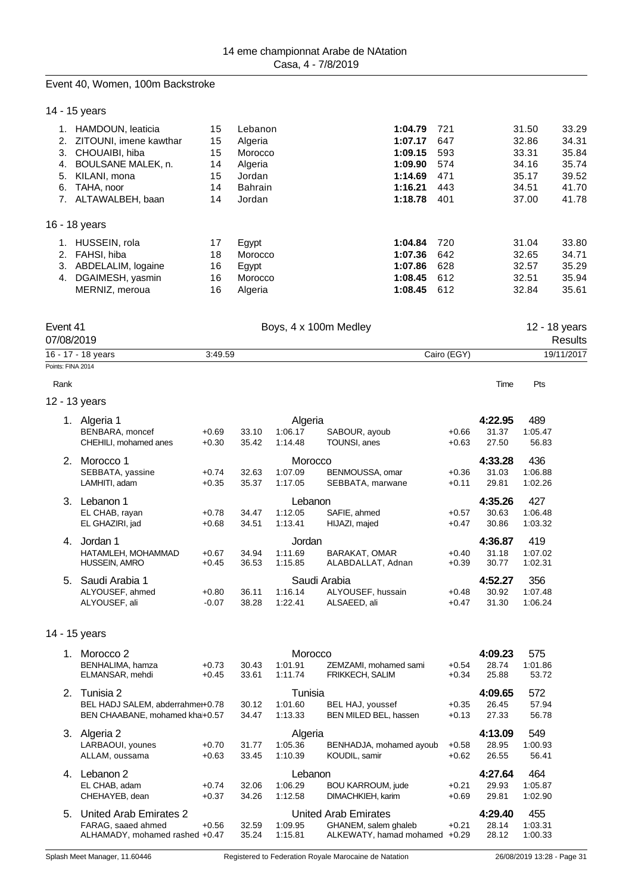## Event 40, Women, 100m Backstroke

### 14 - 15 years

| Rank | Name | Age | Team | Time | Pts | 50m | 100m |
|---|---|---|---|---|---|---|---|
| 1. | HAMDOUN, leaticia | 15 | Lebanon | **1:04.79** | 721 | 31.50 | 33.29 |
| 2. | ZITOUNI, imene kawthar | 15 | Algeria | **1:07.17** | 647 | 32.86 | 34.31 |
| 3. | CHOUAIBI, hiba | 15 | Morocco | **1:09.15** | 593 | 33.31 | 35.84 |
| 4. | BOULSANE MALEK, n. | 14 | Algeria | **1:09.90** | 574 | 34.16 | 35.74 |
| 5. | KILANI, mona | 15 | Jordan | **1:14.69** | 471 | 35.17 | 39.52 |
| 6. | TAHA, noor | 14 | Bahrain | **1:16.21** | 443 | 34.51 | 41.70 |
| 7. | ALTAWALBEH, baan | 14 | Jordan | **1:18.78** | 401 | 37.00 | 41.78 |

### 16 - 18 years

| Rank | Name | Age | Team | Time | Pts | 50m | 100m |
|---|---|---|---|---|---|---|---|
| 1. | HUSSEIN, rola | 17 | Egypt | **1:04.84** | 720 | 31.04 | 33.80 |
| 2. | FAHSI, hiba | 18 | Morocco | **1:07.36** | 642 | 32.65 | 34.71 |
| 3. | ABDELALIM, logaine | 16 | Egypt | **1:07.86** | 628 | 32.57 | 35.29 |
| 4. | DGAIMESH, yasmin | 16 | Morocco | **1:08.45** | 612 | 32.51 | 35.94 |
| | MERNIZ, meroua | 16 | Algeria | **1:08.45** | 612 | 32.84 | 35.61 |

## Event 41 — Boys, 4 x 100m Medley — 12 - 18 years

07/08/2019 — Results

16 - 17 - 18 years — 3:49.59 — Cairo (EGY) — 19/11/2017

Points: FINA 2014

### 12 - 13 years

| Rank | Team / Swimmer | RT | 50m | 100m | Swimmer | RT | 50m | 100m / Pts |
|---|---|---|---|---|---|---|---|---|
| 1. | **Algeria 1** | | | Algeria | | | **4:22.95** | 489 |
| | BENBARA, moncef | +0.69 | 33.10 | 1:06.17 | SABOUR, ayoub | +0.66 | 31.37 | 1:05.47 |
| | CHEHILI, mohamed anes | +0.30 | 35.42 | 1:14.48 | TOUNSI, anes | +0.63 | 27.50 | 56.83 |
| 2. | **Morocco 1** | | | Morocco | | | **4:33.28** | 436 |
| | SEBBATA, yassine | +0.74 | 32.63 | 1:07.09 | BENMOUSSA, omar | +0.36 | 31.03 | 1:06.88 |
| | LAMHITI, adam | +0.35 | 35.37 | 1:17.05 | SEBBATA, marwane | +0.11 | 29.81 | 1:02.26 |
| 3. | **Lebanon 1** | | | Lebanon | | | **4:35.26** | 427 |
| | EL CHAB, rayan | +0.78 | 34.47 | 1:12.05 | SAFIE, ahmed | +0.57 | 30.63 | 1:06.48 |
| | EL GHAZIRI, jad | +0.68 | 34.51 | 1:13.41 | HIJAZI, majed | +0.47 | 30.86 | 1:03.32 |
| 4. | **Jordan 1** | | | Jordan | | | **4:36.87** | 419 |
| | HATAMLEH, MOHAMMAD | +0.67 | 34.94 | 1:11.69 | BARAKAT, OMAR | +0.40 | 31.18 | 1:07.02 |
| | HUSSEIN, AMRO | +0.45 | 36.53 | 1:15.85 | ALABDALLAT, Adnan | +0.39 | 30.77 | 1:02.31 |
| 5. | **Saudi Arabia 1** | | | Saudi Arabia | | | **4:52.27** | 356 |
| | ALYOUSEF, ahmed | +0.80 | 36.11 | 1:16.14 | ALYOUSEF, hussain | +0.48 | 30.92 | 1:07.48 |
| | ALYOUSEF, ali | -0.07 | 38.28 | 1:22.41 | ALSAEED, ali | +0.47 | 31.30 | 1:06.24 |

### 14 - 15 years

| Rank | Team / Swimmer | RT | 50m | 100m | Swimmer | RT | 50m | 100m / Pts |
|---|---|---|---|---|---|---|---|---|
| 1. | **Morocco 2** | | | Morocco | | | **4:09.23** | 575 |
| | BENHALIMA, hamza | +0.73 | 30.43 | 1:01.91 | ZEMZAMI, mohamed sami | +0.54 | 28.74 | 1:01.86 |
| | ELMANSAR, mehdi | +0.45 | 33.61 | 1:11.74 | FRIKKECH, SALIM | +0.34 | 25.88 | 53.72 |
| 2. | **Tunisia 2** | | | Tunisia | | | **4:09.65** | 572 |
| | BEL HADJ SALEM, abderrahmen | +0.78 | 30.12 | 1:01.60 | BEL HAJ, youssef | +0.35 | 26.45 | 57.94 |
| | BEN CHAABANE, mohamed kha | +0.57 | 34.47 | 1:13.33 | BEN MILED BEL, hassen | +0.13 | 27.33 | 56.78 |
| 3. | **Algeria 2** | | | Algeria | | | **4:13.09** | 549 |
| | LARBAOUI, younes | +0.70 | 31.77 | 1:05.36 | BENHADJA, mohamed ayoub | +0.58 | 28.95 | 1:00.93 |
| | ALLAM, oussama | +0.63 | 33.45 | 1:10.39 | KOUDIL, samir | +0.62 | 26.55 | 56.41 |
| 4. | **Lebanon 2** | | | Lebanon | | | **4:27.64** | 464 |
| | EL CHAB, adam | +0.74 | 32.06 | 1:06.29 | BOU KARROUM, jude | +0.21 | 29.93 | 1:05.87 |
| | CHEHAYEB, dean | +0.37 | 34.26 | 1:12.58 | DIMACHKIEH, karim | +0.69 | 29.81 | 1:02.90 |
| 5. | **United Arab Emirates 2** | | | United Arab Emirates | | | **4:29.40** | 455 |
| | FARAG, saaed ahmed | +0.56 | 32.59 | 1:09.95 | GHANEM, salem ghaleb | +0.21 | 28.14 | 1:03.31 |
| | ALHAMADY, mohamed rashed | +0.47 | 35.24 | 1:15.81 | ALKEWATY, hamad mohamed | +0.29 | 28.12 | 1:00.33 |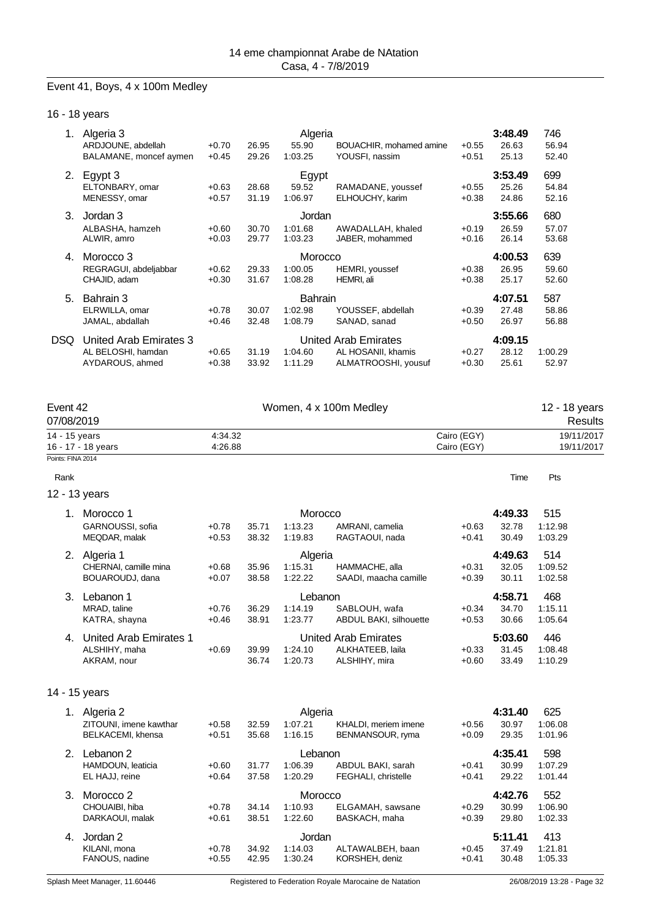Event 41, Boys, 4 x 100m Medley

16 - 18 years

| Rank | Team / Swimmer | RT | 50m | 100m | Swimmer | RT | 50m | Time | Pts |
|---|---|---|---|---|---|---|---|---|---|
| 1. | Algeria 3 | | | Algeria | | | | **3:48.49** | 746 |
| | ARDJOUNE, abdellah | +0.70 | 26.95 | 55.90 | BOUACHIR, mohamed amine | +0.55 | 26.63 | 56.94 | |
| | BALAMANE, moncef aymen | +0.45 | 29.26 | 1:03.25 | YOUSFI, nassim | +0.51 | 25.13 | 52.40 | |
| 2. | Egypt 3 | | | Egypt | | | | **3:53.49** | 699 |
| | ELTONBARY, omar | +0.63 | 28.68 | 59.52 | RAMADANE, youssef | +0.55 | 25.26 | 54.84 | |
| | MENESSY, omar | +0.57 | 31.19 | 1:06.97 | ELHOUCHY, karim | +0.38 | 24.86 | 52.16 | |
| 3. | Jordan 3 | | | Jordan | | | | **3:55.66** | 680 |
| | ALBASHA, hamzeh | +0.60 | 30.70 | 1:01.68 | AWADALLAH, khaled | +0.19 | 26.59 | 57.07 | |
| | ALWIR, amro | +0.03 | 29.77 | 1:03.23 | JABER, mohammed | +0.16 | 26.14 | 53.68 | |
| 4. | Morocco 3 | | | Morocco | | | | **4:00.53** | 639 |
| | REGRAGUI, abdeljabbar | +0.62 | 29.33 | 1:00.05 | HEMRI, youssef | +0.38 | 26.95 | 59.60 | |
| | CHAJID, adam | +0.30 | 31.67 | 1:08.28 | HEMRI, ali | +0.38 | 25.17 | 52.60 | |
| 5. | Bahrain 3 | | | Bahrain | | | | **4:07.51** | 587 |
| | ELRWILLA, omar | +0.78 | 30.07 | 1:02.98 | YOUSSEF, abdellah | +0.39 | 27.48 | 58.86 | |
| | JAMAL, abdallah | +0.46 | 32.48 | 1:08.79 | SANAD, sanad | +0.50 | 26.97 | 56.88 | |
| DSQ | United Arab Emirates 3 | | | United Arab Emirates | | | | **4:09.15** | |
| | AL BELOSHI, hamdan | +0.65 | 31.19 | 1:04.60 | AL HOSANII, khamis | +0.27 | 28.12 | 1:00.29 | |
| | AYDAROUS, ahmed | +0.38 | 33.92 | 1:11.29 | ALMATROOSHI, yousuf | +0.30 | 25.61 | 52.97 | |

Event 42 — Women, 4 x 100m Medley — 12 - 18 years

07/08/2019 — Results

| | | | |
|---|---|---|---|
| 14 - 15 years | 4:34.32 | Cairo (EGY) | 19/11/2017 |
| 16 - 17 - 18 years | 4:26.88 | Cairo (EGY) | 19/11/2017 |

Points: FINA 2014

12 - 13 years

| Rank | Team / Swimmer | RT | 50m | 100m | Swimmer | RT | 50m | Time | Pts |
|---|---|---|---|---|---|---|---|---|---|
| 1. | Morocco 1 | | | Morocco | | | | **4:49.33** | 515 |
| | GARNOUSSI, sofia | +0.78 | 35.71 | 1:13.23 | AMRANI, camelia | +0.63 | 32.78 | 1:12.98 | |
| | MEQDAR, malak | +0.53 | 38.32 | 1:19.83 | RAGTAOUI, nada | +0.41 | 30.49 | 1:03.29 | |
| 2. | Algeria 1 | | | Algeria | | | | **4:49.63** | 514 |
| | CHERNAI, camille mina | +0.68 | 35.96 | 1:15.31 | HAMMACHE, alla | +0.31 | 32.05 | 1:09.52 | |
| | BOUAROUDJ, dana | +0.07 | 38.58 | 1:22.22 | SAADI, maacha camille | +0.39 | 30.11 | 1:02.58 | |
| 3. | Lebanon 1 | | | Lebanon | | | | **4:58.71** | 468 |
| | MRAD, taline | +0.76 | 36.29 | 1:14.19 | SABLOUH, wafa | +0.34 | 34.70 | 1:15.11 | |
| | KATRA, shayna | +0.46 | 38.91 | 1:23.77 | ABDUL BAKI, silhouette | +0.53 | 30.66 | 1:05.64 | |
| 4. | United Arab Emirates 1 | | | United Arab Emirates | | | | **5:03.60** | 446 |
| | ALSHIHY, maha | +0.69 | 39.99 | 1:24.10 | ALKHATEEB, laila | +0.33 | 31.45 | 1:08.48 | |
| | AKRAM, nour | | 36.74 | 1:20.73 | ALSHIHY, mira | +0.60 | 33.49 | 1:10.29 | |

14 - 15 years

| Rank | Team / Swimmer | RT | 50m | 100m | Swimmer | RT | 50m | Time | Pts |
|---|---|---|---|---|---|---|---|---|---|
| 1. | Algeria 2 | | | Algeria | | | | **4:31.40** | 625 |
| | ZITOUNI, imene kawthar | +0.58 | 32.59 | 1:07.21 | KHALDI, meriem imene | +0.56 | 30.97 | 1:06.08 | |
| | BELKACEMI, khensa | +0.51 | 35.68 | 1:16.15 | BENMANSOUR, ryma | +0.09 | 29.35 | 1:01.96 | |
| 2. | Lebanon 2 | | | Lebanon | | | | **4:35.41** | 598 |
| | HAMDOUN, leaticia | +0.60 | 31.77 | 1:06.39 | ABDUL BAKI, sarah | +0.41 | 30.99 | 1:07.29 | |
| | EL HAJJ, reine | +0.64 | 37.58 | 1:20.29 | FEGHALI, christelle | +0.41 | 29.22 | 1:01.44 | |
| 3. | Morocco 2 | | | Morocco | | | | **4:42.76** | 552 |
| | CHOUAIBI, hiba | +0.78 | 34.14 | 1:10.93 | ELGAMAH, sawsane | +0.29 | 30.99 | 1:06.90 | |
| | DARKAOUI, malak | +0.61 | 38.51 | 1:22.60 | BASKACH, maha | +0.39 | 29.80 | 1:02.33 | |
| 4. | Jordan 2 | | | Jordan | | | | **5:11.41** | 413 |
| | KILANI, mona | +0.78 | 34.92 | 1:14.03 | ALTAWALBEH, baan | +0.45 | 37.49 | 1:21.81 | |
| | FANOUS, nadine | +0.55 | 42.95 | 1:30.24 | KORSHEH, deniz | +0.41 | 30.48 | 1:05.33 | |